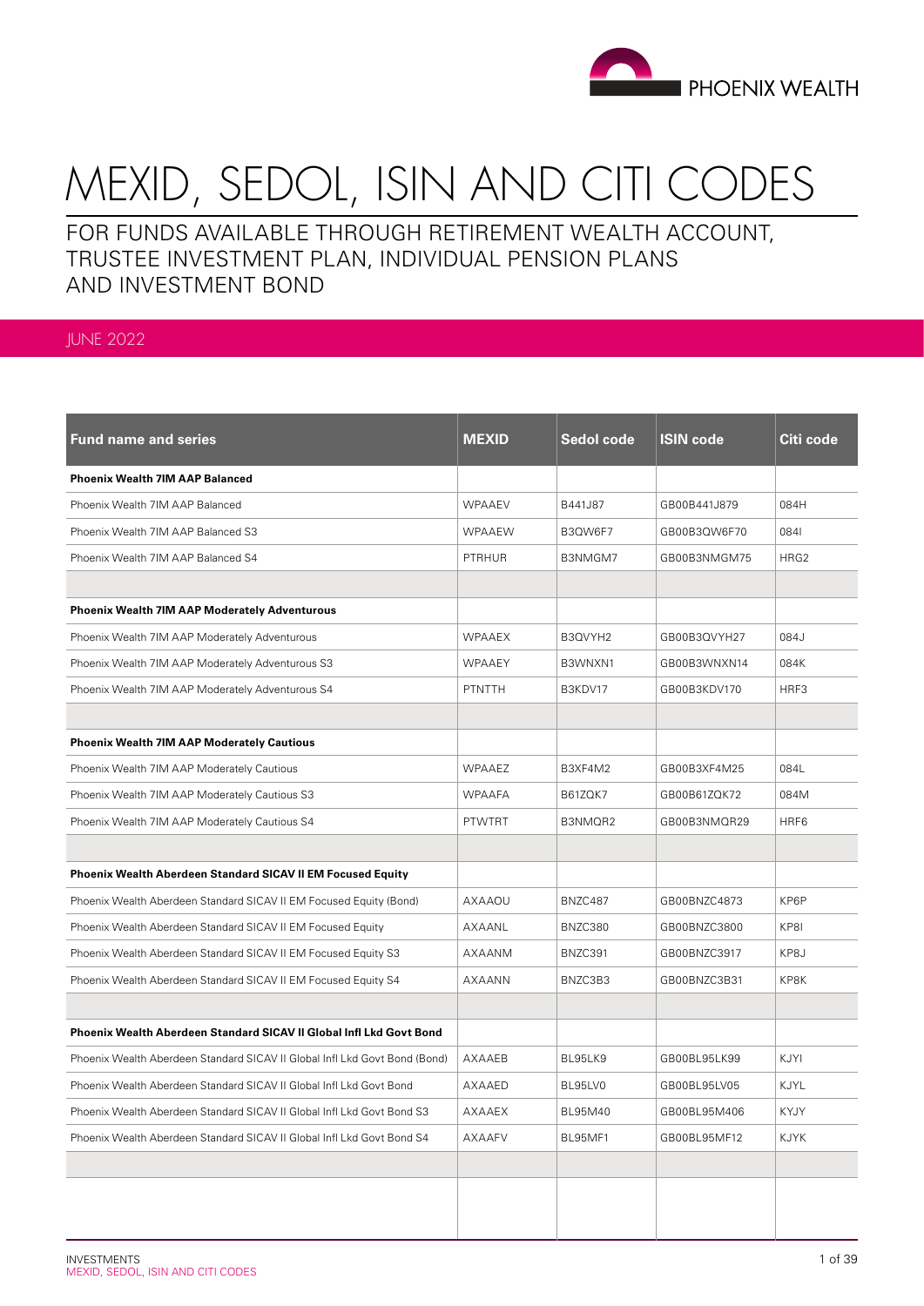# MEXID, SEDOL, ISIN AND CITI CODES

## FOR FUNDS AVAILABLE THROUGH RETIREMENT WEALTH ACCOUNT, TRUSTEE INVESTMENT PLAN, INDIVIDUAL PENSION PLANS AND INVESTMENT BOND

JUNE 2022

| Fund name and series | MEXID | Sedol code | ISIN code | Citi code |
|---|---|---|---|---|
| **Phoenix Wealth 7IM AAP Balanced** | | | | |
| Phoenix Wealth 7IM AAP Balanced | WPAAEV | B441J87 | GB00B441J879 | 084H |
| Phoenix Wealth 7IM AAP Balanced S3 | WPAAEW | B3QW6F7 | GB00B3QW6F70 | 084I |
| Phoenix Wealth 7IM AAP Balanced S4 | PTRHUR | B3NMGM7 | GB00B3NMGM75 | HRG2 |
| | | | | |
| **Phoenix Wealth 7IM AAP Moderately Adventurous** | | | | |
| Phoenix Wealth 7IM AAP Moderately Adventurous | WPAAEX | B3QVYH2 | GB00B3QVYH27 | 084J |
| Phoenix Wealth 7IM AAP Moderately Adventurous S3 | WPAAEY | B3WNXN1 | GB00B3WNXN14 | 084K |
| Phoenix Wealth 7IM AAP Moderately Adventurous S4 | PTNTTH | B3KDV17 | GB00B3KDV170 | HRF3 |
| | | | | |
| **Phoenix Wealth 7IM AAP Moderately Cautious** | | | | |
| Phoenix Wealth 7IM AAP Moderately Cautious | WPAAEZ | B3XF4M2 | GB00B3XF4M25 | 084L |
| Phoenix Wealth 7IM AAP Moderately Cautious S3 | WPAAFA | B61ZQK7 | GB00B61ZQK72 | 084M |
| Phoenix Wealth 7IM AAP Moderately Cautious S4 | PTWTRT | B3NMQR2 | GB00B3NMQR29 | HRF6 |
| | | | | |
| **Phoenix Wealth Aberdeen Standard SICAV II EM Focused Equity** | | | | |
| Phoenix Wealth Aberdeen Standard SICAV II EM Focused Equity (Bond) | AXAAOU | BNZC487 | GB00BNZC4873 | KP6P |
| Phoenix Wealth Aberdeen Standard SICAV II EM Focused Equity | AXAANL | BNZC380 | GB00BNZC3800 | KP8I |
| Phoenix Wealth Aberdeen Standard SICAV II EM Focused Equity S3 | AXAANM | BNZC391 | GB00BNZC3917 | KP8J |
| Phoenix Wealth Aberdeen Standard SICAV II EM Focused Equity S4 | AXAANN | BNZC3B3 | GB00BNZC3B31 | KP8K |
| | | | | |
| **Phoenix Wealth Aberdeen Standard SICAV II Global Infl Lkd Govt Bond** | | | | |
| Phoenix Wealth Aberdeen Standard SICAV II Global Infl Lkd Govt Bond (Bond) | AXAAEB | BL95LK9 | GB00BL95LK99 | KJYI |
| Phoenix Wealth Aberdeen Standard SICAV II Global Infl Lkd Govt Bond | AXAAED | BL95LV0 | GB00BL95LV05 | KJYL |
| Phoenix Wealth Aberdeen Standard SICAV II Global Infl Lkd Govt Bond S3 | AXAAEX | BL95M40 | GB00BL95M406 | KYJY |
| Phoenix Wealth Aberdeen Standard SICAV II Global Infl Lkd Govt Bond S4 | AXAAFV | BL95MF1 | GB00BL95MF12 | KJYK |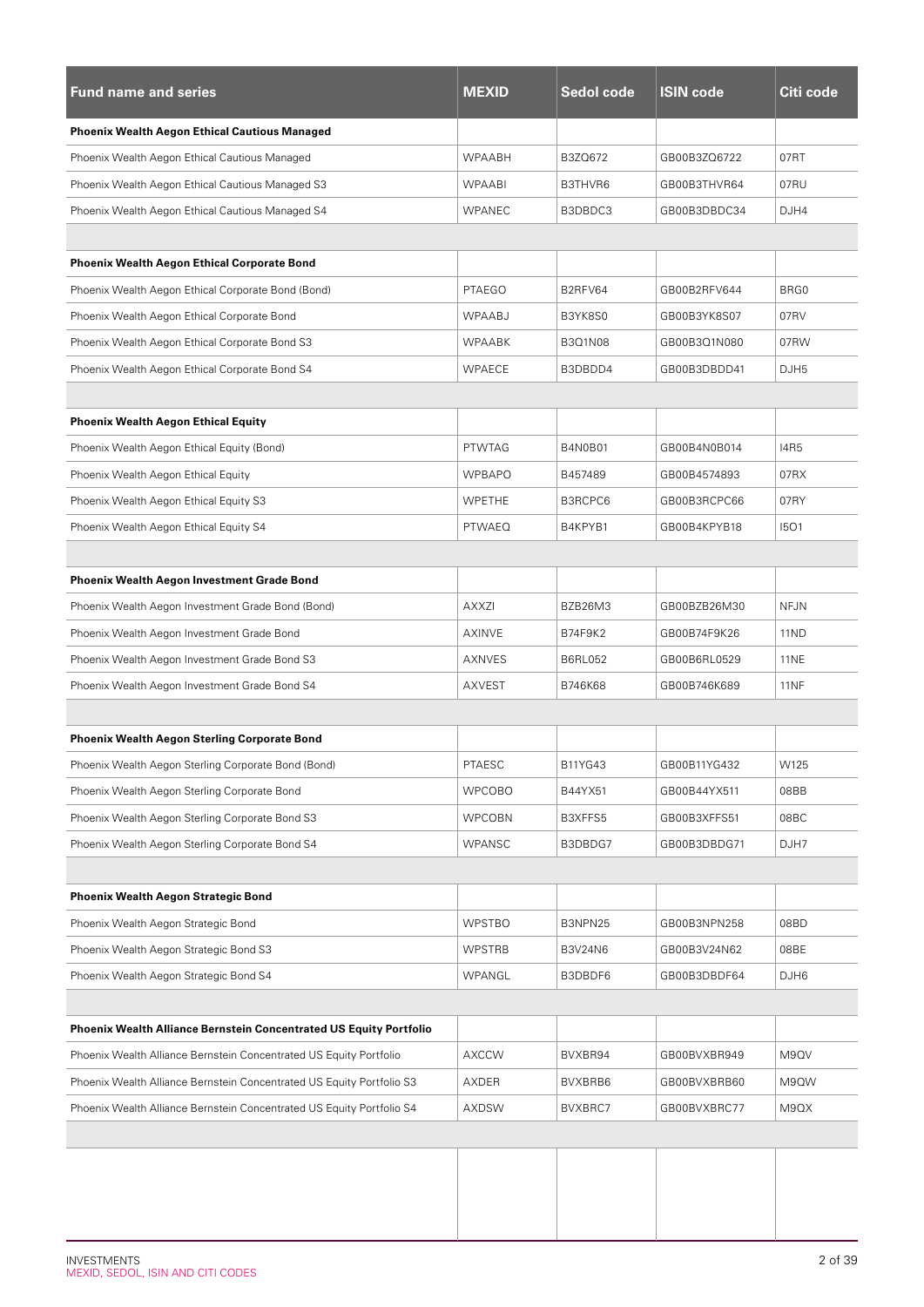| Fund name and series | MEXID | Sedol code | ISIN code | Citi code |
|---|---|---|---|---|
| **Phoenix Wealth Aegon Ethical Cautious Managed** | | | | |
| Phoenix Wealth Aegon Ethical Cautious Managed | WPAABH | B3ZQ672 | GB00B3ZQ6722 | 07RT |
| Phoenix Wealth Aegon Ethical Cautious Managed S3 | WPAABI | B3THVR6 | GB00B3THVR64 | 07RU |
| Phoenix Wealth Aegon Ethical Cautious Managed S4 | WPANEC | B3DBDC3 | GB00B3DBDC34 | DJH4 |
| | | | | |
| **Phoenix Wealth Aegon Ethical Corporate Bond** | | | | |
| Phoenix Wealth Aegon Ethical Corporate Bond (Bond) | PTAEGO | B2RFV64 | GB00B2RFV644 | BRG0 |
| Phoenix Wealth Aegon Ethical Corporate Bond | WPAABJ | B3YK8S0 | GB00B3YK8S07 | 07RV |
| Phoenix Wealth Aegon Ethical Corporate Bond S3 | WPAABK | B3Q1N08 | GB00B3Q1N080 | 07RW |
| Phoenix Wealth Aegon Ethical Corporate Bond S4 | WPAECE | B3DBDD4 | GB00B3DBDD41 | DJH5 |
| | | | | |
| **Phoenix Wealth Aegon Ethical Equity** | | | | |
| Phoenix Wealth Aegon Ethical Equity (Bond) | PTWTAG | B4N0B01 | GB00B4N0B014 | I4R5 |
| Phoenix Wealth Aegon Ethical Equity | WPBAPO | B457489 | GB00B4574893 | 07RX |
| Phoenix Wealth Aegon Ethical Equity S3 | WPETHE | B3RCPC6 | GB00B3RCPC66 | 07RY |
| Phoenix Wealth Aegon Ethical Equity S4 | PTWAEQ | B4KPYB1 | GB00B4KPYB18 | I5O1 |
| | | | | |
| **Phoenix Wealth Aegon Investment Grade Bond** | | | | |
| Phoenix Wealth Aegon Investment Grade Bond (Bond) | AXXZI | BZB26M3 | GB00BZB26M30 | NFJN |
| Phoenix Wealth Aegon Investment Grade Bond | AXINVE | B74F9K2 | GB00B74F9K26 | 11ND |
| Phoenix Wealth Aegon Investment Grade Bond S3 | AXNVES | B6RL052 | GB00B6RL0529 | 11NE |
| Phoenix Wealth Aegon Investment Grade Bond S4 | AXVEST | B746K68 | GB00B746K689 | 11NF |
| | | | | |
| **Phoenix Wealth Aegon Sterling Corporate Bond** | | | | |
| Phoenix Wealth Aegon Sterling Corporate Bond (Bond) | PTAESC | B11YG43 | GB00B11YG432 | W125 |
| Phoenix Wealth Aegon Sterling Corporate Bond | WPCOBO | B44YX51 | GB00B44YX511 | 08BB |
| Phoenix Wealth Aegon Sterling Corporate Bond S3 | WPCOBN | B3XFFS5 | GB00B3XFFS51 | 08BC |
| Phoenix Wealth Aegon Sterling Corporate Bond S4 | WPANSC | B3DBDG7 | GB00B3DBDG71 | DJH7 |
| | | | | |
| **Phoenix Wealth Aegon Strategic Bond** | | | | |
| Phoenix Wealth Aegon Strategic Bond | WPSTBO | B3NPN25 | GB00B3NPN258 | 08BD |
| Phoenix Wealth Aegon Strategic Bond S3 | WPSTRB | B3V24N6 | GB00B3V24N62 | 08BE |
| Phoenix Wealth Aegon Strategic Bond S4 | WPANGL | B3DBDF6 | GB00B3DBDF64 | DJH6 |
| | | | | |
| **Phoenix Wealth Alliance Bernstein Concentrated US Equity Portfolio** | | | | |
| Phoenix Wealth Alliance Bernstein Concentrated US Equity Portfolio | AXCCW | BVXBR94 | GB00BVXBR949 | M9QV |
| Phoenix Wealth Alliance Bernstein Concentrated US Equity Portfolio S3 | AXDER | BVXBRB6 | GB00BVXBRB60 | M9QW |
| Phoenix Wealth Alliance Bernstein Concentrated US Equity Portfolio S4 | AXDSW | BVXBRC7 | GB00BVXBRC77 | M9QX |

INVESTMENTS
MEXID, SEDOL, ISIN AND CITI CODES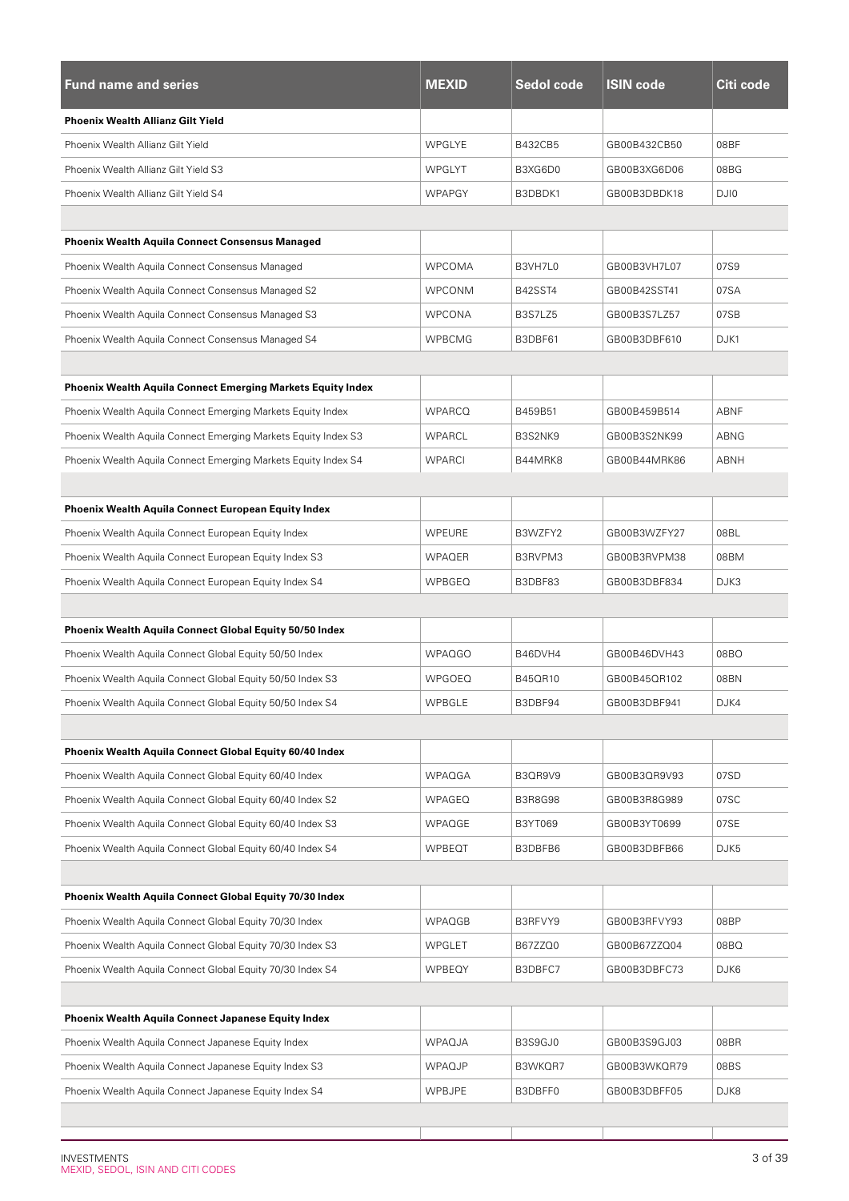| Fund name and series | MEXID | Sedol code | ISIN code | Citi code |
|---|---|---|---|---|
| **Phoenix Wealth Allianz Gilt Yield** | | | | |
| Phoenix Wealth Allianz Gilt Yield | WPGLYE | B432CB5 | GB00B432CB50 | 08BF |
| Phoenix Wealth Allianz Gilt Yield S3 | WPGLYT | B3XG6D0 | GB00B3XG6D06 | 08BG |
| Phoenix Wealth Allianz Gilt Yield S4 | WPAPGY | B3DBDK1 | GB00B3DBDK18 | DJI0 |
| | | | | |
| **Phoenix Wealth Aquila Connect Consensus Managed** | | | | |
| Phoenix Wealth Aquila Connect Consensus Managed | WPCOMA | B3VH7L0 | GB00B3VH7L07 | 07S9 |
| Phoenix Wealth Aquila Connect Consensus Managed S2 | WPCONM | B42SST4 | GB00B42SST41 | 07SA |
| Phoenix Wealth Aquila Connect Consensus Managed S3 | WPCONA | B3S7LZ5 | GB00B3S7LZ57 | 07SB |
| Phoenix Wealth Aquila Connect Consensus Managed S4 | WPBCMG | B3DBF61 | GB00B3DBF610 | DJK1 |
| | | | | |
| **Phoenix Wealth Aquila Connect Emerging Markets Equity Index** | | | | |
| Phoenix Wealth Aquila Connect Emerging Markets Equity Index | WPARCQ | B459B51 | GB00B459B514 | ABNF |
| Phoenix Wealth Aquila Connect Emerging Markets Equity Index S3 | WPARCL | B3S2NK9 | GB00B3S2NK99 | ABNG |
| Phoenix Wealth Aquila Connect Emerging Markets Equity Index S4 | WPARCI | B44MRK8 | GB00B44MRK86 | ABNH |
| | | | | |
| **Phoenix Wealth Aquila Connect European Equity Index** | | | | |
| Phoenix Wealth Aquila Connect European Equity Index | WPEURE | B3WZFY2 | GB00B3WZFY27 | 08BL |
| Phoenix Wealth Aquila Connect European Equity Index S3 | WPAQER | B3RVPM3 | GB00B3RVPM38 | 08BM |
| Phoenix Wealth Aquila Connect European Equity Index S4 | WPBGEQ | B3DBF83 | GB00B3DBF834 | DJK3 |
| | | | | |
| **Phoenix Wealth Aquila Connect Global Equity 50/50 Index** | | | | |
| Phoenix Wealth Aquila Connect Global Equity 50/50 Index | WPAQGO | B46DVH4 | GB00B46DVH43 | 08BO |
| Phoenix Wealth Aquila Connect Global Equity 50/50 Index S3 | WPGOEQ | B45QR10 | GB00B45QR102 | 08BN |
| Phoenix Wealth Aquila Connect Global Equity 50/50 Index S4 | WPBGLE | B3DBF94 | GB00B3DBF941 | DJK4 |
| | | | | |
| **Phoenix Wealth Aquila Connect Global Equity 60/40 Index** | | | | |
| Phoenix Wealth Aquila Connect Global Equity 60/40 Index | WPAQGA | B3QR9V9 | GB00B3QR9V93 | 07SD |
| Phoenix Wealth Aquila Connect Global Equity 60/40 Index S2 | WPAGEQ | B3R8G98 | GB00B3R8G989 | 07SC |
| Phoenix Wealth Aquila Connect Global Equity 60/40 Index S3 | WPAQGE | B3YT069 | GB00B3YT0699 | 07SE |
| Phoenix Wealth Aquila Connect Global Equity 60/40 Index S4 | WPBEQT | B3DBFB6 | GB00B3DBFB66 | DJK5 |
| | | | | |
| **Phoenix Wealth Aquila Connect Global Equity 70/30 Index** | | | | |
| Phoenix Wealth Aquila Connect Global Equity 70/30 Index | WPAQGB | B3RFVY9 | GB00B3RFVY93 | 08BP |
| Phoenix Wealth Aquila Connect Global Equity 70/30 Index S3 | WPGLET | B67ZZQ0 | GB00B67ZZQ04 | 08BQ |
| Phoenix Wealth Aquila Connect Global Equity 70/30 Index S4 | WPBEQY | B3DBFC7 | GB00B3DBFC73 | DJK6 |
| | | | | |
| **Phoenix Wealth Aquila Connect Japanese Equity Index** | | | | |
| Phoenix Wealth Aquila Connect Japanese Equity Index | WPAQJA | B3S9GJ0 | GB00B3S9GJ03 | 08BR |
| Phoenix Wealth Aquila Connect Japanese Equity Index S3 | WPAQJP | B3WKQR7 | GB00B3WKQR79 | 08BS |
| Phoenix Wealth Aquila Connect Japanese Equity Index S4 | WPBJPE | B3DBFF0 | GB00B3DBFF05 | DJK8 |

INVESTMENTS
MEXID, SEDOL, ISIN AND CITI CODES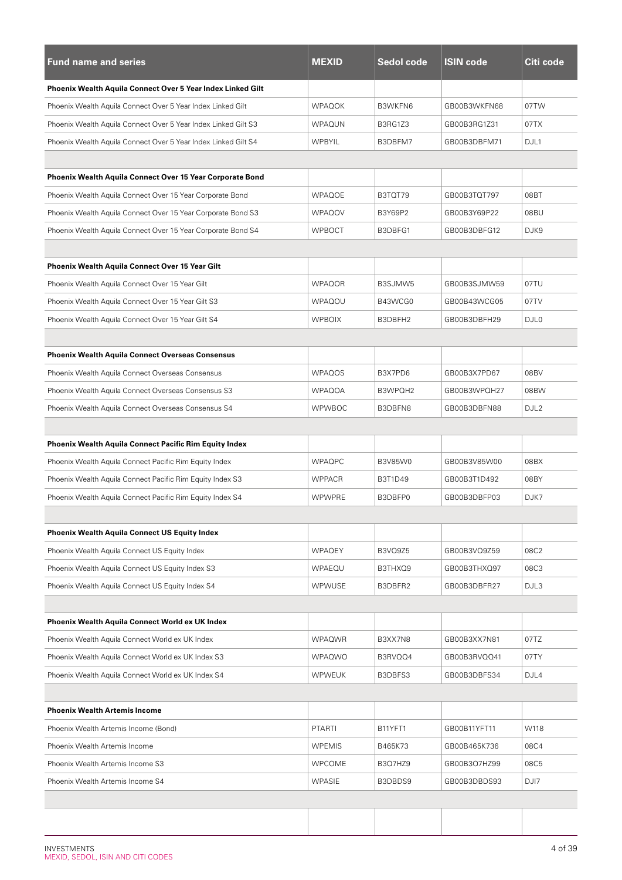| Fund name and series | MEXID | Sedol code | ISIN code | Citi code |
|---|---|---|---|---|
| **Phoenix Wealth Aquila Connect Over 5 Year Index Linked Gilt** | | | | |
| Phoenix Wealth Aquila Connect Over 5 Year Index Linked Gilt | WPAQOK | B3WKFN6 | GB00B3WKFN68 | 07TW |
| Phoenix Wealth Aquila Connect Over 5 Year Index Linked Gilt S3 | WPAQUN | B3RG1Z3 | GB00B3RG1Z31 | 07TX |
| Phoenix Wealth Aquila Connect Over 5 Year Index Linked Gilt S4 | WPBYIL | B3DBFM7 | GB00B3DBFM71 | DJL1 |
| | | | | |
| **Phoenix Wealth Aquila Connect Over 15 Year Corporate Bond** | | | | |
| Phoenix Wealth Aquila Connect Over 15 Year Corporate Bond | WPAQOE | B3TQT79 | GB00B3TQT797 | 08BT |
| Phoenix Wealth Aquila Connect Over 15 Year Corporate Bond S3 | WPAQOV | B3Y69P2 | GB00B3Y69P22 | 08BU |
| Phoenix Wealth Aquila Connect Over 15 Year Corporate Bond S4 | WPBOCT | B3DBFG1 | GB00B3DBFG12 | DJK9 |
| | | | | |
| **Phoenix Wealth Aquila Connect Over 15 Year Gilt** | | | | |
| Phoenix Wealth Aquila Connect Over 15 Year Gilt | WPAQOR | B3SJMW5 | GB00B3SJMW59 | 07TU |
| Phoenix Wealth Aquila Connect Over 15 Year Gilt S3 | WPAQOU | B43WCG0 | GB00B43WCG05 | 07TV |
| Phoenix Wealth Aquila Connect Over 15 Year Gilt S4 | WPBOIX | B3DBFH2 | GB00B3DBFH29 | DJL0 |
| | | | | |
| **Phoenix Wealth Aquila Connect Overseas Consensus** | | | | |
| Phoenix Wealth Aquila Connect Overseas Consensus | WPAQOS | B3X7PD6 | GB00B3X7PD67 | 08BV |
| Phoenix Wealth Aquila Connect Overseas Consensus S3 | WPAQOA | B3WPQH2 | GB00B3WPQH27 | 08BW |
| Phoenix Wealth Aquila Connect Overseas Consensus S4 | WPWBOC | B3DBFN8 | GB00B3DBFN88 | DJL2 |
| | | | | |
| **Phoenix Wealth Aquila Connect Pacific Rim Equity Index** | | | | |
| Phoenix Wealth Aquila Connect Pacific Rim Equity Index | WPAQPC | B3V85W0 | GB00B3V85W00 | 08BX |
| Phoenix Wealth Aquila Connect Pacific Rim Equity Index S3 | WPPACR | B3T1D49 | GB00B3T1D492 | 08BY |
| Phoenix Wealth Aquila Connect Pacific Rim Equity Index S4 | WPWPRE | B3DBFP0 | GB00B3DBFP03 | DJK7 |
| | | | | |
| **Phoenix Wealth Aquila Connect US Equity Index** | | | | |
| Phoenix Wealth Aquila Connect US Equity Index | WPAQEY | B3VQ9Z5 | GB00B3VQ9Z59 | 08C2 |
| Phoenix Wealth Aquila Connect US Equity Index S3 | WPAEQU | B3THXQ9 | GB00B3THXQ97 | 08C3 |
| Phoenix Wealth Aquila Connect US Equity Index S4 | WPWUSE | B3DBFR2 | GB00B3DBFR27 | DJL3 |
| | | | | |
| **Phoenix Wealth Aquila Connect World ex UK Index** | | | | |
| Phoenix Wealth Aquila Connect World ex UK Index | WPAQWR | B3XX7N8 | GB00B3XX7N81 | 07TZ |
| Phoenix Wealth Aquila Connect World ex UK Index S3 | WPAQWO | B3RVQQ4 | GB00B3RVQQ41 | 07TY |
| Phoenix Wealth Aquila Connect World ex UK Index S4 | WPWEUK | B3DBFS3 | GB00B3DBFS34 | DJL4 |
| | | | | |
| **Phoenix Wealth Artemis Income** | | | | |
| Phoenix Wealth Artemis Income (Bond) | PTARTI | B11YFT1 | GB00B11YFT11 | W118 |
| Phoenix Wealth Artemis Income | WPEMIS | B465K73 | GB00B465K736 | 08C4 |
| Phoenix Wealth Artemis Income S3 | WPCOME | B3Q7HZ9 | GB00B3Q7HZ99 | 08C5 |
| Phoenix Wealth Artemis Income S4 | WPASIE | B3DBDS9 | GB00B3DBDS93 | DJI7 |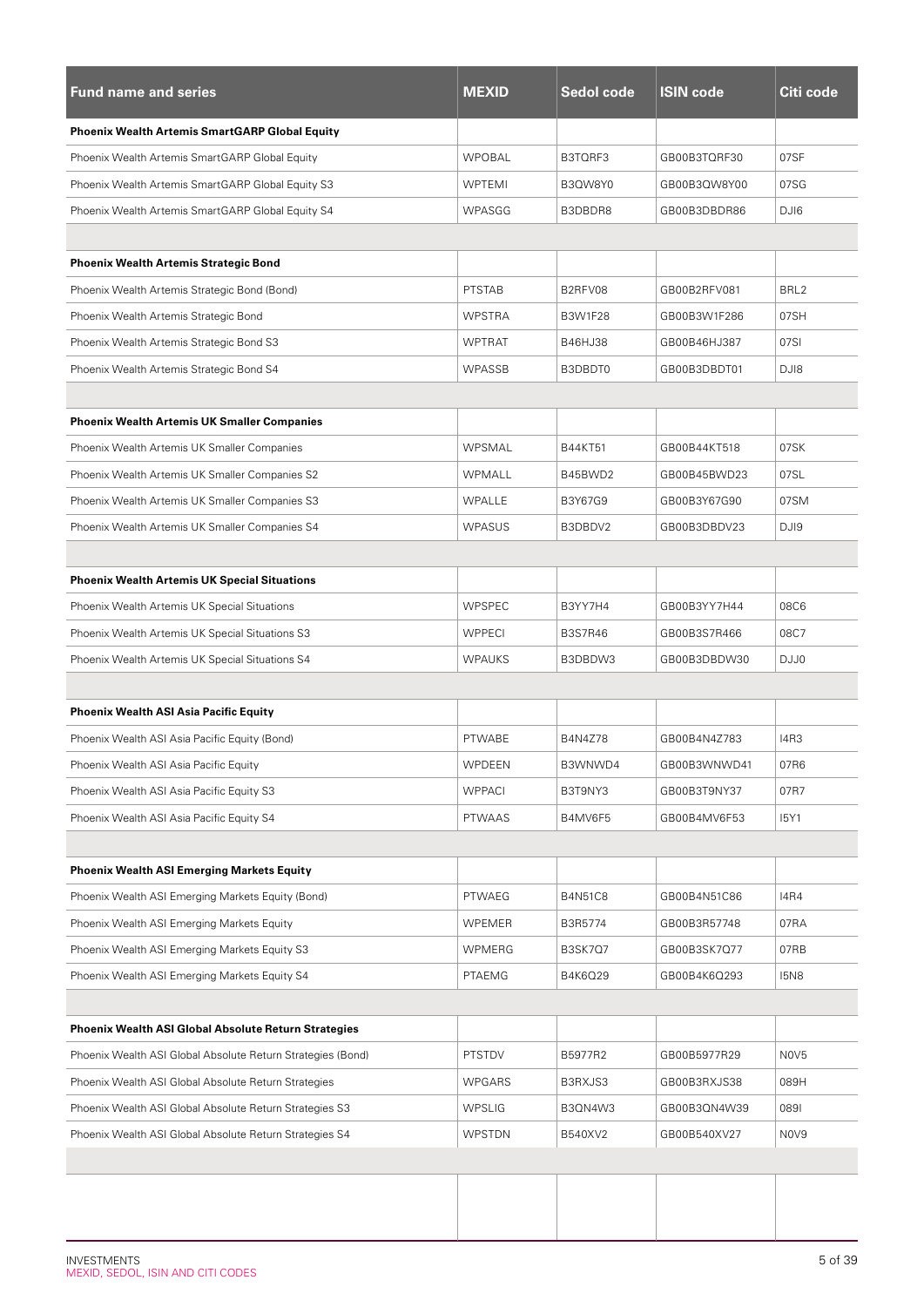| Fund name and series | MEXID | Sedol code | ISIN code | Citi code |
|---|---|---|---|---|
| **Phoenix Wealth Artemis SmartGARP Global Equity** | | | | |
| Phoenix Wealth Artemis SmartGARP Global Equity | WPOBAL | B3TQRF3 | GB00B3TQRF30 | 07SF |
| Phoenix Wealth Artemis SmartGARP Global Equity S3 | WPTEMI | B3QW8Y0 | GB00B3QW8Y00 | 07SG |
| Phoenix Wealth Artemis SmartGARP Global Equity S4 | WPASGG | B3DBDR8 | GB00B3DBDR86 | DJI6 |
| | | | | |
| **Phoenix Wealth Artemis Strategic Bond** | | | | |
| Phoenix Wealth Artemis Strategic Bond (Bond) | PTSTAB | B2RFV08 | GB00B2RFV081 | BRL2 |
| Phoenix Wealth Artemis Strategic Bond | WPSTRA | B3W1F28 | GB00B3W1F286 | 07SH |
| Phoenix Wealth Artemis Strategic Bond S3 | WPTRAT | B46HJ38 | GB00B46HJ387 | 07SI |
| Phoenix Wealth Artemis Strategic Bond S4 | WPASSB | B3DBDT0 | GB00B3DBDT01 | DJI8 |
| | | | | |
| **Phoenix Wealth Artemis UK Smaller Companies** | | | | |
| Phoenix Wealth Artemis UK Smaller Companies | WPSMAL | B44KT51 | GB00B44KT518 | 07SK |
| Phoenix Wealth Artemis UK Smaller Companies S2 | WPMALL | B45BWD2 | GB00B45BWD23 | 07SL |
| Phoenix Wealth Artemis UK Smaller Companies S3 | WPALLE | B3Y67G9 | GB00B3Y67G90 | 07SM |
| Phoenix Wealth Artemis UK Smaller Companies S4 | WPASUS | B3DBDV2 | GB00B3DBDV23 | DJI9 |
| | | | | |
| **Phoenix Wealth Artemis UK Special Situations** | | | | |
| Phoenix Wealth Artemis UK Special Situations | WPSPEC | B3YY7H4 | GB00B3YY7H44 | 08C6 |
| Phoenix Wealth Artemis UK Special Situations S3 | WPPECI | B3S7R46 | GB00B3S7R466 | 08C7 |
| Phoenix Wealth Artemis UK Special Situations S4 | WPAUKS | B3DBDW3 | GB00B3DBDW30 | DJJ0 |
| | | | | |
| **Phoenix Wealth ASI Asia Pacific Equity** | | | | |
| Phoenix Wealth ASI Asia Pacific Equity (Bond) | PTWABE | B4N4Z78 | GB00B4N4Z783 | I4R3 |
| Phoenix Wealth ASI Asia Pacific Equity | WPDEEN | B3WNWD4 | GB00B3WNWD41 | 07R6 |
| Phoenix Wealth ASI Asia Pacific Equity S3 | WPPACI | B3T9NY3 | GB00B3T9NY37 | 07R7 |
| Phoenix Wealth ASI Asia Pacific Equity S4 | PTWAAS | B4MV6F5 | GB00B4MV6F53 | I5Y1 |
| | | | | |
| **Phoenix Wealth ASI Emerging Markets Equity** | | | | |
| Phoenix Wealth ASI Emerging Markets Equity (Bond) | PTWAEG | B4N51C8 | GB00B4N51C86 | I4R4 |
| Phoenix Wealth ASI Emerging Markets Equity | WPEMER | B3R5774 | GB00B3R57748 | 07RA |
| Phoenix Wealth ASI Emerging Markets Equity S3 | WPMERG | B3SK7Q7 | GB00B3SK7Q77 | 07RB |
| Phoenix Wealth ASI Emerging Markets Equity S4 | PTAEMG | B4K6Q29 | GB00B4K6Q293 | I5N8 |
| | | | | |
| **Phoenix Wealth ASI Global Absolute Return Strategies** | | | | |
| Phoenix Wealth ASI Global Absolute Return Strategies (Bond) | PTSTDV | B5977R2 | GB00B5977R29 | N0V5 |
| Phoenix Wealth ASI Global Absolute Return Strategies | WPGARS | B3RXJS3 | GB00B3RXJS38 | 089H |
| Phoenix Wealth ASI Global Absolute Return Strategies S3 | WPSLIG | B3QN4W3 | GB00B3QN4W39 | 089I |
| Phoenix Wealth ASI Global Absolute Return Strategies S4 | WPSTDN | B540XV2 | GB00B540XV27 | N0V9 |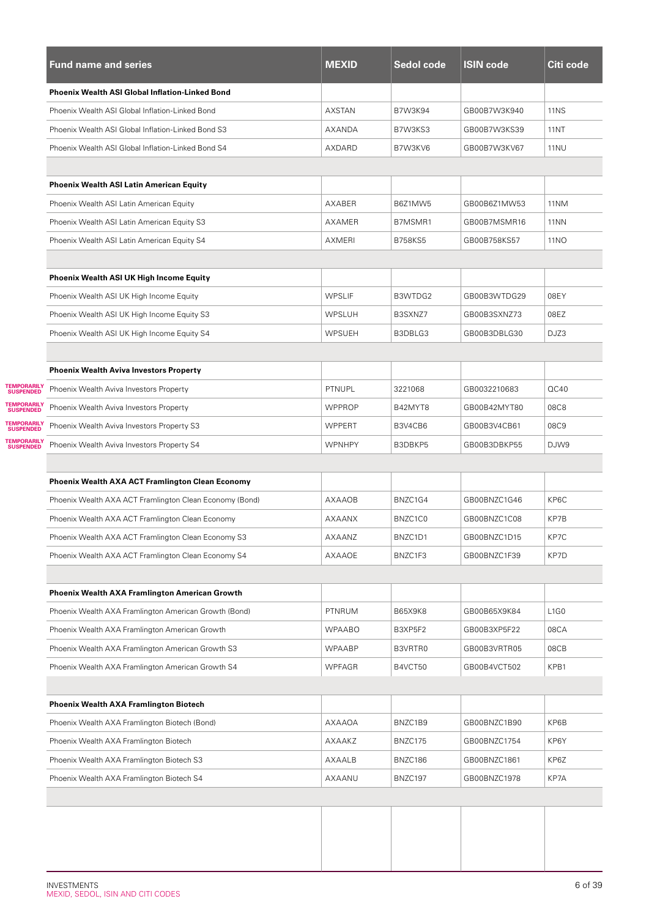| Fund name and series | MEXID | Sedol code | ISIN code | Citi code |
|---|---|---|---|---|
| **Phoenix Wealth ASI Global Inflation-Linked Bond** | | | | |
| Phoenix Wealth ASI Global Inflation-Linked Bond | AXSTAN | B7W3K94 | GB00B7W3K940 | 11NS |
| Phoenix Wealth ASI Global Inflation-Linked Bond S3 | AXANDA | B7W3KS3 | GB00B7W3KS39 | 11NT |
| Phoenix Wealth ASI Global Inflation-Linked Bond S4 | AXDARD | B7W3KV6 | GB00B7W3KV67 | 11NU |
| | | | | |
| **Phoenix Wealth ASI Latin American Equity** | | | | |
| Phoenix Wealth ASI Latin American Equity | AXABER | B6Z1MW5 | GB00B6Z1MW53 | 11NM |
| Phoenix Wealth ASI Latin American Equity S3 | AXAMER | B7MSMR1 | GB00B7MSMR16 | 11NN |
| Phoenix Wealth ASI Latin American Equity S4 | AXMERI | B758KS5 | GB00B758KS57 | 11NO |
| | | | | |
| **Phoenix Wealth ASI UK High Income Equity** | | | | |
| Phoenix Wealth ASI UK High Income Equity | WPSLIF | B3WTDG2 | GB00B3WTDG29 | 08EY |
| Phoenix Wealth ASI UK High Income Equity S3 | WPSLUH | B3SXNZ7 | GB00B3SXNZ73 | 08EZ |
| Phoenix Wealth ASI UK High Income Equity S4 | WPSUEH | B3DBLG3 | GB00B3DBLG30 | DJZ3 |
| | | | | |
| **Phoenix Wealth Aviva Investors Property** | | | | |
| TEMPORARILY SUSPENDED Phoenix Wealth Aviva Investors Property | PTNUPL | 3221068 | GB0032210683 | QC40 |
| TEMPORARILY SUSPENDED Phoenix Wealth Aviva Investors Property | WPPROP | B42MYT8 | GB00B42MYT80 | 08C8 |
| TEMPORARILY SUSPENDED Phoenix Wealth Aviva Investors Property S3 | WPPERT | B3V4CB6 | GB00B3V4CB61 | 08C9 |
| TEMPORARILY SUSPENDED Phoenix Wealth Aviva Investors Property S4 | WPNHPY | B3DBKP5 | GB00B3DBKP55 | DJW9 |
| | | | | |
| **Phoenix Wealth AXA ACT Framlington Clean Economy** | | | | |
| Phoenix Wealth AXA ACT Framlington Clean Economy (Bond) | AXAAOB | BNZC1G4 | GB00BNZC1G46 | KP6C |
| Phoenix Wealth AXA ACT Framlington Clean Economy | AXAANX | BNZC1C0 | GB00BNZC1C08 | KP7B |
| Phoenix Wealth AXA ACT Framlington Clean Economy S3 | AXAANZ | BNZC1D1 | GB00BNZC1D15 | KP7C |
| Phoenix Wealth AXA ACT Framlington Clean Economy S4 | AXAAOE | BNZC1F3 | GB00BNZC1F39 | KP7D |
| | | | | |
| **Phoenix Wealth AXA Framlington American Growth** | | | | |
| Phoenix Wealth AXA Framlington American Growth (Bond) | PTNRUM | B65X9K8 | GB00B65X9K84 | L1G0 |
| Phoenix Wealth AXA Framlington American Growth | WPAABO | B3XP5F2 | GB00B3XP5F22 | 08CA |
| Phoenix Wealth AXA Framlington American Growth S3 | WPAABP | B3VRTR0 | GB00B3VRTR05 | 08CB |
| Phoenix Wealth AXA Framlington American Growth S4 | WPFAGR | B4VCT50 | GB00B4VCT502 | KPB1 |
| | | | | |
| **Phoenix Wealth AXA Framlington Biotech** | | | | |
| Phoenix Wealth AXA Framlington Biotech (Bond) | AXAAOA | BNZC1B9 | GB00BNZC1B90 | KP6B |
| Phoenix Wealth AXA Framlington Biotech | AXAAKZ | BNZC175 | GB00BNZC1754 | KP6Y |
| Phoenix Wealth AXA Framlington Biotech S3 | AXAALB | BNZC186 | GB00BNZC1861 | KP6Z |
| Phoenix Wealth AXA Framlington Biotech S4 | AXAANU | BNZC197 | GB00BNZC1978 | KP7A |

INVESTMENTS
MEXID, SEDOL, ISIN AND CITI CODES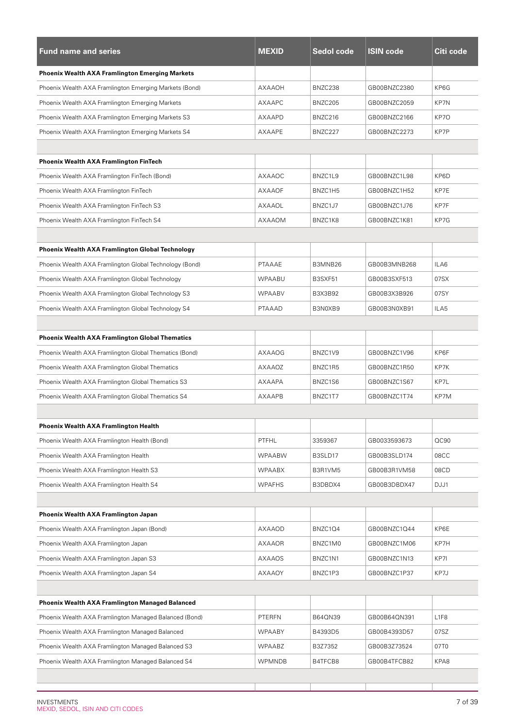| Fund name and series | MEXID | Sedol code | ISIN code | Citi code |
|---|---|---|---|---|
| **Phoenix Wealth AXA Framlington Emerging Markets** | | | | |
| Phoenix Wealth AXA Framlington Emerging Markets (Bond) | AXAAOH | BNZC238 | GB00BNZC2380 | KP6G |
| Phoenix Wealth AXA Framlington Emerging Markets | AXAAPC | BNZC205 | GB00BNZC2059 | KP7N |
| Phoenix Wealth AXA Framlington Emerging Markets S3 | AXAAPD | BNZC216 | GB00BNZC2166 | KP7O |
| Phoenix Wealth AXA Framlington Emerging Markets S4 | AXAAPE | BNZC227 | GB00BNZC2273 | KP7P |
| | | | | |
| **Phoenix Wealth AXA Framlington FinTech** | | | | |
| Phoenix Wealth AXA Framlington FinTech (Bond) | AXAAOC | BNZC1L9 | GB00BNZC1L98 | KP6D |
| Phoenix Wealth AXA Framlington FinTech | AXAAOF | BNZC1H5 | GB00BNZC1H52 | KP7E |
| Phoenix Wealth AXA Framlington FinTech S3 | AXAAOL | BNZC1J7 | GB00BNZC1J76 | KP7F |
| Phoenix Wealth AXA Framlington FinTech S4 | AXAAOM | BNZC1K8 | GB00BNZC1K81 | KP7G |
| | | | | |
| **Phoenix Wealth AXA Framlington Global Technology** | | | | |
| Phoenix Wealth AXA Framlington Global Technology (Bond) | PTAAAE | B3MNB26 | GB00B3MNB268 | ILA6 |
| Phoenix Wealth AXA Framlington Global Technology | WPAABU | B3SXF51 | GB00B3SXF513 | 07SX |
| Phoenix Wealth AXA Framlington Global Technology S3 | WPAABV | B3X3B92 | GB00B3X3B926 | 07SY |
| Phoenix Wealth AXA Framlington Global Technology S4 | PTAAAD | B3N0XB9 | GB00B3N0XB91 | ILA5 |
| | | | | |
| **Phoenix Wealth AXA Framlington Global Thematics** | | | | |
| Phoenix Wealth AXA Framlington Global Thematics (Bond) | AXAAOG | BNZC1V9 | GB00BNZC1V96 | KP6F |
| Phoenix Wealth AXA Framlington Global Thematics | AXAAOZ | BNZC1R5 | GB00BNZC1R50 | KP7K |
| Phoenix Wealth AXA Framlington Global Thematics S3 | AXAAPA | BNZC1S6 | GB00BNZC1S67 | KP7L |
| Phoenix Wealth AXA Framlington Global Thematics S4 | AXAAPB | BNZC1T7 | GB00BNZC1T74 | KP7M |
| | | | | |
| **Phoenix Wealth AXA Framlington Health** | | | | |
| Phoenix Wealth AXA Framlington Health (Bond) | PTFHL | 3359367 | GB0033593673 | QC90 |
| Phoenix Wealth AXA Framlington Health | WPAABW | B3SLD17 | GB00B3SLD174 | 08CC |
| Phoenix Wealth AXA Framlington Health S3 | WPAABX | B3R1VM5 | GB00B3R1VM58 | 08CD |
| Phoenix Wealth AXA Framlington Health S4 | WPAFHS | B3DBDX4 | GB00B3DBDX47 | DJJ1 |
| | | | | |
| **Phoenix Wealth AXA Framlington Japan** | | | | |
| Phoenix Wealth AXA Framlington Japan (Bond) | AXAAOD | BNZC1Q4 | GB00BNZC1Q44 | KP6E |
| Phoenix Wealth AXA Framlington Japan | AXAAOR | BNZC1M0 | GB00BNZC1M06 | KP7H |
| Phoenix Wealth AXA Framlington Japan S3 | AXAAOS | BNZC1N1 | GB00BNZC1N13 | KP7I |
| Phoenix Wealth AXA Framlington Japan S4 | AXAAOY | BNZC1P3 | GB00BNZC1P37 | KP7J |
| | | | | |
| **Phoenix Wealth AXA Framlington Managed Balanced** | | | | |
| Phoenix Wealth AXA Framlington Managed Balanced (Bond) | PTERFN | B64QN39 | GB00B64QN391 | L1F8 |
| Phoenix Wealth AXA Framlington Managed Balanced | WPAABY | B4393D5 | GB00B4393D57 | 07SZ |
| Phoenix Wealth AXA Framlington Managed Balanced S3 | WPAABZ | B3Z7352 | GB00B3Z73524 | 07T0 |
| Phoenix Wealth AXA Framlington Managed Balanced S4 | WPMNDB | B4TFCB8 | GB00B4TFCB82 | KPA8 |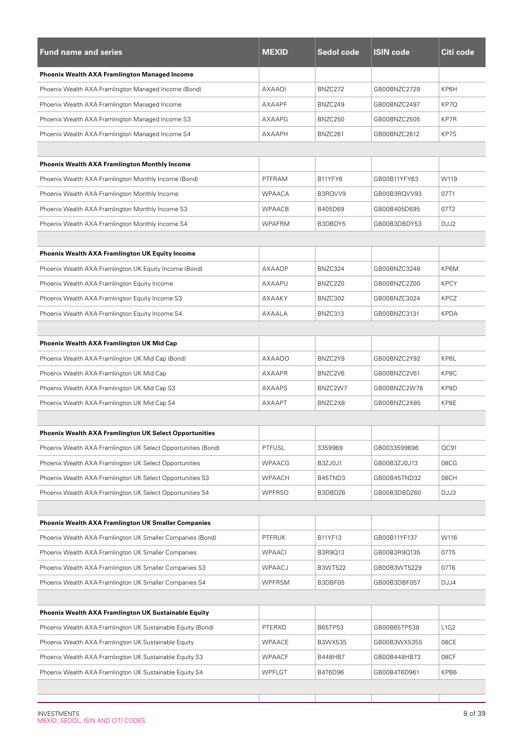| Fund name and series | MEXID | Sedol code | ISIN code | Citi code |
|---|---|---|---|---|
| **Phoenix Wealth AXA Framlington Managed Income** | | | | |
| Phoenix Wealth AXA Framlington Managed Income (Bond) | AXAAOI | BNZC272 | GB00BNZC2729 | KP6H |
| Phoenix Wealth AXA Framlington Managed Income | AXAAPF | BNZC249 | GB00BNZC2497 | KP7Q |
| Phoenix Wealth AXA Framlington Managed Income S3 | AXAAPG | BNZC250 | GB00BNZC2505 | KP7R |
| Phoenix Wealth AXA Framlington Managed Income S4 | AXAAPH | BNZC261 | GB00BNZC2612 | KP7S |
| | | | | |
| **Phoenix Wealth AXA Framlington Monthly Income** | | | | |
| Phoenix Wealth AXA Framlington Monthly Income (Bond) | PTFRAM | B11YFY6 | GB00B11YFY63 | W119 |
| Phoenix Wealth AXA Framlington Monthly Income | WPAACA | B3RQVV9 | GB00B3RQVV93 | 07T1 |
| Phoenix Wealth AXA Framlington Monthly Income S3 | WPAACB | B405D69 | GB00B405D695 | 07T2 |
| Phoenix Wealth AXA Framlington Monthly Income S4 | WPAFRM | B3DBDY5 | GB00B3DBDY53 | DJJ2 |
| | | | | |
| **Phoenix Wealth AXA Framlington UK Equity Income** | | | | |
| Phoenix Wealth AXA Framlington UK Equity Income (Bond) | AXAAOP | BNZC324 | GB00BNZC3248 | KP6M |
| Phoenix Wealth AXA Framlington Equity Income | AXAAPU | BNZC2Z0 | GB00BNZC2Z00 | KPCY |
| Phoenix Wealth AXA Framlington Equity Income S3 | AXAAKY | BNZC302 | GB00BNZC3024 | KPCZ |
| Phoenix Wealth AXA Framlington Equity Income S4 | AXAALA | BNZC313 | GB00BNZC3131 | KPDA |
| | | | | |
| **Phoenix Wealth AXA Framlington UK Mid Cap** | | | | |
| Phoenix Wealth AXA Framlington UK Mid Cap (Bond) | AXAAOO | BNZC2Y9 | GB00BNZC2Y92 | KP6L |
| Phoenix Wealth AXA Framlington UK Mid Cap | AXAAPR | BNZC2V6 | GB00BNZC2V61 | KP8C |
| Phoenix Wealth AXA Framlington UK Mid Cap S3 | AXAAPS | BNZC2W7 | GB00BNZC2W78 | KP8D |
| Phoenix Wealth AXA Framlington UK Mid Cap S4 | AXAAPT | BNZC2X8 | GB00BNZC2X85 | KP8E |
| | | | | |
| **Phoenix Wealth AXA Framlington UK Select Opportunities** | | | | |
| Phoenix Wealth AXA Framlington UK Select Opportunities (Bond) | PTFUSL | 3359969 | GB0033599696 | QC91 |
| Phoenix Wealth AXA Framlington UK Select Opportunities | WPAACG | B3ZJ0J1 | GB00B3ZJ0J13 | 08CG |
| Phoenix Wealth AXA Framlington UK Select Opportunities S3 | WPAACH | B45TND3 | GB00B45TND32 | 08CH |
| Phoenix Wealth AXA Framlington UK Select Opportunities S4 | WPFRSO | B3DBDZ6 | GB00B3DBDZ60 | DJJ3 |
| | | | | |
| **Phoenix Wealth AXA Framlington UK Smaller Companies** | | | | |
| Phoenix Wealth AXA Framlington UK Smaller Companies (Bond) | PTFRUK | B11YF13 | GB00B11YF137 | W116 |
| Phoenix Wealth AXA Framlington UK Smaller Companies | WPAACI | B3R9Q13 | GB00B3R9Q135 | 07T5 |
| Phoenix Wealth AXA Framlington UK Smaller Companies S3 | WPAACJ | B3WT522 | GB00B3WT5229 | 07T6 |
| Phoenix Wealth AXA Framlington UK Smaller Companies S4 | WPFRSM | B3DBF05 | GB00B3DBF057 | DJJ4 |
| | | | | |
| **Phoenix Wealth AXA Framlington UK Sustainable Equity** | | | | |
| Phoenix Wealth AXA Framlington UK Sustainable Equity (Bond) | PTERXO | B65TP53 | GB00B65TP538 | L1G2 |
| Phoenix Wealth AXA Framlington UK Sustainable Equity | WPAACE | B3WX535 | GB00B3WX5355 | 08CE |
| Phoenix Wealth AXA Framlington UK Sustainable Equity S3 | WPAACF | B448HB7 | GB00B448HB73 | 08CF |
| Phoenix Wealth AXA Framlington UK Sustainable Equity S4 | WPFLGT | B4T6D96 | GB00B4T6D961 | KPB6 |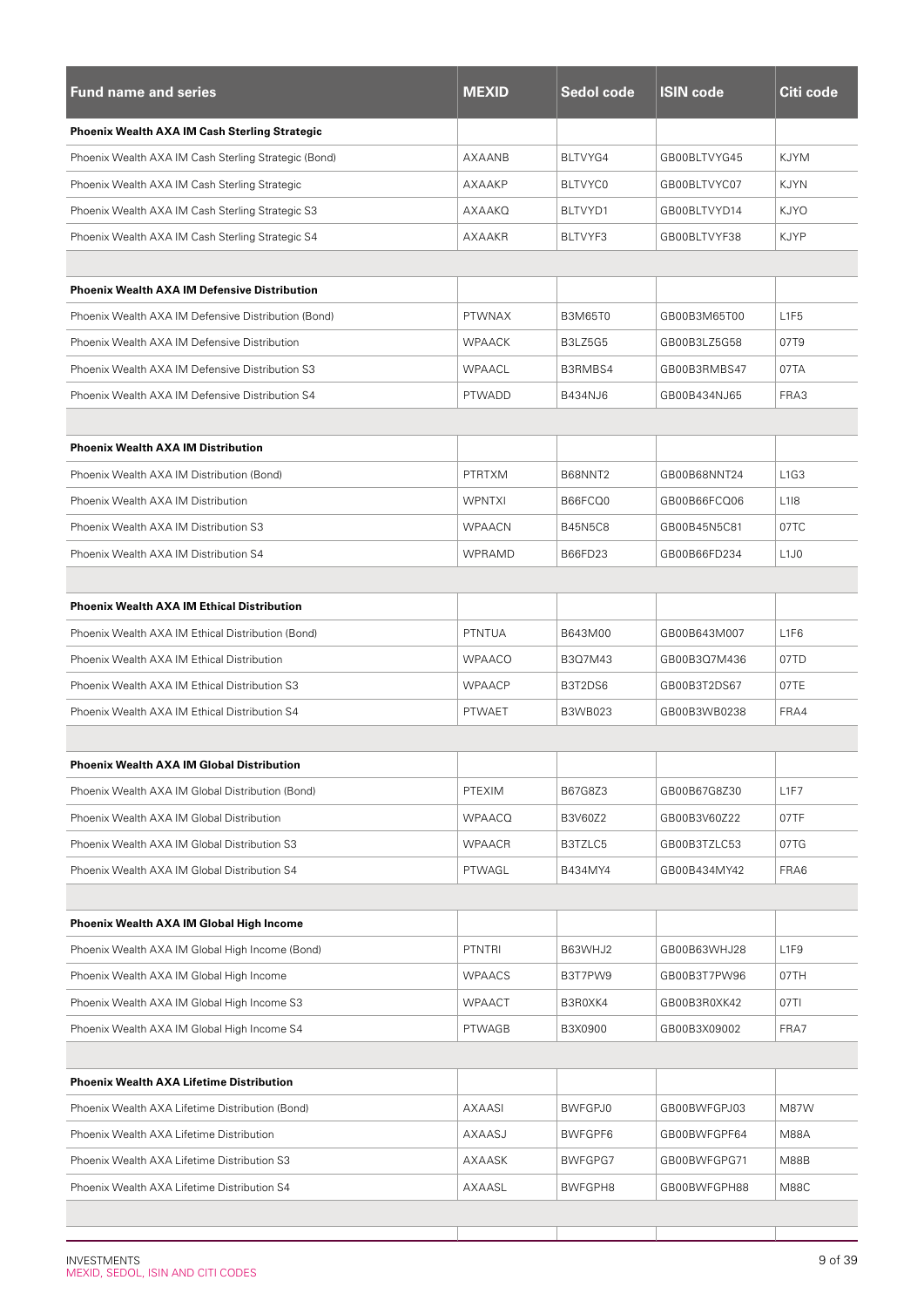| Fund name and series | MEXID | Sedol code | ISIN code | Citi code |
|---|---|---|---|---|
| **Phoenix Wealth AXA IM Cash Sterling Strategic** | | | | |
| Phoenix Wealth AXA IM Cash Sterling Strategic (Bond) | AXAANB | BLTVYG4 | GB00BLTVYG45 | KJYM |
| Phoenix Wealth AXA IM Cash Sterling Strategic | AXAAKP | BLTVYC0 | GB00BLTVYC07 | KJYN |
| Phoenix Wealth AXA IM Cash Sterling Strategic S3 | AXAAKQ | BLTVYD1 | GB00BLTVYD14 | KJYO |
| Phoenix Wealth AXA IM Cash Sterling Strategic S4 | AXAAKR | BLTVYF3 | GB00BLTVYF38 | KJYP |
| | | | | |
| **Phoenix Wealth AXA IM Defensive Distribution** | | | | |
| Phoenix Wealth AXA IM Defensive Distribution (Bond) | PTWNAX | B3M65T0 | GB00B3M65T00 | L1F5 |
| Phoenix Wealth AXA IM Defensive Distribution | WPAACK | B3LZ5G5 | GB00B3LZ5G58 | 07T9 |
| Phoenix Wealth AXA IM Defensive Distribution S3 | WPAACL | B3RMBS4 | GB00B3RMBS47 | 07TA |
| Phoenix Wealth AXA IM Defensive Distribution S4 | PTWADD | B434NJ6 | GB00B434NJ65 | FRA3 |
| | | | | |
| **Phoenix Wealth AXA IM Distribution** | | | | |
| Phoenix Wealth AXA IM Distribution (Bond) | PTRTXM | B68NNT2 | GB00B68NNT24 | L1G3 |
| Phoenix Wealth AXA IM Distribution | WPNTXI | B66FCQ0 | GB00B66FCQ06 | L1I8 |
| Phoenix Wealth AXA IM Distribution S3 | WPAACN | B45N5C8 | GB00B45N5C81 | 07TC |
| Phoenix Wealth AXA IM Distribution S4 | WPRAMD | B66FD23 | GB00B66FD234 | L1J0 |
| | | | | |
| **Phoenix Wealth AXA IM Ethical Distribution** | | | | |
| Phoenix Wealth AXA IM Ethical Distribution (Bond) | PTNTUA | B643M00 | GB00B643M007 | L1F6 |
| Phoenix Wealth AXA IM Ethical Distribution | WPAACO | B3Q7M43 | GB00B3Q7M436 | 07TD |
| Phoenix Wealth AXA IM Ethical Distribution S3 | WPAACP | B3T2DS6 | GB00B3T2DS67 | 07TE |
| Phoenix Wealth AXA IM Ethical Distribution S4 | PTWAET | B3WB023 | GB00B3WB0238 | FRA4 |
| | | | | |
| **Phoenix Wealth AXA IM Global Distribution** | | | | |
| Phoenix Wealth AXA IM Global Distribution (Bond) | PTEXIM | B67G8Z3 | GB00B67G8Z30 | L1F7 |
| Phoenix Wealth AXA IM Global Distribution | WPAACQ | B3V60Z2 | GB00B3V60Z22 | 07TF |
| Phoenix Wealth AXA IM Global Distribution S3 | WPAACR | B3TZLC5 | GB00B3TZLC53 | 07TG |
| Phoenix Wealth AXA IM Global Distribution S4 | PTWAGL | B434MY4 | GB00B434MY42 | FRA6 |
| | | | | |
| **Phoenix Wealth AXA IM Global High Income** | | | | |
| Phoenix Wealth AXA IM Global High Income (Bond) | PTNTRI | B63WHJ2 | GB00B63WHJ28 | L1F9 |
| Phoenix Wealth AXA IM Global High Income | WPAACS | B3T7PW9 | GB00B3T7PW96 | 07TH |
| Phoenix Wealth AXA IM Global High Income S3 | WPAACT | B3R0XK4 | GB00B3R0XK42 | 07TI |
| Phoenix Wealth AXA IM Global High Income S4 | PTWAGB | B3X0900 | GB00B3X09002 | FRA7 |
| | | | | |
| **Phoenix Wealth AXA Lifetime Distribution** | | | | |
| Phoenix Wealth AXA Lifetime Distribution (Bond) | AXAASI | BWFGPJ0 | GB00BWFGPJ03 | M87W |
| Phoenix Wealth AXA Lifetime Distribution | AXAASJ | BWFGPF6 | GB00BWFGPF64 | M88A |
| Phoenix Wealth AXA Lifetime Distribution S3 | AXAASK | BWFGPG7 | GB00BWFGPG71 | M88B |
| Phoenix Wealth AXA Lifetime Distribution S4 | AXAASL | BWFGPH8 | GB00BWFGPH88 | M88C |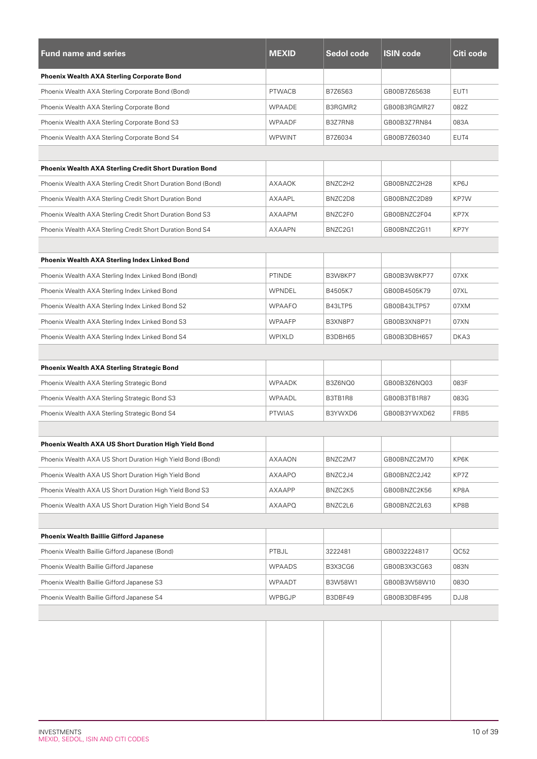| Fund name and series | MEXID | Sedol code | ISIN code | Citi code |
|---|---|---|---|---|
| **Phoenix Wealth AXA Sterling Corporate Bond** | | | | |
| Phoenix Wealth AXA Sterling Corporate Bond (Bond) | PTWACB | B7Z6S63 | GB00B7Z6S638 | EUT1 |
| Phoenix Wealth AXA Sterling Corporate Bond | WPAADE | B3RGMR2 | GB00B3RGMR27 | 082Z |
| Phoenix Wealth AXA Sterling Corporate Bond S3 | WPAADF | B3Z7RN8 | GB00B3Z7RN84 | 083A |
| Phoenix Wealth AXA Sterling Corporate Bond S4 | WPWINT | B7Z6034 | GB00B7Z60340 | EUT4 |
| | | | | |
| **Phoenix Wealth AXA Sterling Credit Short Duration Bond** | | | | |
| Phoenix Wealth AXA Sterling Credit Short Duration Bond (Bond) | AXAAOK | BNZC2H2 | GB00BNZC2H28 | KP6J |
| Phoenix Wealth AXA Sterling Credit Short Duration Bond | AXAAPL | BNZC2D8 | GB00BNZC2D89 | KP7W |
| Phoenix Wealth AXA Sterling Credit Short Duration Bond S3 | AXAAPM | BNZC2F0 | GB00BNZC2F04 | KP7X |
| Phoenix Wealth AXA Sterling Credit Short Duration Bond S4 | AXAAPN | BNZC2G1 | GB00BNZC2G11 | KP7Y |
| | | | | |
| **Phoenix Wealth AXA Sterling Index Linked Bond** | | | | |
| Phoenix Wealth AXA Sterling Index Linked Bond (Bond) | PTINDE | B3W8KP7 | GB00B3W8KP77 | 07XK |
| Phoenix Wealth AXA Sterling Index Linked Bond | WPNDEL | B4505K7 | GB00B4505K79 | 07XL |
| Phoenix Wealth AXA Sterling Index Linked Bond S2 | WPAAFO | B43LTP5 | GB00B43LTP57 | 07XM |
| Phoenix Wealth AXA Sterling Index Linked Bond S3 | WPAAFP | B3XN8P7 | GB00B3XN8P71 | 07XN |
| Phoenix Wealth AXA Sterling Index Linked Bond S4 | WPIXLD | B3DBH65 | GB00B3DBH657 | DKA3 |
| | | | | |
| **Phoenix Wealth AXA Sterling Strategic Bond** | | | | |
| Phoenix Wealth AXA Sterling Strategic Bond | WPAADK | B3Z6NQ0 | GB00B3Z6NQ03 | 083F |
| Phoenix Wealth AXA Sterling Strategic Bond S3 | WPAADL | B3TB1R8 | GB00B3TB1R87 | 083G |
| Phoenix Wealth AXA Sterling Strategic Bond S4 | PTWIAS | B3YWXD6 | GB00B3YWXD62 | FRB5 |
| | | | | |
| **Phoenix Wealth AXA US Short Duration High Yield Bond** | | | | |
| Phoenix Wealth AXA US Short Duration High Yield Bond (Bond) | AXAAON | BNZC2M7 | GB00BNZC2M70 | KP6K |
| Phoenix Wealth AXA US Short Duration High Yield Bond | AXAAPO | BNZC2J4 | GB00BNZC2J42 | KP7Z |
| Phoenix Wealth AXA US Short Duration High Yield Bond S3 | AXAAPP | BNZC2K5 | GB00BNZC2K56 | KP8A |
| Phoenix Wealth AXA US Short Duration High Yield Bond S4 | AXAAPQ | BNZC2L6 | GB00BNZC2L63 | KP8B |
| | | | | |
| **Phoenix Wealth Baillie Gifford Japanese** | | | | |
| Phoenix Wealth Baillie Gifford Japanese (Bond) | PTBJL | 3222481 | GB0032224817 | QC52 |
| Phoenix Wealth Baillie Gifford Japanese | WPAADS | B3X3CG6 | GB00B3X3CG63 | 083N |
| Phoenix Wealth Baillie Gifford Japanese S3 | WPAADT | B3W58W1 | GB00B3W58W10 | 083O |
| Phoenix Wealth Baillie Gifford Japanese S4 | WPBGJP | B3DBF49 | GB00B3DBF495 | DJJ8 |

INVESTMENTS
MEXID, SEDOL, ISIN AND CITI CODES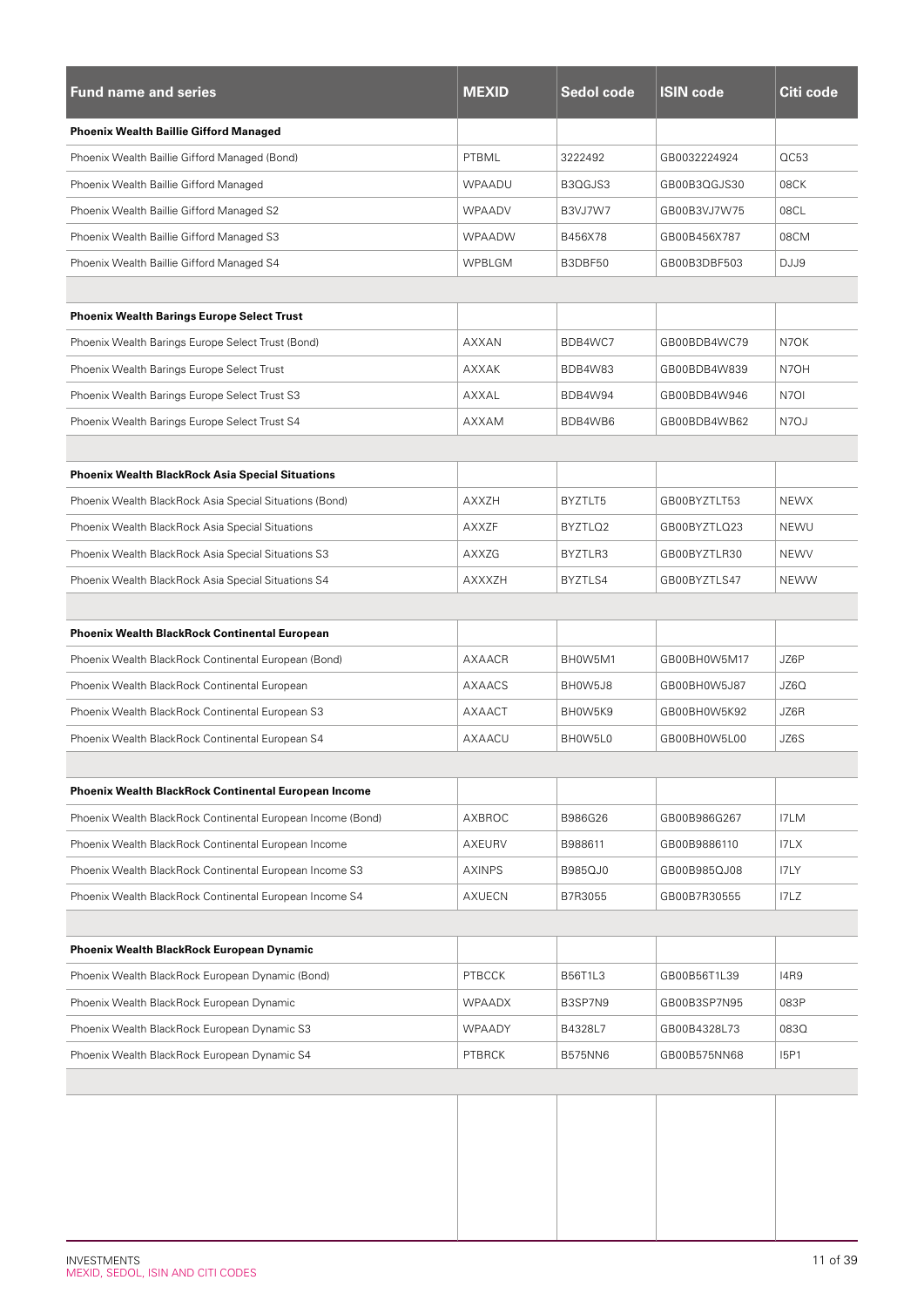| Fund name and series | MEXID | Sedol code | ISIN code | Citi code |
|---|---|---|---|---|
| **Phoenix Wealth Baillie Gifford Managed** | | | | |
| Phoenix Wealth Baillie Gifford Managed (Bond) | PTBML | 3222492 | GB0032224924 | QC53 |
| Phoenix Wealth Baillie Gifford Managed | WPAADU | B3QGJS3 | GB00B3QGJS30 | 08CK |
| Phoenix Wealth Baillie Gifford Managed S2 | WPAADV | B3VJ7W7 | GB00B3VJ7W75 | 08CL |
| Phoenix Wealth Baillie Gifford Managed S3 | WPAADW | B456X78 | GB00B456X787 | 08CM |
| Phoenix Wealth Baillie Gifford Managed S4 | WPBLGM | B3DBF50 | GB00B3DBF503 | DJJ9 |
| | | | | |
| **Phoenix Wealth Barings Europe Select Trust** | | | | |
| Phoenix Wealth Barings Europe Select Trust (Bond) | AXXAN | BDB4WC7 | GB00BDB4WC79 | N7OK |
| Phoenix Wealth Barings Europe Select Trust | AXXAK | BDB4W83 | GB00BDB4W839 | N7OH |
| Phoenix Wealth Barings Europe Select Trust S3 | AXXAL | BDB4W94 | GB00BDB4W946 | N7OI |
| Phoenix Wealth Barings Europe Select Trust S4 | AXXAM | BDB4WB6 | GB00BDB4WB62 | N7OJ |
| | | | | |
| **Phoenix Wealth BlackRock Asia Special Situations** | | | | |
| Phoenix Wealth BlackRock Asia Special Situations (Bond) | AXXZH | BYZTLT5 | GB00BYZTLT53 | NEWX |
| Phoenix Wealth BlackRock Asia Special Situations | AXXZF | BYZTLQ2 | GB00BYZTLQ23 | NEWU |
| Phoenix Wealth BlackRock Asia Special Situations S3 | AXXZG | BYZTLR3 | GB00BYZTLR30 | NEWV |
| Phoenix Wealth BlackRock Asia Special Situations S4 | AXXXZH | BYZTLS4 | GB00BYZTLS47 | NEWW |
| | | | | |
| **Phoenix Wealth BlackRock Continental European** | | | | |
| Phoenix Wealth BlackRock Continental European (Bond) | AXAACR | BH0W5M1 | GB00BH0W5M17 | JZ6P |
| Phoenix Wealth BlackRock Continental European | AXAACS | BH0W5J8 | GB00BH0W5J87 | JZ6Q |
| Phoenix Wealth BlackRock Continental European S3 | AXAACT | BH0W5K9 | GB00BH0W5K92 | JZ6R |
| Phoenix Wealth BlackRock Continental European S4 | AXAACU | BH0W5L0 | GB00BH0W5L00 | JZ6S |
| | | | | |
| **Phoenix Wealth BlackRock Continental European Income** | | | | |
| Phoenix Wealth BlackRock Continental European Income (Bond) | AXBROC | B986G26 | GB00B986G267 | I7LM |
| Phoenix Wealth BlackRock Continental European Income | AXEURV | B988611 | GB00B9886110 | I7LX |
| Phoenix Wealth BlackRock Continental European Income S3 | AXINPS | B985QJ0 | GB00B985QJ08 | I7LY |
| Phoenix Wealth BlackRock Continental European Income S4 | AXUECN | B7R3055 | GB00B7R30555 | I7LZ |
| | | | | |
| **Phoenix Wealth BlackRock European Dynamic** | | | | |
| Phoenix Wealth BlackRock European Dynamic (Bond) | PTBCCK | B56T1L3 | GB00B56T1L39 | I4R9 |
| Phoenix Wealth BlackRock European Dynamic | WPAADX | B3SP7N9 | GB00B3SP7N95 | 083P |
| Phoenix Wealth BlackRock European Dynamic S3 | WPAADY | B4328L7 | GB00B4328L73 | 083Q |
| Phoenix Wealth BlackRock European Dynamic S4 | PTBRCK | B575NN6 | GB00B575NN68 | I5P1 |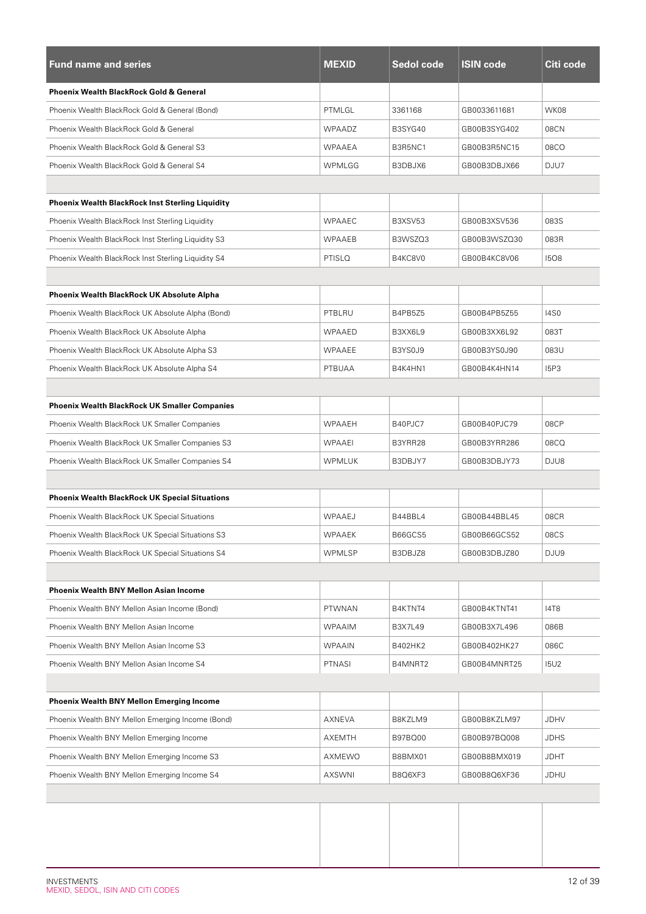| Fund name and series | MEXID | Sedol code | ISIN code | Citi code |
|---|---|---|---|---|
| **Phoenix Wealth BlackRock Gold & General** | | | | |
| Phoenix Wealth BlackRock Gold & General (Bond) | PTMLGL | 3361168 | GB0033611681 | WK08 |
| Phoenix Wealth BlackRock Gold & General | WPAADZ | B3SYG40 | GB00B3SYG402 | 08CN |
| Phoenix Wealth BlackRock Gold & General S3 | WPAAEA | B3R5NC1 | GB00B3R5NC15 | 08CO |
| Phoenix Wealth BlackRock Gold & General S4 | WPMLGG | B3DBJX6 | GB00B3DBJX66 | DJU7 |
| | | | | |
| **Phoenix Wealth BlackRock Inst Sterling Liquidity** | | | | |
| Phoenix Wealth BlackRock Inst Sterling Liquidity | WPAAEC | B3XSV53 | GB00B3XSV536 | 083S |
| Phoenix Wealth BlackRock Inst Sterling Liquidity S3 | WPAAEB | B3WSZQ3 | GB00B3WSZQ30 | 083R |
| Phoenix Wealth BlackRock Inst Sterling Liquidity S4 | PTISLQ | B4KC8V0 | GB00B4KC8V06 | I5O8 |
| | | | | |
| **Phoenix Wealth BlackRock UK Absolute Alpha** | | | | |
| Phoenix Wealth BlackRock UK Absolute Alpha (Bond) | PTBLRU | B4PB5Z5 | GB00B4PB5Z55 | I4S0 |
| Phoenix Wealth BlackRock UK Absolute Alpha | WPAAED | B3XX6L9 | GB00B3XX6L92 | 083T |
| Phoenix Wealth BlackRock UK Absolute Alpha S3 | WPAAEE | B3YS0J9 | GB00B3YS0J90 | 083U |
| Phoenix Wealth BlackRock UK Absolute Alpha S4 | PTBUAA | B4K4HN1 | GB00B4K4HN14 | I5P3 |
| | | | | |
| **Phoenix Wealth BlackRock UK Smaller Companies** | | | | |
| Phoenix Wealth BlackRock UK Smaller Companies | WPAAEH | B40PJC7 | GB00B40PJC79 | 08CP |
| Phoenix Wealth BlackRock UK Smaller Companies S3 | WPAAEI | B3YRR28 | GB00B3YRR286 | 08CQ |
| Phoenix Wealth BlackRock UK Smaller Companies S4 | WPMLUK | B3DBJY7 | GB00B3DBJY73 | DJU8 |
| | | | | |
| **Phoenix Wealth BlackRock UK Special Situations** | | | | |
| Phoenix Wealth BlackRock UK Special Situations | WPAAEJ | B44BBL4 | GB00B44BBL45 | 08CR |
| Phoenix Wealth BlackRock UK Special Situations S3 | WPAAEK | B66GCS5 | GB00B66GCS52 | 08CS |
| Phoenix Wealth BlackRock UK Special Situations S4 | WPMLSP | B3DBJZ8 | GB00B3DBJZ80 | DJU9 |
| | | | | |
| **Phoenix Wealth BNY Mellon Asian Income** | | | | |
| Phoenix Wealth BNY Mellon Asian Income (Bond) | PTWNAN | B4KTNT4 | GB00B4KTNT41 | I4T8 |
| Phoenix Wealth BNY Mellon Asian Income | WPAAIM | B3X7L49 | GB00B3X7L496 | 086B |
| Phoenix Wealth BNY Mellon Asian Income S3 | WPAAIN | B402HK2 | GB00B402HK27 | 086C |
| Phoenix Wealth BNY Mellon Asian Income S4 | PTNASI | B4MNRT2 | GB00B4MNRT25 | I5U2 |
| | | | | |
| **Phoenix Wealth BNY Mellon Emerging Income** | | | | |
| Phoenix Wealth BNY Mellon Emerging Income (Bond) | AXNEVA | B8KZLM9 | GB00B8KZLM97 | JDHV |
| Phoenix Wealth BNY Mellon Emerging Income | AXEMTH | B97BQ00 | GB00B97BQ008 | JDHS |
| Phoenix Wealth BNY Mellon Emerging Income S3 | AXMEWO | B8BMX01 | GB00B8BMX019 | JDHT |
| Phoenix Wealth BNY Mellon Emerging Income S4 | AXSWNI | B8Q6XF3 | GB00B8Q6XF36 | JDHU |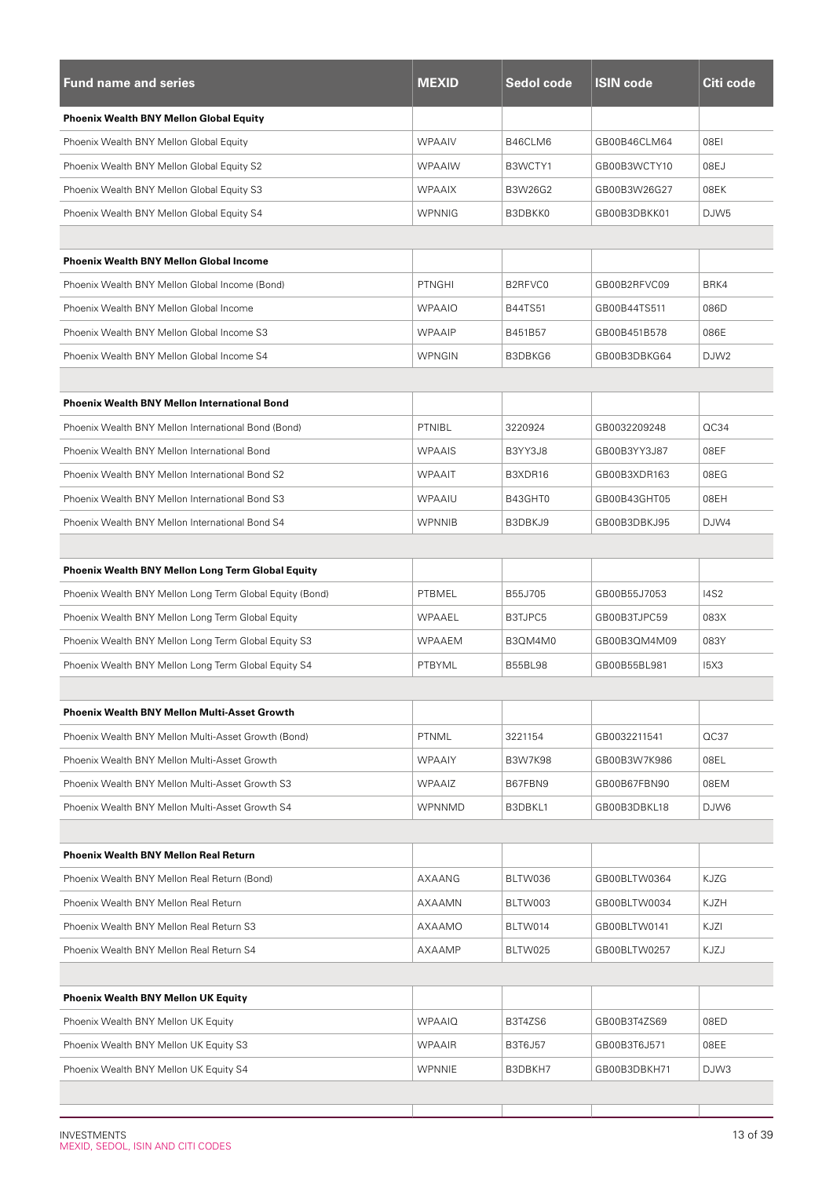| Fund name and series | MEXID | Sedol code | ISIN code | Citi code |
|---|---|---|---|---|
| **Phoenix Wealth BNY Mellon Global Equity** | | | | |
| Phoenix Wealth BNY Mellon Global Equity | WPAAIV | B46CLM6 | GB00B46CLM64 | 08EI |
| Phoenix Wealth BNY Mellon Global Equity S2 | WPAAIW | B3WCTY1 | GB00B3WCTY10 | 08EJ |
| Phoenix Wealth BNY Mellon Global Equity S3 | WPAAIX | B3W26G2 | GB00B3W26G27 | 08EK |
| Phoenix Wealth BNY Mellon Global Equity S4 | WPNNIG | B3DBKK0 | GB00B3DBKK01 | DJW5 |
| | | | | |
| **Phoenix Wealth BNY Mellon Global Income** | | | | |
| Phoenix Wealth BNY Mellon Global Income (Bond) | PTNGHI | B2RFVC0 | GB00B2RFVC09 | BRK4 |
| Phoenix Wealth BNY Mellon Global Income | WPAAIO | B44TS51 | GB00B44TS511 | 086D |
| Phoenix Wealth BNY Mellon Global Income S3 | WPAAIP | B451B57 | GB00B451B578 | 086E |
| Phoenix Wealth BNY Mellon Global Income S4 | WPNGIN | B3DBKG6 | GB00B3DBKG64 | DJW2 |
| | | | | |
| **Phoenix Wealth BNY Mellon International Bond** | | | | |
| Phoenix Wealth BNY Mellon International Bond (Bond) | PTNIBL | 3220924 | GB0032209248 | QC34 |
| Phoenix Wealth BNY Mellon International Bond | WPAAIS | B3YY3J8 | GB00B3YY3J87 | 08EF |
| Phoenix Wealth BNY Mellon International Bond S2 | WPAAIT | B3XDR16 | GB00B3XDR163 | 08EG |
| Phoenix Wealth BNY Mellon International Bond S3 | WPAAIU | B43GHT0 | GB00B43GHT05 | 08EH |
| Phoenix Wealth BNY Mellon International Bond S4 | WPNNIB | B3DBKJ9 | GB00B3DBKJ95 | DJW4 |
| | | | | |
| **Phoenix Wealth BNY Mellon Long Term Global Equity** | | | | |
| Phoenix Wealth BNY Mellon Long Term Global Equity (Bond) | PTBMEL | B55J705 | GB00B55J7053 | I4S2 |
| Phoenix Wealth BNY Mellon Long Term Global Equity | WPAAEL | B3TJPC5 | GB00B3TJPC59 | 083X |
| Phoenix Wealth BNY Mellon Long Term Global Equity S3 | WPAAEM | B3QM4M0 | GB00B3QM4M09 | 083Y |
| Phoenix Wealth BNY Mellon Long Term Global Equity S4 | PTBYML | B55BL98 | GB00B55BL981 | I5X3 |
| | | | | |
| **Phoenix Wealth BNY Mellon Multi-Asset Growth** | | | | |
| Phoenix Wealth BNY Mellon Multi-Asset Growth (Bond) | PTNML | 3221154 | GB0032211541 | QC37 |
| Phoenix Wealth BNY Mellon Multi-Asset Growth | WPAAIY | B3W7K98 | GB00B3W7K986 | 08EL |
| Phoenix Wealth BNY Mellon Multi-Asset Growth S3 | WPAAIZ | B67FBN9 | GB00B67FBN90 | 08EM |
| Phoenix Wealth BNY Mellon Multi-Asset Growth S4 | WPNNMD | B3DBKL1 | GB00B3DBKL18 | DJW6 |
| | | | | |
| **Phoenix Wealth BNY Mellon Real Return** | | | | |
| Phoenix Wealth BNY Mellon Real Return (Bond) | AXAANG | BLTW036 | GB00BLTW0364 | KJZG |
| Phoenix Wealth BNY Mellon Real Return | AXAAMN | BLTW003 | GB00BLTW0034 | KJZH |
| Phoenix Wealth BNY Mellon Real Return S3 | AXAAMO | BLTW014 | GB00BLTW0141 | KJZI |
| Phoenix Wealth BNY Mellon Real Return S4 | AXAAMP | BLTW025 | GB00BLTW0257 | KJZJ |
| | | | | |
| **Phoenix Wealth BNY Mellon UK Equity** | | | | |
| Phoenix Wealth BNY Mellon UK Equity | WPAAIQ | B3T4ZS6 | GB00B3T4ZS69 | 08ED |
| Phoenix Wealth BNY Mellon UK Equity S3 | WPAAIR | B3T6J57 | GB00B3T6J571 | 08EE |
| Phoenix Wealth BNY Mellon UK Equity S4 | WPNNIE | B3DBKH7 | GB00B3DBKH71 | DJW3 |
| | | | | |

INVESTMENTS
MEXID, SEDOL, ISIN AND CITI CODES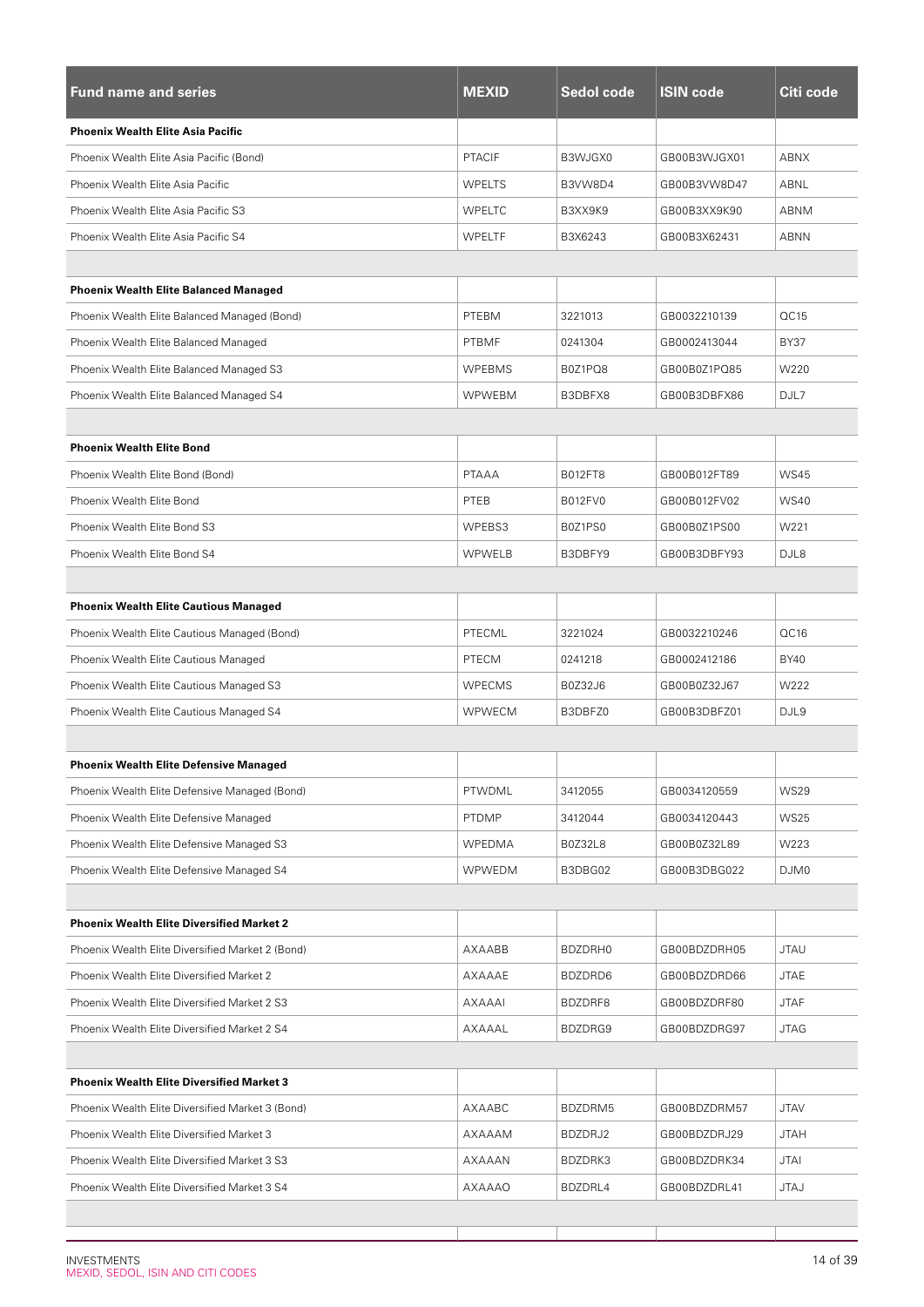| Fund name and series | MEXID | Sedol code | ISIN code | Citi code |
|---|---|---|---|---|
| **Phoenix Wealth Elite Asia Pacific** | | | | |
| Phoenix Wealth Elite Asia Pacific (Bond) | PTACIF | B3WJGX0 | GB00B3WJGX01 | ABNX |
| Phoenix Wealth Elite Asia Pacific | WPELTS | B3VW8D4 | GB00B3VW8D47 | ABNL |
| Phoenix Wealth Elite Asia Pacific S3 | WPELTC | B3XX9K9 | GB00B3XX9K90 | ABNM |
| Phoenix Wealth Elite Asia Pacific S4 | WPELTF | B3X6243 | GB00B3X62431 | ABNN |
| | | | | |
| **Phoenix Wealth Elite Balanced Managed** | | | | |
| Phoenix Wealth Elite Balanced Managed (Bond) | PTEBM | 3221013 | GB0032210139 | QC15 |
| Phoenix Wealth Elite Balanced Managed | PTBMF | 0241304 | GB0002413044 | BY37 |
| Phoenix Wealth Elite Balanced Managed S3 | WPEBMS | B0Z1PQ8 | GB00B0Z1PQ85 | W220 |
| Phoenix Wealth Elite Balanced Managed S4 | WPWEBM | B3DBFX8 | GB00B3DBFX86 | DJL7 |
| | | | | |
| **Phoenix Wealth Elite Bond** | | | | |
| Phoenix Wealth Elite Bond (Bond) | PTAAA | B012FT8 | GB00B012FT89 | WS45 |
| Phoenix Wealth Elite Bond | PTEB | B012FV0 | GB00B012FV02 | WS40 |
| Phoenix Wealth Elite Bond S3 | WPEBS3 | B0Z1PS0 | GB00B0Z1PS00 | W221 |
| Phoenix Wealth Elite Bond S4 | WPWELB | B3DBFY9 | GB00B3DBFY93 | DJL8 |
| | | | | |
| **Phoenix Wealth Elite Cautious Managed** | | | | |
| Phoenix Wealth Elite Cautious Managed (Bond) | PTECML | 3221024 | GB0032210246 | QC16 |
| Phoenix Wealth Elite Cautious Managed | PTECM | 0241218 | GB0002412186 | BY40 |
| Phoenix Wealth Elite Cautious Managed S3 | WPECMS | B0Z32J6 | GB00B0Z32J67 | W222 |
| Phoenix Wealth Elite Cautious Managed S4 | WPWECM | B3DBFZ0 | GB00B3DBFZ01 | DJL9 |
| | | | | |
| **Phoenix Wealth Elite Defensive Managed** | | | | |
| Phoenix Wealth Elite Defensive Managed (Bond) | PTWDML | 3412055 | GB0034120559 | WS29 |
| Phoenix Wealth Elite Defensive Managed | PTDMP | 3412044 | GB0034120443 | WS25 |
| Phoenix Wealth Elite Defensive Managed S3 | WPEDMA | B0Z32L8 | GB00B0Z32L89 | W223 |
| Phoenix Wealth Elite Defensive Managed S4 | WPWEDM | B3DBG02 | GB00B3DBG022 | DJM0 |
| | | | | |
| **Phoenix Wealth Elite Diversified Market 2** | | | | |
| Phoenix Wealth Elite Diversified Market 2 (Bond) | AXAABB | BDZDRH0 | GB00BDZDRH05 | JTAU |
| Phoenix Wealth Elite Diversified Market 2 | AXAAAE | BDZDRD6 | GB00BDZDRD66 | JTAE |
| Phoenix Wealth Elite Diversified Market 2 S3 | AXAAAI | BDZDRF8 | GB00BDZDRF80 | JTAF |
| Phoenix Wealth Elite Diversified Market 2 S4 | AXAAAL | BDZDRG9 | GB00BDZDRG97 | JTAG |
| | | | | |
| **Phoenix Wealth Elite Diversified Market 3** | | | | |
| Phoenix Wealth Elite Diversified Market 3 (Bond) | AXAABC | BDZDRM5 | GB00BDZDRM57 | JTAV |
| Phoenix Wealth Elite Diversified Market 3 | AXAAAM | BDZDRJ2 | GB00BDZDRJ29 | JTAH |
| Phoenix Wealth Elite Diversified Market 3 S3 | AXAAAN | BDZDRK3 | GB00BDZDRK34 | JTAI |
| Phoenix Wealth Elite Diversified Market 3 S4 | AXAAAO | BDZDRL4 | GB00BDZDRL41 | JTAJ |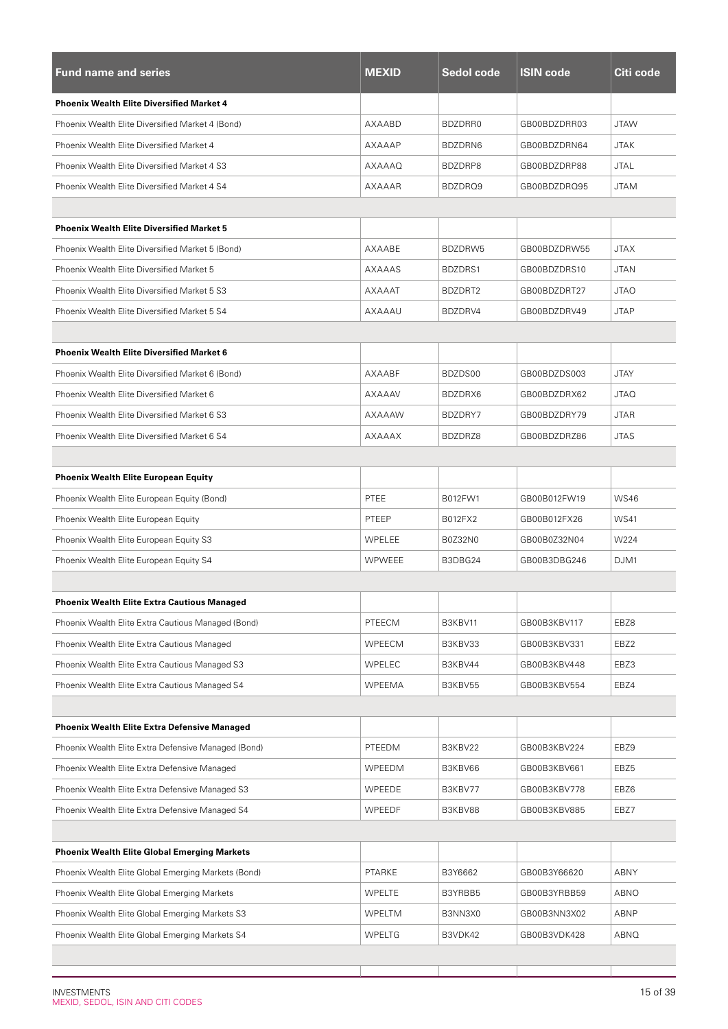| Fund name and series | MEXID | Sedol code | ISIN code | Citi code |
|---|---|---|---|---|
| **Phoenix Wealth Elite Diversified Market 4** | | | | |
| Phoenix Wealth Elite Diversified Market 4 (Bond) | AXAABD | BDZDRR0 | GB00BDZDRR03 | JTAW |
| Phoenix Wealth Elite Diversified Market 4 | AXAAAP | BDZDRN6 | GB00BDZDRN64 | JTAK |
| Phoenix Wealth Elite Diversified Market 4 S3 | AXAAAQ | BDZDRP8 | GB00BDZDRP88 | JTAL |
| Phoenix Wealth Elite Diversified Market 4 S4 | AXAAAR | BDZDRQ9 | GB00BDZDRQ95 | JTAM |
| | | | | |
| **Phoenix Wealth Elite Diversified Market 5** | | | | |
| Phoenix Wealth Elite Diversified Market 5 (Bond) | AXAABE | BDZDRW5 | GB00BDZDRW55 | JTAX |
| Phoenix Wealth Elite Diversified Market 5 | AXAAAS | BDZDRS1 | GB00BDZDRS10 | JTAN |
| Phoenix Wealth Elite Diversified Market 5 S3 | AXAAAT | BDZDRT2 | GB00BDZDRT27 | JTAO |
| Phoenix Wealth Elite Diversified Market 5 S4 | AXAAAU | BDZDRV4 | GB00BDZDRV49 | JTAP |
| | | | | |
| **Phoenix Wealth Elite Diversified Market 6** | | | | |
| Phoenix Wealth Elite Diversified Market 6 (Bond) | AXAABF | BDZDS00 | GB00BDZDS003 | JTAY |
| Phoenix Wealth Elite Diversified Market 6 | AXAAAV | BDZDRX6 | GB00BDZDRX62 | JTAQ |
| Phoenix Wealth Elite Diversified Market 6 S3 | AXAAAW | BDZDRY7 | GB00BDZDRY79 | JTAR |
| Phoenix Wealth Elite Diversified Market 6 S4 | AXAAAX | BDZDRZ8 | GB00BDZDRZ86 | JTAS |
| | | | | |
| **Phoenix Wealth Elite European Equity** | | | | |
| Phoenix Wealth Elite European Equity (Bond) | PTEE | B012FW1 | GB00B012FW19 | WS46 |
| Phoenix Wealth Elite European Equity | PTEEP | B012FX2 | GB00B012FX26 | WS41 |
| Phoenix Wealth Elite European Equity S3 | WPELEE | B0Z32N0 | GB00B0Z32N04 | W224 |
| Phoenix Wealth Elite European Equity S4 | WPWEEE | B3DBG24 | GB00B3DBG246 | DJM1 |
| | | | | |
| **Phoenix Wealth Elite Extra Cautious Managed** | | | | |
| Phoenix Wealth Elite Extra Cautious Managed (Bond) | PTEECM | B3KBV11 | GB00B3KBV117 | EBZ8 |
| Phoenix Wealth Elite Extra Cautious Managed | WPEECM | B3KBV33 | GB00B3KBV331 | EBZ2 |
| Phoenix Wealth Elite Extra Cautious Managed S3 | WPELEC | B3KBV44 | GB00B3KBV448 | EBZ3 |
| Phoenix Wealth Elite Extra Cautious Managed S4 | WPEEMA | B3KBV55 | GB00B3KBV554 | EBZ4 |
| | | | | |
| **Phoenix Wealth Elite Extra Defensive Managed** | | | | |
| Phoenix Wealth Elite Extra Defensive Managed (Bond) | PTEEDM | B3KBV22 | GB00B3KBV224 | EBZ9 |
| Phoenix Wealth Elite Extra Defensive Managed | WPEEDM | B3KBV66 | GB00B3KBV661 | EBZ5 |
| Phoenix Wealth Elite Extra Defensive Managed S3 | WPEEDE | B3KBV77 | GB00B3KBV778 | EBZ6 |
| Phoenix Wealth Elite Extra Defensive Managed S4 | WPEEDF | B3KBV88 | GB00B3KBV885 | EBZ7 |
| | | | | |
| **Phoenix Wealth Elite Global Emerging Markets** | | | | |
| Phoenix Wealth Elite Global Emerging Markets (Bond) | PTARKE | B3Y6662 | GB00B3Y66620 | ABNY |
| Phoenix Wealth Elite Global Emerging Markets | WPELTE | B3YRBB5 | GB00B3YRBB59 | ABNO |
| Phoenix Wealth Elite Global Emerging Markets S3 | WPELTM | B3NN3X0 | GB00B3NN3X02 | ABNP |
| Phoenix Wealth Elite Global Emerging Markets S4 | WPELTG | B3VDK42 | GB00B3VDK428 | ABNQ |

INVESTMENTS
MEXID, SEDOL, ISIN AND CITI CODES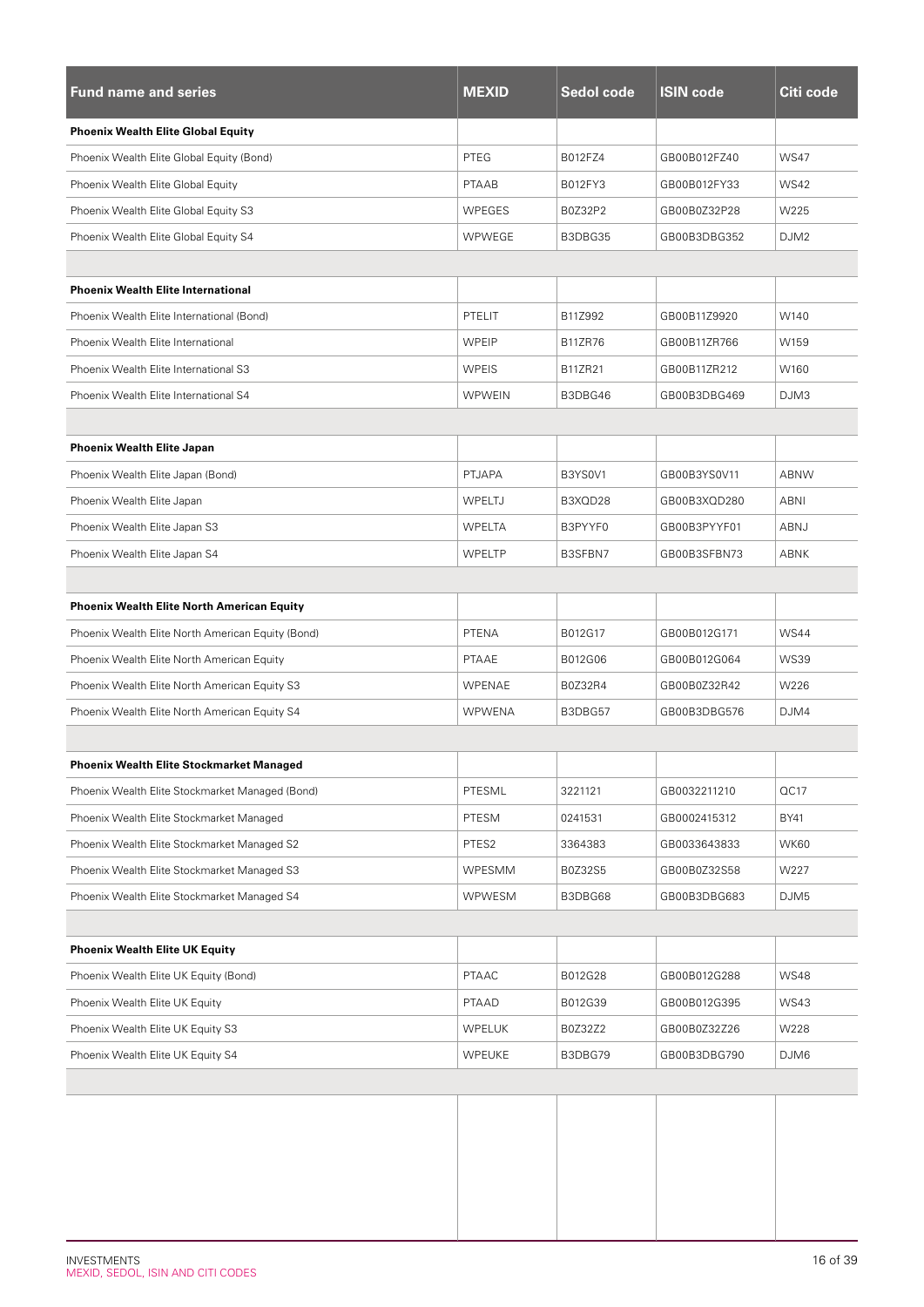| Fund name and series | MEXID | Sedol code | ISIN code | Citi code |
|---|---|---|---|---|
| **Phoenix Wealth Elite Global Equity** | | | | |
| Phoenix Wealth Elite Global Equity (Bond) | PTEG | B012FZ4 | GB00B012FZ40 | WS47 |
| Phoenix Wealth Elite Global Equity | PTAAB | B012FY3 | GB00B012FY33 | WS42 |
| Phoenix Wealth Elite Global Equity S3 | WPEGES | B0Z32P2 | GB00B0Z32P28 | W225 |
| Phoenix Wealth Elite Global Equity S4 | WPWEGE | B3DBG35 | GB00B3DBG352 | DJM2 |
| | | | | |
| **Phoenix Wealth Elite International** | | | | |
| Phoenix Wealth Elite International (Bond) | PTELIT | B11Z992 | GB00B11Z9920 | W140 |
| Phoenix Wealth Elite International | WPEIP | B11ZR76 | GB00B11ZR766 | W159 |
| Phoenix Wealth Elite International S3 | WPEIS | B11ZR21 | GB00B11ZR212 | W160 |
| Phoenix Wealth Elite International S4 | WPWEIN | B3DBG46 | GB00B3DBG469 | DJM3 |
| | | | | |
| **Phoenix Wealth Elite Japan** | | | | |
| Phoenix Wealth Elite Japan (Bond) | PTJAPA | B3YS0V1 | GB00B3YS0V11 | ABNW |
| Phoenix Wealth Elite Japan | WPELTJ | B3XQD28 | GB00B3XQD280 | ABNI |
| Phoenix Wealth Elite Japan S3 | WPELTA | B3PYYF0 | GB00B3PYYF01 | ABNJ |
| Phoenix Wealth Elite Japan S4 | WPELTP | B3SFBN7 | GB00B3SFBN73 | ABNK |
| | | | | |
| **Phoenix Wealth Elite North American Equity** | | | | |
| Phoenix Wealth Elite North American Equity (Bond) | PTENA | B012G17 | GB00B012G171 | WS44 |
| Phoenix Wealth Elite North American Equity | PTAAE | B012G06 | GB00B012G064 | WS39 |
| Phoenix Wealth Elite North American Equity S3 | WPENAE | B0Z32R4 | GB00B0Z32R42 | W226 |
| Phoenix Wealth Elite North American Equity S4 | WPWENA | B3DBG57 | GB00B3DBG576 | DJM4 |
| | | | | |
| **Phoenix Wealth Elite Stockmarket Managed** | | | | |
| Phoenix Wealth Elite Stockmarket Managed (Bond) | PTESML | 3221121 | GB0032211210 | QC17 |
| Phoenix Wealth Elite Stockmarket Managed | PTESM | 0241531 | GB0002415312 | BY41 |
| Phoenix Wealth Elite Stockmarket Managed S2 | PTES2 | 3364383 | GB0033643833 | WK60 |
| Phoenix Wealth Elite Stockmarket Managed S3 | WPESMM | B0Z32S5 | GB00B0Z32S58 | W227 |
| Phoenix Wealth Elite Stockmarket Managed S4 | WPWESM | B3DBG68 | GB00B3DBG683 | DJM5 |
| | | | | |
| **Phoenix Wealth Elite UK Equity** | | | | |
| Phoenix Wealth Elite UK Equity (Bond) | PTAAC | B012G28 | GB00B012G288 | WS48 |
| Phoenix Wealth Elite UK Equity | PTAAD | B012G39 | GB00B012G395 | WS43 |
| Phoenix Wealth Elite UK Equity S3 | WPELUK | B0Z32Z2 | GB00B0Z32Z26 | W228 |
| Phoenix Wealth Elite UK Equity S4 | WPEUKE | B3DBG79 | GB00B3DBG790 | DJM6 |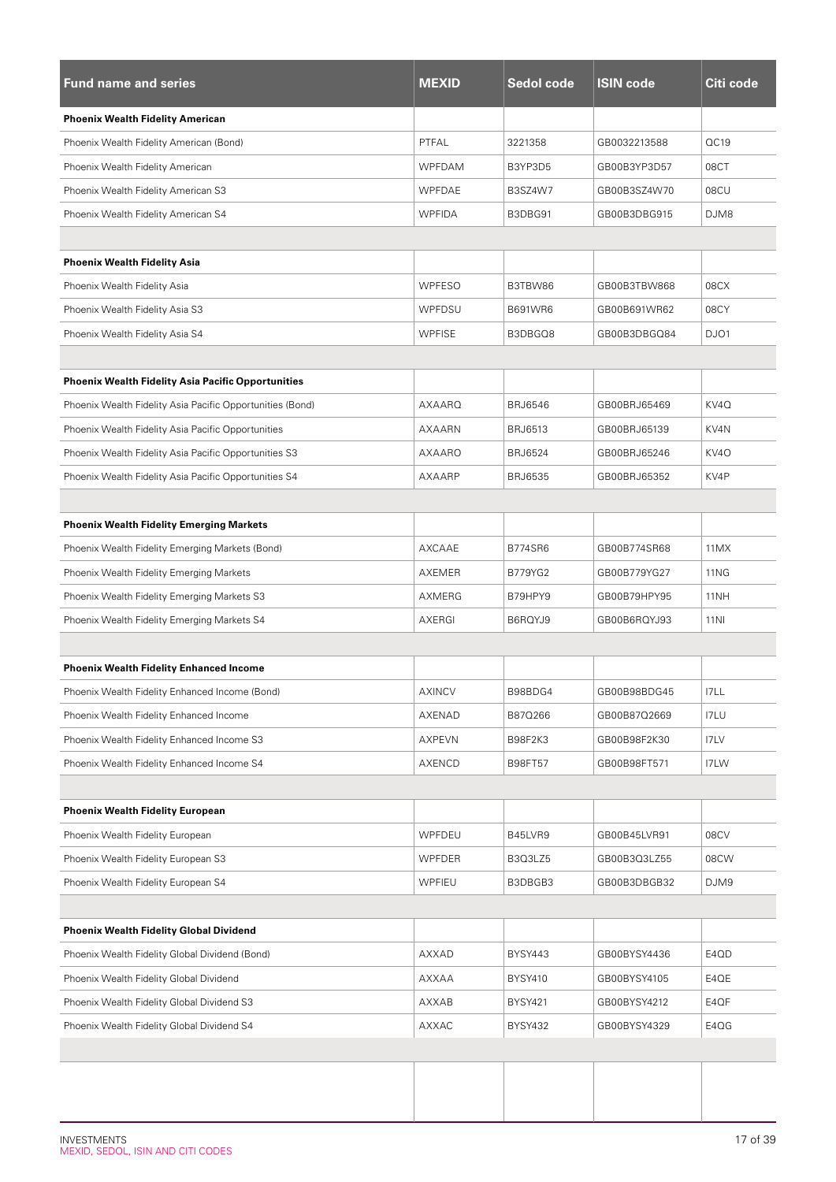| Fund name and series | MEXID | Sedol code | ISIN code | Citi code |
|---|---|---|---|---|
| **Phoenix Wealth Fidelity American** | | | | |
| Phoenix Wealth Fidelity American (Bond) | PTFAL | 3221358 | GB0032213588 | QC19 |
| Phoenix Wealth Fidelity American | WPFDAM | B3YP3D5 | GB00B3YP3D57 | 08CT |
| Phoenix Wealth Fidelity American S3 | WPFDAE | B3SZ4W7 | GB00B3SZ4W70 | 08CU |
| Phoenix Wealth Fidelity American S4 | WPFIDA | B3DBG91 | GB00B3DBG915 | DJM8 |
| | | | | |
| **Phoenix Wealth Fidelity Asia** | | | | |
| Phoenix Wealth Fidelity Asia | WPFESO | B3TBW86 | GB00B3TBW868 | 08CX |
| Phoenix Wealth Fidelity Asia S3 | WPFDSU | B691WR6 | GB00B691WR62 | 08CY |
| Phoenix Wealth Fidelity Asia S4 | WPFISE | B3DBGQ8 | GB00B3DBGQ84 | DJO1 |
| | | | | |
| **Phoenix Wealth Fidelity Asia Pacific Opportunities** | | | | |
| Phoenix Wealth Fidelity Asia Pacific Opportunities (Bond) | AXAARQ | BRJ6546 | GB00BRJ65469 | KV4Q |
| Phoenix Wealth Fidelity Asia Pacific Opportunities | AXAARN | BRJ6513 | GB00BRJ65139 | KV4N |
| Phoenix Wealth Fidelity Asia Pacific Opportunities S3 | AXAARO | BRJ6524 | GB00BRJ65246 | KV4O |
| Phoenix Wealth Fidelity Asia Pacific Opportunities S4 | AXAARP | BRJ6535 | GB00BRJ65352 | KV4P |
| | | | | |
| **Phoenix Wealth Fidelity Emerging Markets** | | | | |
| Phoenix Wealth Fidelity Emerging Markets (Bond) | AXCAAE | B774SR6 | GB00B774SR68 | 11MX |
| Phoenix Wealth Fidelity Emerging Markets | AXEMER | B779YG2 | GB00B779YG27 | 11NG |
| Phoenix Wealth Fidelity Emerging Markets S3 | AXMERG | B79HPY9 | GB00B79HPY95 | 11NH |
| Phoenix Wealth Fidelity Emerging Markets S4 | AXERGI | B6RQYJ9 | GB00B6RQYJ93 | 11NI |
| | | | | |
| **Phoenix Wealth Fidelity Enhanced Income** | | | | |
| Phoenix Wealth Fidelity Enhanced Income (Bond) | AXINCV | B98BDG4 | GB00B98BDG45 | I7LL |
| Phoenix Wealth Fidelity Enhanced Income | AXENAD | B87Q266 | GB00B87Q2669 | I7LU |
| Phoenix Wealth Fidelity Enhanced Income S3 | AXPEVN | B98F2K3 | GB00B98F2K30 | I7LV |
| Phoenix Wealth Fidelity Enhanced Income S4 | AXENCD | B98FT57 | GB00B98FT571 | I7LW |
| | | | | |
| **Phoenix Wealth Fidelity European** | | | | |
| Phoenix Wealth Fidelity European | WPFDEU | B45LVR9 | GB00B45LVR91 | 08CV |
| Phoenix Wealth Fidelity European S3 | WPFDER | B3Q3LZ5 | GB00B3Q3LZ55 | 08CW |
| Phoenix Wealth Fidelity European S4 | WPFIEU | B3DBGB3 | GB00B3DBGB32 | DJM9 |
| | | | | |
| **Phoenix Wealth Fidelity Global Dividend** | | | | |
| Phoenix Wealth Fidelity Global Dividend (Bond) | AXXAD | BYSY443 | GB00BYSY4436 | E4QD |
| Phoenix Wealth Fidelity Global Dividend | AXXAA | BYSY410 | GB00BYSY4105 | E4QE |
| Phoenix Wealth Fidelity Global Dividend S3 | AXXAB | BYSY421 | GB00BYSY4212 | E4QF |
| Phoenix Wealth Fidelity Global Dividend S4 | AXXAC | BYSY432 | GB00BYSY4329 | E4QG |

INVESTMENTS
MEXID, SEDOL, ISIN AND CITI CODES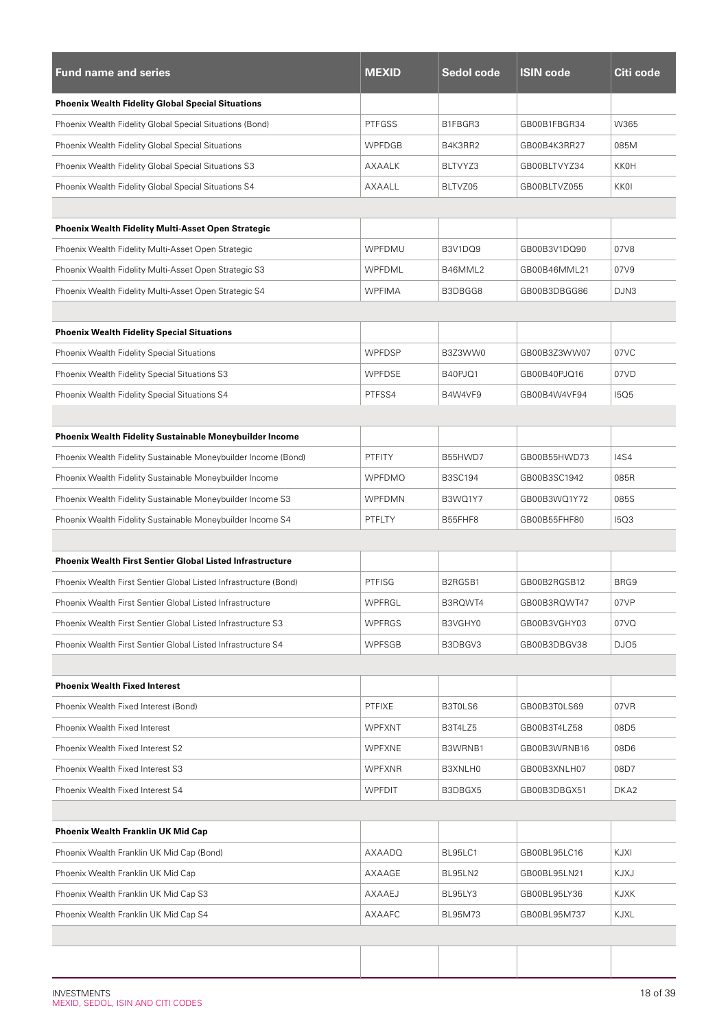| Fund name and series | MEXID | Sedol code | ISIN code | Citi code |
|---|---|---|---|---|
| **Phoenix Wealth Fidelity Global Special Situations** | | | | |
| Phoenix Wealth Fidelity Global Special Situations (Bond) | PTFGSS | B1FBGR3 | GB00B1FBGR34 | W365 |
| Phoenix Wealth Fidelity Global Special Situations | WPFDGB | B4K3RR2 | GB00B4K3RR27 | 085M |
| Phoenix Wealth Fidelity Global Special Situations S3 | AXAALK | BLTVYZ3 | GB00BLTVYZ34 | KK0H |
| Phoenix Wealth Fidelity Global Special Situations S4 | AXAALL | BLTVZ05 | GB00BLTVZ055 | KK0I |
| | | | | |
| **Phoenix Wealth Fidelity Multi-Asset Open Strategic** | | | | |
| Phoenix Wealth Fidelity Multi-Asset Open Strategic | WPFDMU | B3V1DQ9 | GB00B3V1DQ90 | 07V8 |
| Phoenix Wealth Fidelity Multi-Asset Open Strategic S3 | WPFDML | B46MML2 | GB00B46MML21 | 07V9 |
| Phoenix Wealth Fidelity Multi-Asset Open Strategic S4 | WPFIMA | B3DBGG8 | GB00B3DBGG86 | DJN3 |
| | | | | |
| **Phoenix Wealth Fidelity Special Situations** | | | | |
| Phoenix Wealth Fidelity Special Situations | WPFDSP | B3Z3WW0 | GB00B3Z3WW07 | 07VC |
| Phoenix Wealth Fidelity Special Situations S3 | WPFDSE | B40PJQ1 | GB00B40PJQ16 | 07VD |
| Phoenix Wealth Fidelity Special Situations S4 | PTFSS4 | B4W4VF9 | GB00B4W4VF94 | I5Q5 |
| | | | | |
| **Phoenix Wealth Fidelity Sustainable Moneybuilder Income** | | | | |
| Phoenix Wealth Fidelity Sustainable Moneybuilder Income (Bond) | PTFITY | B55HWD7 | GB00B55HWD73 | I4S4 |
| Phoenix Wealth Fidelity Sustainable Moneybuilder Income | WPFDMO | B3SC194 | GB00B3SC1942 | 085R |
| Phoenix Wealth Fidelity Sustainable Moneybuilder Income S3 | WPFDMN | B3WQ1Y7 | GB00B3WQ1Y72 | 085S |
| Phoenix Wealth Fidelity Sustainable Moneybuilder Income S4 | PTFLTY | B55FHF8 | GB00B55FHF80 | I5Q3 |
| | | | | |
| **Phoenix Wealth First Sentier Global Listed Infrastructure** | | | | |
| Phoenix Wealth First Sentier Global Listed Infrastructure (Bond) | PTFISG | B2RGSB1 | GB00B2RGSB12 | BRG9 |
| Phoenix Wealth First Sentier Global Listed Infrastructure | WPFRGL | B3RQWT4 | GB00B3RQWT47 | 07VP |
| Phoenix Wealth First Sentier Global Listed Infrastructure S3 | WPFRGS | B3VGHY0 | GB00B3VGHY03 | 07VQ |
| Phoenix Wealth First Sentier Global Listed Infrastructure S4 | WPFSGB | B3DBGV3 | GB00B3DBGV38 | DJO5 |
| | | | | |
| **Phoenix Wealth Fixed Interest** | | | | |
| Phoenix Wealth Fixed Interest (Bond) | PTFIXE | B3T0LS6 | GB00B3T0LS69 | 07VR |
| Phoenix Wealth Fixed Interest | WPFXNT | B3T4LZ5 | GB00B3T4LZ58 | 08D5 |
| Phoenix Wealth Fixed Interest S2 | WPFXNE | B3WRNB1 | GB00B3WRNB16 | 08D6 |
| Phoenix Wealth Fixed Interest S3 | WPFXNR | B3XNLH0 | GB00B3XNLH07 | 08D7 |
| Phoenix Wealth Fixed Interest S4 | WPFDIT | B3DBGX5 | GB00B3DBGX51 | DKA2 |
| | | | | |
| **Phoenix Wealth Franklin UK Mid Cap** | | | | |
| Phoenix Wealth Franklin UK Mid Cap (Bond) | AXAADQ | BL95LC1 | GB00BL95LC16 | KJXI |
| Phoenix Wealth Franklin UK Mid Cap | AXAAGE | BL95LN2 | GB00BL95LN21 | KJXJ |
| Phoenix Wealth Franklin UK Mid Cap S3 | AXAAEJ | BL95LY3 | GB00BL95LY36 | KJXK |
| Phoenix Wealth Franklin UK Mid Cap S4 | AXAAFC | BL95M73 | GB00BL95M737 | KJXL |

INVESTMENTS
MEXID, SEDOL, ISIN AND CITI CODES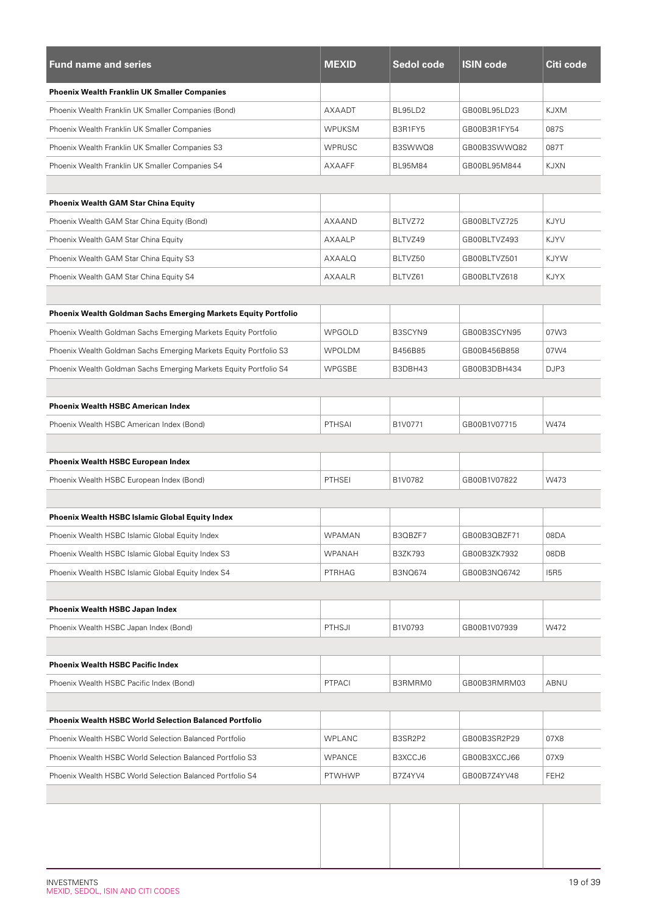| Fund name and series | MEXID | Sedol code | ISIN code | Citi code |
|---|---|---|---|---|
| **Phoenix Wealth Franklin UK Smaller Companies** | | | | |
| Phoenix Wealth Franklin UK Smaller Companies (Bond) | AXAADT | BL95LD2 | GB00BL95LD23 | KJXM |
| Phoenix Wealth Franklin UK Smaller Companies | WPUKSM | B3R1FY5 | GB00B3R1FY54 | 087S |
| Phoenix Wealth Franklin UK Smaller Companies S3 | WPRUSC | B3SWWQ8 | GB00B3SWWQ82 | 087T |
| Phoenix Wealth Franklin UK Smaller Companies S4 | AXAAFF | BL95M84 | GB00BL95M844 | KJXN |
| | | | | |
| **Phoenix Wealth GAM Star China Equity** | | | | |
| Phoenix Wealth GAM Star China Equity (Bond) | AXAAND | BLTVZ72 | GB00BLTVZ725 | KJYU |
| Phoenix Wealth GAM Star China Equity | AXAALP | BLTVZ49 | GB00BLTVZ493 | KJYV |
| Phoenix Wealth GAM Star China Equity S3 | AXAALQ | BLTVZ50 | GB00BLTVZ501 | KJYW |
| Phoenix Wealth GAM Star China Equity S4 | AXAALR | BLTVZ61 | GB00BLTVZ618 | KJYX |
| | | | | |
| **Phoenix Wealth Goldman Sachs Emerging Markets Equity Portfolio** | | | | |
| Phoenix Wealth Goldman Sachs Emerging Markets Equity Portfolio | WPGOLD | B3SCYN9 | GB00B3SCYN95 | 07W3 |
| Phoenix Wealth Goldman Sachs Emerging Markets Equity Portfolio S3 | WPOLDM | B456B85 | GB00B456B858 | 07W4 |
| Phoenix Wealth Goldman Sachs Emerging Markets Equity Portfolio S4 | WPGSBE | B3DBH43 | GB00B3DBH434 | DJP3 |
| | | | | |
| **Phoenix Wealth HSBC American Index** | | | | |
| Phoenix Wealth HSBC American Index (Bond) | PTHSAI | B1V0771 | GB00B1V07715 | W474 |
| | | | | |
| **Phoenix Wealth HSBC European Index** | | | | |
| Phoenix Wealth HSBC European Index (Bond) | PTHSEI | B1V0782 | GB00B1V07822 | W473 |
| | | | | |
| **Phoenix Wealth HSBC Islamic Global Equity Index** | | | | |
| Phoenix Wealth HSBC Islamic Global Equity Index | WPAMAN | B3QBZF7 | GB00B3QBZF71 | 08DA |
| Phoenix Wealth HSBC Islamic Global Equity Index S3 | WPANAH | B3ZK793 | GB00B3ZK7932 | 08DB |
| Phoenix Wealth HSBC Islamic Global Equity Index S4 | PTRHAG | B3NQ674 | GB00B3NQ6742 | I5R5 |
| | | | | |
| **Phoenix Wealth HSBC Japan Index** | | | | |
| Phoenix Wealth HSBC Japan Index (Bond) | PTHSJI | B1V0793 | GB00B1V07939 | W472 |
| | | | | |
| **Phoenix Wealth HSBC Pacific Index** | | | | |
| Phoenix Wealth HSBC Pacific Index (Bond) | PTPACI | B3RMRM0 | GB00B3RMRM03 | ABNU |
| | | | | |
| **Phoenix Wealth HSBC World Selection Balanced Portfolio** | | | | |
| Phoenix Wealth HSBC World Selection Balanced Portfolio | WPLANC | B3SR2P2 | GB00B3SR2P29 | 07X8 |
| Phoenix Wealth HSBC World Selection Balanced Portfolio S3 | WPANCE | B3XCCJ6 | GB00B3XCCJ66 | 07X9 |
| Phoenix Wealth HSBC World Selection Balanced Portfolio S4 | PTWHWP | B7Z4YV4 | GB00B7Z4YV48 | FEH2 |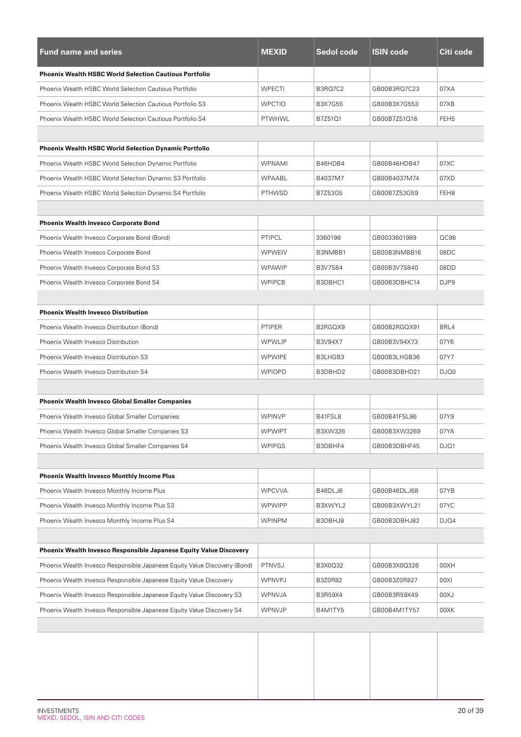| Fund name and series | MEXID | Sedol code | ISIN code | Citi code |
|---|---|---|---|---|
| **Phoenix Wealth HSBC World Selection Cautious Portfolio** | | | | |
| Phoenix Wealth HSBC World Selection Cautious Portfolio | WPECTI | B3RQ7C2 | GB00B3RQ7C23 | 07XA |
| Phoenix Wealth HSBC World Selection Cautious Portfolio S3 | WPCTIO | B3X7G55 | GB00B3X7G553 | 07XB |
| Phoenix Wealth HSBC World Selection Cautious Portfolio S4 | PTWHWL | B7Z51Q1 | GB00B7Z51Q18 | FEH5 |
| | | | | |
| **Phoenix Wealth HSBC World Selection Dynamic Portfolio** | | | | |
| Phoenix Wealth HSBC World Selection Dynamic Portfolio | WPNAMI | B46HDB4 | GB00B46HDB47 | 07XC |
| Phoenix Wealth HSBC World Selection Dynamic S3 Portfolio | WPAABL | B4037M7 | GB00B4037M74 | 07XD |
| Phoenix Wealth HSBC World Selection Dynamic S4 Portfolio | PTHWSD | B7Z53G5 | GB00B7Z53G59 | FEH8 |
| | | | | |
| **Phoenix Wealth Invesco Corporate Bond** | | | | |
| Phoenix Wealth Invesco Corporate Bond (Bond) | PTIPCL | 3360198 | GB0033601989 | QC98 |
| Phoenix Wealth Invesco Corporate Bond | WPWEIV | B3NMBB1 | GB00B3NMBB16 | 08DC |
| Phoenix Wealth Invesco Corporate Bond S3 | WPAWIP | B3V7S84 | GB00B3V7S840 | 08DD |
| Phoenix Wealth Invesco Corporate Bond S4 | WPIPCB | B3DBHC1 | GB00B3DBHC14 | DJP9 |
| | | | | |
| **Phoenix Wealth Invesco Distribution** | | | | |
| Phoenix Wealth Invesco Distribution (Bond) | PTIPER | B2RGQX9 | GB00B2RGQX91 | BRL4 |
| Phoenix Wealth Invesco Distribution | WPWLIP | B3V94X7 | GB00B3V94X73 | 07Y6 |
| Phoenix Wealth Invesco Distribution S3 | WPWIPE | B3LHGB3 | GB00B3LHGB36 | 07Y7 |
| Phoenix Wealth Invesco Distribution S4 | WPIOPD | B3DBHD2 | GB00B3DBHD21 | DJQ0 |
| | | | | |
| **Phoenix Wealth Invesco Global Smaller Companies** | | | | |
| Phoenix Wealth Invesco Global Smaller Companies | WPINVP | B41FSL8 | GB00B41FSL86 | 07Y9 |
| Phoenix Wealth Invesco Global Smaller Companies S3 | WPWIPT | B3XW326 | GB00B3XW3269 | 07YA |
| Phoenix Wealth Invesco Global Smaller Companies S4 | WPIPGS | B3DBHF4 | GB00B3DBHF45 | DJQ1 |
| | | | | |
| **Phoenix Wealth Invesco Monthly Income Plus** | | | | |
| Phoenix Wealth Invesco Monthly Income Plus | WPCVVA | B46DLJ6 | GB00B46DLJ68 | 07YB |
| Phoenix Wealth Invesco Monthly Income Plus S3 | WPWIPP | B3XWYL2 | GB00B3XWYL21 | 07YC |
| Phoenix Wealth Invesco Monthly Income Plus S4 | WPINPM | B3DBHJ8 | GB00B3DBHJ82 | DJQ4 |
| | | | | |
| **Phoenix Wealth Invesco Responsible Japanese Equity Value Discovery** | | | | |
| Phoenix Wealth Invesco Responsible Japanese Equity Value Discovery (Bond) | PTNVSJ | B3X0Q32 | GB00B3X0Q326 | 00XH |
| Phoenix Wealth Invesco Responsible Japanese Equity Value Discovery | WPNVPJ | B3Z0R82 | GB00B3Z0R827 | 00XI |
| Phoenix Wealth Invesco Responsible Japanese Equity Value Discovery S3 | WPNVJA | B3R59X4 | GB00B3R59X49 | 00XJ |
| Phoenix Wealth Invesco Responsible Japanese Equity Value Discovery S4 | WPNVJP | B4M1TY5 | GB00B4M1TY57 | 00XK |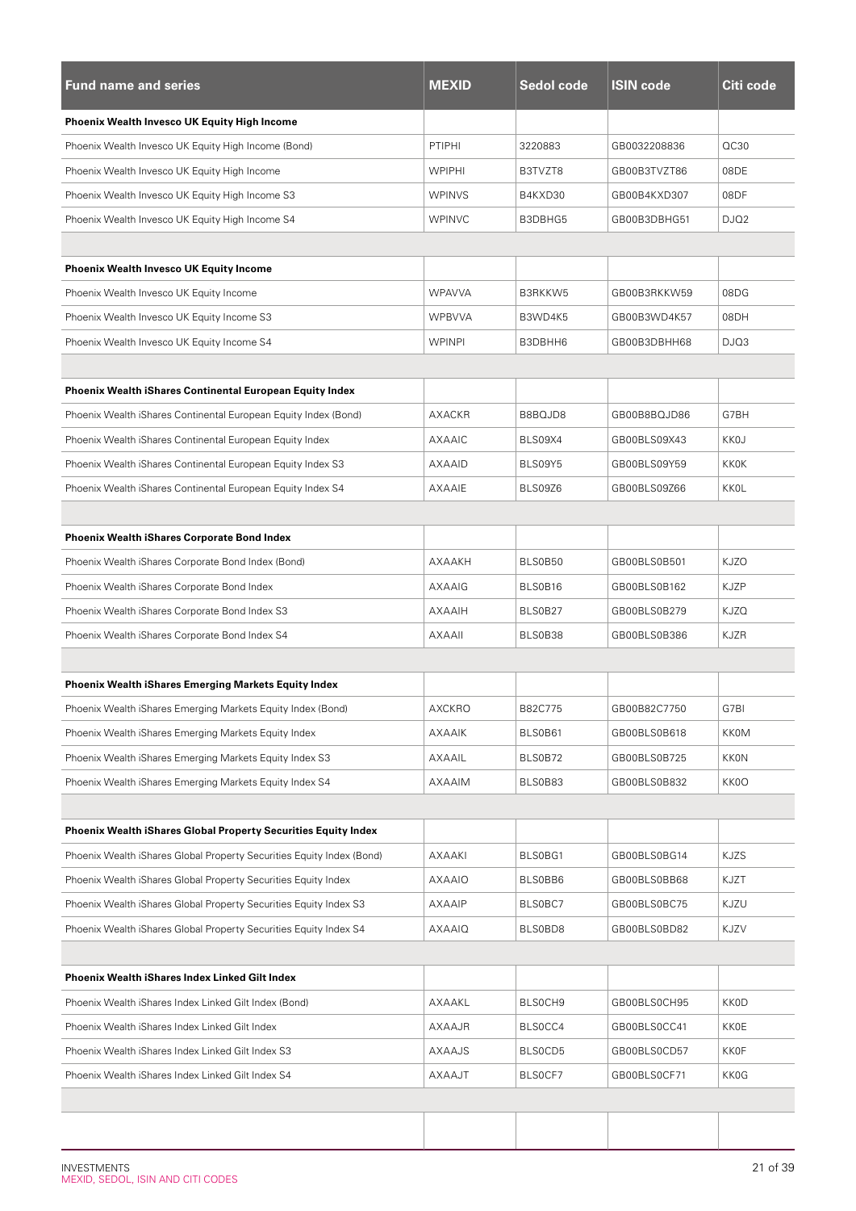| Fund name and series | MEXID | Sedol code | ISIN code | Citi code |
|---|---|---|---|---|
| **Phoenix Wealth Invesco UK Equity High Income** | | | | |
| Phoenix Wealth Invesco UK Equity High Income (Bond) | PTIPHI | 3220883 | GB0032208836 | QC30 |
| Phoenix Wealth Invesco UK Equity High Income | WPIPHI | B3TVZT8 | GB00B3TVZT86 | 08DE |
| Phoenix Wealth Invesco UK Equity High Income S3 | WPINVS | B4KXD30 | GB00B4KXD307 | 08DF |
| Phoenix Wealth Invesco UK Equity High Income S4 | WPINVC | B3DBHG5 | GB00B3DBHG51 | DJQ2 |
| | | | | |
| **Phoenix Wealth Invesco UK Equity Income** | | | | |
| Phoenix Wealth Invesco UK Equity Income | WPAVVA | B3RKKW5 | GB00B3RKKW59 | 08DG |
| Phoenix Wealth Invesco UK Equity Income S3 | WPBVVA | B3WD4K5 | GB00B3WD4K57 | 08DH |
| Phoenix Wealth Invesco UK Equity Income S4 | WPINPI | B3DBHH6 | GB00B3DBHH68 | DJQ3 |
| | | | | |
| **Phoenix Wealth iShares Continental European Equity Index** | | | | |
| Phoenix Wealth iShares Continental European Equity Index (Bond) | AXACKR | B8BQJD8 | GB00B8BQJD86 | G7BH |
| Phoenix Wealth iShares Continental European Equity Index | AXAAIC | BLS09X4 | GB00BLS09X43 | KK0J |
| Phoenix Wealth iShares Continental European Equity Index S3 | AXAAID | BLS09Y5 | GB00BLS09Y59 | KK0K |
| Phoenix Wealth iShares Continental European Equity Index S4 | AXAAIE | BLS09Z6 | GB00BLS09Z66 | KK0L |
| | | | | |
| **Phoenix Wealth iShares Corporate Bond Index** | | | | |
| Phoenix Wealth iShares Corporate Bond Index (Bond) | AXAAKH | BLS0B50 | GB00BLS0B501 | KJZO |
| Phoenix Wealth iShares Corporate Bond Index | AXAAIG | BLS0B16 | GB00BLS0B162 | KJZP |
| Phoenix Wealth iShares Corporate Bond Index S3 | AXAAIH | BLS0B27 | GB00BLS0B279 | KJZQ |
| Phoenix Wealth iShares Corporate Bond Index S4 | AXAAII | BLS0B38 | GB00BLS0B386 | KJZR |
| | | | | |
| **Phoenix Wealth iShares Emerging Markets Equity Index** | | | | |
| Phoenix Wealth iShares Emerging Markets Equity Index (Bond) | AXCKRO | B82C775 | GB00B82C7750 | G7BI |
| Phoenix Wealth iShares Emerging Markets Equity Index | AXAAIK | BLS0B61 | GB00BLS0B618 | KK0M |
| Phoenix Wealth iShares Emerging Markets Equity Index S3 | AXAAIL | BLS0B72 | GB00BLS0B725 | KK0N |
| Phoenix Wealth iShares Emerging Markets Equity Index S4 | AXAAIM | BLS0B83 | GB00BLS0B832 | KK0O |
| | | | | |
| **Phoenix Wealth iShares Global Property Securities Equity Index** | | | | |
| Phoenix Wealth iShares Global Property Securities Equity Index (Bond) | AXAAKI | BLS0BG1 | GB00BLS0BG14 | KJZS |
| Phoenix Wealth iShares Global Property Securities Equity Index | AXAAIO | BLS0BB6 | GB00BLS0BB68 | KJZT |
| Phoenix Wealth iShares Global Property Securities Equity Index S3 | AXAAIP | BLS0BC7 | GB00BLS0BC75 | KJZU |
| Phoenix Wealth iShares Global Property Securities Equity Index S4 | AXAAIQ | BLS0BD8 | GB00BLS0BD82 | KJZV |
| | | | | |
| **Phoenix Wealth iShares Index Linked Gilt Index** | | | | |
| Phoenix Wealth iShares Index Linked Gilt Index (Bond) | AXAAKL | BLS0CH9 | GB00BLS0CH95 | KK0D |
| Phoenix Wealth iShares Index Linked Gilt Index | AXAAJR | BLS0CC4 | GB00BLS0CC41 | KK0E |
| Phoenix Wealth iShares Index Linked Gilt Index S3 | AXAAJS | BLS0CD5 | GB00BLS0CD57 | KK0F |
| Phoenix Wealth iShares Index Linked Gilt Index S4 | AXAAJT | BLS0CF7 | GB00BLS0CF71 | KK0G |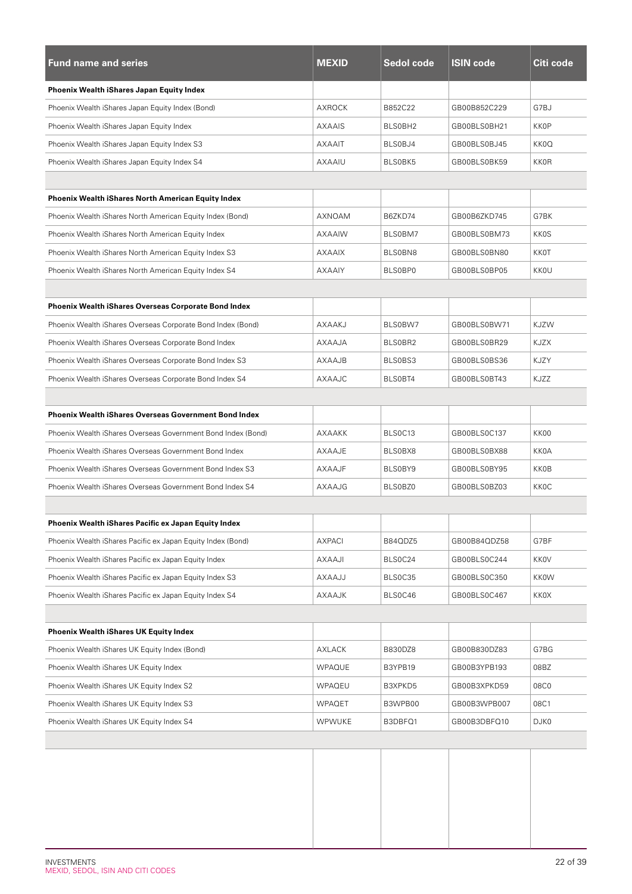| Fund name and series | MEXID | Sedol code | ISIN code | Citi code |
|---|---|---|---|---|
| **Phoenix Wealth iShares Japan Equity Index** | | | | |
| Phoenix Wealth iShares Japan Equity Index (Bond) | AXROCK | B852C22 | GB00B852C229 | G7BJ |
| Phoenix Wealth iShares Japan Equity Index | AXAAIS | BLS0BH2 | GB00BLS0BH21 | KK0P |
| Phoenix Wealth iShares Japan Equity Index S3 | AXAAIT | BLS0BJ4 | GB00BLS0BJ45 | KK0Q |
| Phoenix Wealth iShares Japan Equity Index S4 | AXAAIU | BLS0BK5 | GB00BLS0BK59 | KK0R |
| | | | | |
| **Phoenix Wealth iShares North American Equity Index** | | | | |
| Phoenix Wealth iShares North American Equity Index (Bond) | AXNOAM | B6ZKD74 | GB00B6ZKD745 | G7BK |
| Phoenix Wealth iShares North American Equity Index | AXAAIW | BLS0BM7 | GB00BLS0BM73 | KK0S |
| Phoenix Wealth iShares North American Equity Index S3 | AXAAIX | BLS0BN8 | GB00BLS0BN80 | KK0T |
| Phoenix Wealth iShares North American Equity Index S4 | AXAAIY | BLS0BP0 | GB00BLS0BP05 | KK0U |
| | | | | |
| **Phoenix Wealth iShares Overseas Corporate Bond Index** | | | | |
| Phoenix Wealth iShares Overseas Corporate Bond Index (Bond) | AXAAKJ | BLS0BW7 | GB00BLS0BW71 | KJZW |
| Phoenix Wealth iShares Overseas Corporate Bond Index | AXAAJA | BLS0BR2 | GB00BLS0BR29 | KJZX |
| Phoenix Wealth iShares Overseas Corporate Bond Index S3 | AXAAJB | BLS0BS3 | GB00BLS0BS36 | KJZY |
| Phoenix Wealth iShares Overseas Corporate Bond Index S4 | AXAAJC | BLS0BT4 | GB00BLS0BT43 | KJZZ |
| | | | | |
| **Phoenix Wealth iShares Overseas Government Bond Index** | | | | |
| Phoenix Wealth iShares Overseas Government Bond Index (Bond) | AXAAKK | BLS0C13 | GB00BLS0C137 | KK00 |
| Phoenix Wealth iShares Overseas Government Bond Index | AXAAJE | BLS0BX8 | GB00BLS0BX88 | KK0A |
| Phoenix Wealth iShares Overseas Government Bond Index S3 | AXAAJF | BLS0BY9 | GB00BLS0BY95 | KK0B |
| Phoenix Wealth iShares Overseas Government Bond Index S4 | AXAAJG | BLS0BZ0 | GB00BLS0BZ03 | KK0C |
| | | | | |
| **Phoenix Wealth iShares Pacific ex Japan Equity Index** | | | | |
| Phoenix Wealth iShares Pacific ex Japan Equity Index (Bond) | AXPACI | B84QDZ5 | GB00B84QDZ58 | G7BF |
| Phoenix Wealth iShares Pacific ex Japan Equity Index | AXAAJI | BLS0C24 | GB00BLS0C244 | KK0V |
| Phoenix Wealth iShares Pacific ex Japan Equity Index S3 | AXAAJJ | BLS0C35 | GB00BLS0C350 | KK0W |
| Phoenix Wealth iShares Pacific ex Japan Equity Index S4 | AXAAJK | BLS0C46 | GB00BLS0C467 | KK0X |
| | | | | |
| **Phoenix Wealth iShares UK Equity Index** | | | | |
| Phoenix Wealth iShares UK Equity Index (Bond) | AXLACK | B830DZ8 | GB00B830DZ83 | G7BG |
| Phoenix Wealth iShares UK Equity Index | WPAQUE | B3YPB19 | GB00B3YPB193 | 08BZ |
| Phoenix Wealth iShares UK Equity Index S2 | WPAQEU | B3XPKD5 | GB00B3XPKD59 | 08C0 |
| Phoenix Wealth iShares UK Equity Index S3 | WPAQET | B3WPB00 | GB00B3WPB007 | 08C1 |
| Phoenix Wealth iShares UK Equity Index S4 | WPWUKE | B3DBFQ1 | GB00B3DBFQ10 | DJK0 |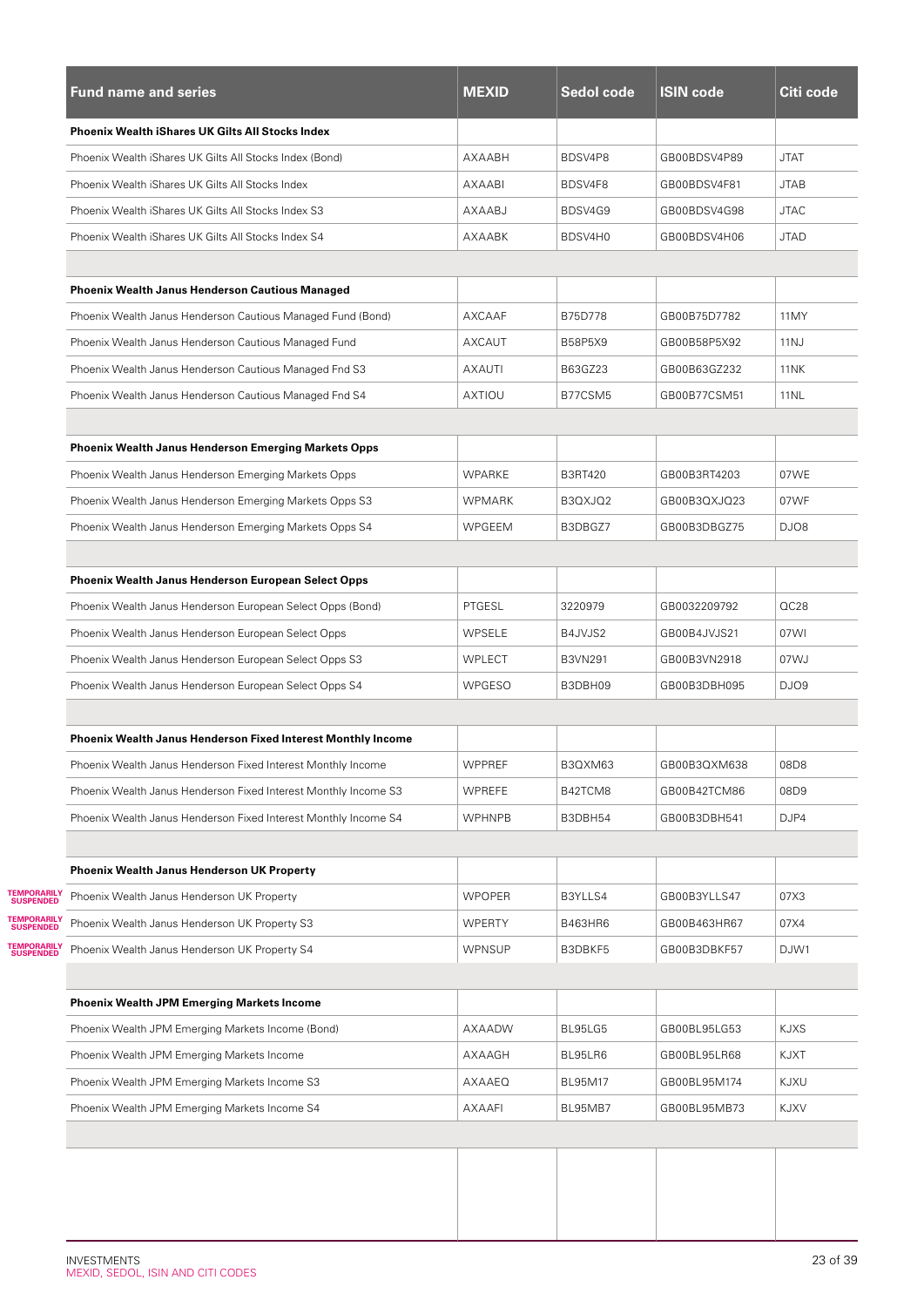| Fund name and series | MEXID | Sedol code | ISIN code | Citi code |
|---|---|---|---|---|
| **Phoenix Wealth iShares UK Gilts All Stocks Index** | | | | |
| Phoenix Wealth iShares UK Gilts All Stocks Index (Bond) | AXAABH | BDSV4P8 | GB00BDSV4P89 | JTAT |
| Phoenix Wealth iShares UK Gilts All Stocks Index | AXAABI | BDSV4F8 | GB00BDSV4F81 | JTAB |
| Phoenix Wealth iShares UK Gilts All Stocks Index S3 | AXAABJ | BDSV4G9 | GB00BDSV4G98 | JTAC |
| Phoenix Wealth iShares UK Gilts All Stocks Index S4 | AXAABK | BDSV4H0 | GB00BDSV4H06 | JTAD |
| | | | | |
| **Phoenix Wealth Janus Henderson Cautious Managed** | | | | |
| Phoenix Wealth Janus Henderson Cautious Managed Fund (Bond) | AXCAAF | B75D778 | GB00B75D7782 | 11MY |
| Phoenix Wealth Janus Henderson Cautious Managed Fund | AXCAUT | B58P5X9 | GB00B58P5X92 | 11NJ |
| Phoenix Wealth Janus Henderson Cautious Managed Fnd S3 | AXAUTI | B63GZ23 | GB00B63GZ232 | 11NK |
| Phoenix Wealth Janus Henderson Cautious Managed Fnd S4 | AXTIOU | B77CSM5 | GB00B77CSM51 | 11NL |
| | | | | |
| **Phoenix Wealth Janus Henderson Emerging Markets Opps** | | | | |
| Phoenix Wealth Janus Henderson Emerging Markets Opps | WPARKE | B3RT420 | GB00B3RT4203 | 07WE |
| Phoenix Wealth Janus Henderson Emerging Markets Opps S3 | WPMARK | B3QXJQ2 | GB00B3QXJQ23 | 07WF |
| Phoenix Wealth Janus Henderson Emerging Markets Opps S4 | WPGEEM | B3DBGZ7 | GB00B3DBGZ75 | DJO8 |
| | | | | |
| **Phoenix Wealth Janus Henderson European Select Opps** | | | | |
| Phoenix Wealth Janus Henderson European Select Opps (Bond) | PTGESL | 3220979 | GB0032209792 | QC28 |
| Phoenix Wealth Janus Henderson European Select Opps | WPSELE | B4JVJS2 | GB00B4JVJS21 | 07WI |
| Phoenix Wealth Janus Henderson European Select Opps S3 | WPLECT | B3VN291 | GB00B3VN2918 | 07WJ |
| Phoenix Wealth Janus Henderson European Select Opps S4 | WPGESO | B3DBH09 | GB00B3DBH095 | DJO9 |
| | | | | |
| **Phoenix Wealth Janus Henderson Fixed Interest Monthly Income** | | | | |
| Phoenix Wealth Janus Henderson Fixed Interest Monthly Income | WPPREF | B3QXM63 | GB00B3QXM638 | 08D8 |
| Phoenix Wealth Janus Henderson Fixed Interest Monthly Income S3 | WPREFE | B42TCM8 | GB00B42TCM86 | 08D9 |
| Phoenix Wealth Janus Henderson Fixed Interest Monthly Income S4 | WPHNPB | B3DBH54 | GB00B3DBH541 | DJP4 |
| | | | | |
| **Phoenix Wealth Janus Henderson UK Property** | | | | |
| TEMPORARILY SUSPENDED Phoenix Wealth Janus Henderson UK Property | WPOPER | B3YLLS4 | GB00B3YLLS47 | 07X3 |
| TEMPORARILY SUSPENDED Phoenix Wealth Janus Henderson UK Property S3 | WPERTY | B463HR6 | GB00B463HR67 | 07X4 |
| TEMPORARILY SUSPENDED Phoenix Wealth Janus Henderson UK Property S4 | WPNSUP | B3DBKF5 | GB00B3DBKF57 | DJW1 |
| | | | | |
| **Phoenix Wealth JPM Emerging Markets Income** | | | | |
| Phoenix Wealth JPM Emerging Markets Income (Bond) | AXAADW | BL95LG5 | GB00BL95LG53 | KJXS |
| Phoenix Wealth JPM Emerging Markets Income | AXAAGH | BL95LR6 | GB00BL95LR68 | KJXT |
| Phoenix Wealth JPM Emerging Markets Income S3 | AXAAEQ | BL95M17 | GB00BL95M174 | KJXU |
| Phoenix Wealth JPM Emerging Markets Income S4 | AXAAFI | BL95MB7 | GB00BL95MB73 | KJXV |

INVESTMENTS
MEXID, SEDOL, ISIN AND CITI CODES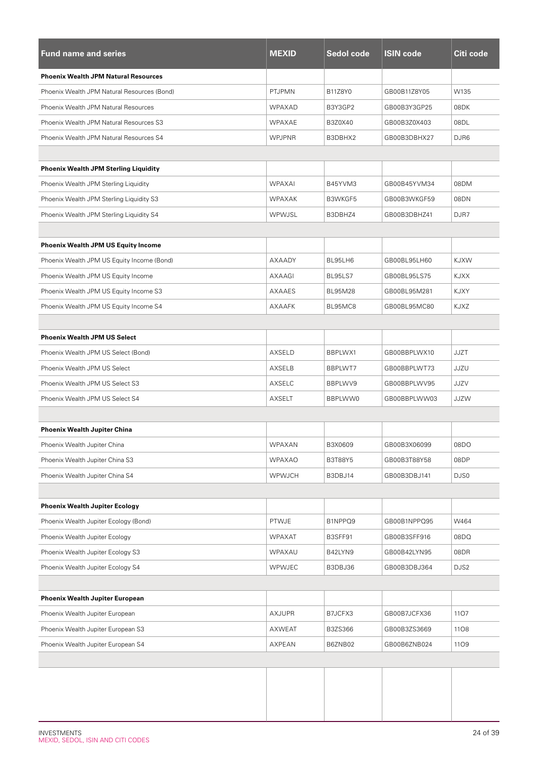| Fund name and series | MEXID | Sedol code | ISIN code | Citi code |
|---|---|---|---|---|
| **Phoenix Wealth JPM Natural Resources** | | | | |
| Phoenix Wealth JPM Natural Resources (Bond) | PTJPMN | B11Z8Y0 | GB00B11Z8Y05 | W135 |
| Phoenix Wealth JPM Natural Resources | WPAXAD | B3Y3GP2 | GB00B3Y3GP25 | 08DK |
| Phoenix Wealth JPM Natural Resources S3 | WPAXAE | B3Z0X40 | GB00B3Z0X403 | 08DL |
| Phoenix Wealth JPM Natural Resources S4 | WPJPNR | B3DBHX2 | GB00B3DBHX27 | DJR6 |
| | | | | |
| **Phoenix Wealth JPM Sterling Liquidity** | | | | |
| Phoenix Wealth JPM Sterling Liquidity | WPAXAI | B45YVM3 | GB00B45YVM34 | 08DM |
| Phoenix Wealth JPM Sterling Liquidity S3 | WPAXAK | B3WKGF5 | GB00B3WKGF59 | 08DN |
| Phoenix Wealth JPM Sterling Liquidity S4 | WPWJSL | B3DBHZ4 | GB00B3DBHZ41 | DJR7 |
| | | | | |
| **Phoenix Wealth JPM US Equity Income** | | | | |
| Phoenix Wealth JPM US Equity Income (Bond) | AXAADY | BL95LH6 | GB00BL95LH60 | KJXW |
| Phoenix Wealth JPM US Equity Income | AXAAGI | BL95LS7 | GB00BL95LS75 | KJXX |
| Phoenix Wealth JPM US Equity Income S3 | AXAAES | BL95M28 | GB00BL95M281 | KJXY |
| Phoenix Wealth JPM US Equity Income S4 | AXAAFK | BL95MC8 | GB00BL95MC80 | KJXZ |
| | | | | |
| **Phoenix Wealth JPM US Select** | | | | |
| Phoenix Wealth JPM US Select (Bond) | AXSELD | BBPLWX1 | GB00BBPLWX10 | JJZT |
| Phoenix Wealth JPM US Select | AXSELB | BBPLWT7 | GB00BBPLWT73 | JJZU |
| Phoenix Wealth JPM US Select S3 | AXSELC | BBPLWV9 | GB00BBPLWV95 | JJZV |
| Phoenix Wealth JPM US Select S4 | AXSELT | BBPLWW0 | GB00BBPLWW03 | JJZW |
| | | | | |
| **Phoenix Wealth Jupiter China** | | | | |
| Phoenix Wealth Jupiter China | WPAXAN | B3X0609 | GB00B3X06099 | 08DO |
| Phoenix Wealth Jupiter China S3 | WPAXAO | B3T88Y5 | GB00B3T88Y58 | 08DP |
| Phoenix Wealth Jupiter China S4 | WPWJCH | B3DBJ14 | GB00B3DBJ141 | DJS0 |
| | | | | |
| **Phoenix Wealth Jupiter Ecology** | | | | |
| Phoenix Wealth Jupiter Ecology (Bond) | PTWJE | B1NPPQ9 | GB00B1NPPQ95 | W464 |
| Phoenix Wealth Jupiter Ecology | WPAXAT | B3SFF91 | GB00B3SFF916 | 08DQ |
| Phoenix Wealth Jupiter Ecology S3 | WPAXAU | B42LYN9 | GB00B42LYN95 | 08DR |
| Phoenix Wealth Jupiter Ecology S4 | WPWJEC | B3DBJ36 | GB00B3DBJ364 | DJS2 |
| | | | | |
| **Phoenix Wealth Jupiter European** | | | | |
| Phoenix Wealth Jupiter European | AXJUPR | B7JCFX3 | GB00B7JCFX36 | 11O7 |
| Phoenix Wealth Jupiter European S3 | AXWEAT | B3ZS366 | GB00B3ZS3669 | 11O8 |
| Phoenix Wealth Jupiter European S4 | AXPEAN | B6ZNB02 | GB00B6ZNB024 | 11O9 |

INVESTMENTS
MEXID, SEDOL, ISIN AND CITI CODES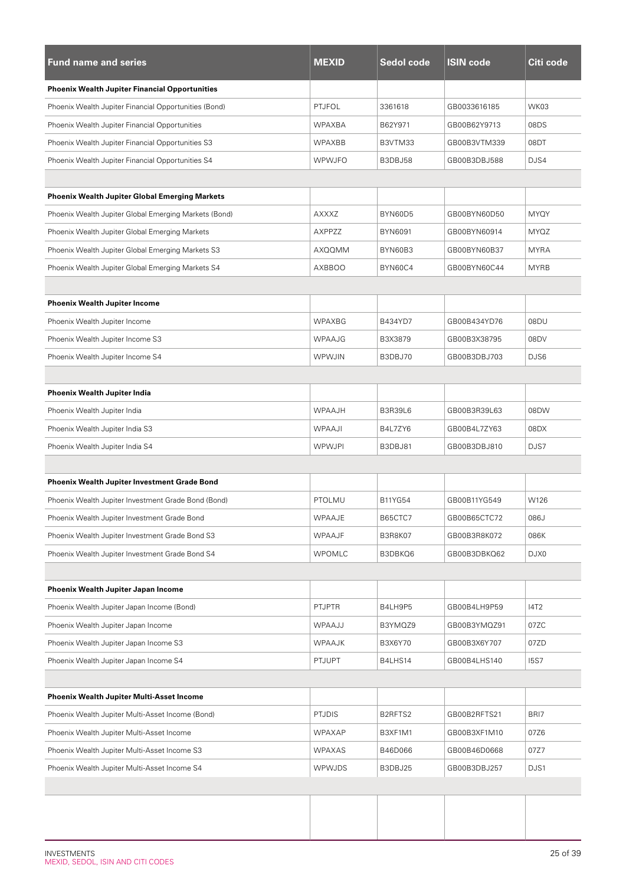| Fund name and series | MEXID | Sedol code | ISIN code | Citi code |
|---|---|---|---|---|
| **Phoenix Wealth Jupiter Financial Opportunities** | | | | |
| Phoenix Wealth Jupiter Financial Opportunities (Bond) | PTJFOL | 3361618 | GB0033616185 | WK03 |
| Phoenix Wealth Jupiter Financial Opportunities | WPAXBA | B62Y971 | GB00B62Y9713 | 08DS |
| Phoenix Wealth Jupiter Financial Opportunities S3 | WPAXBB | B3VTM33 | GB00B3VTM339 | 08DT |
| Phoenix Wealth Jupiter Financial Opportunities S4 | WPWJFO | B3DBJ58 | GB00B3DBJ588 | DJS4 |
| | | | | |
| **Phoenix Wealth Jupiter Global Emerging Markets** | | | | |
| Phoenix Wealth Jupiter Global Emerging Markets (Bond) | AXXXZ | BYN60D5 | GB00BYN60D50 | MYQY |
| Phoenix Wealth Jupiter Global Emerging Markets | AXPPZZ | BYN6091 | GB00BYN60914 | MYQZ |
| Phoenix Wealth Jupiter Global Emerging Markets S3 | AXQQMM | BYN60B3 | GB00BYN60B37 | MYRA |
| Phoenix Wealth Jupiter Global Emerging Markets S4 | AXBBOO | BYN60C4 | GB00BYN60C44 | MYRB |
| | | | | |
| **Phoenix Wealth Jupiter Income** | | | | |
| Phoenix Wealth Jupiter Income | WPAXBG | B434YD7 | GB00B434YD76 | 08DU |
| Phoenix Wealth Jupiter Income S3 | WPAAJG | B3X3879 | GB00B3X38795 | 08DV |
| Phoenix Wealth Jupiter Income S4 | WPWJIN | B3DBJ70 | GB00B3DBJ703 | DJS6 |
| | | | | |
| **Phoenix Wealth Jupiter India** | | | | |
| Phoenix Wealth Jupiter India | WPAAJH | B3R39L6 | GB00B3R39L63 | 08DW |
| Phoenix Wealth Jupiter India S3 | WPAAJI | B4L7ZY6 | GB00B4L7ZY63 | 08DX |
| Phoenix Wealth Jupiter India S4 | WPWJPI | B3DBJ81 | GB00B3DBJ810 | DJS7 |
| | | | | |
| **Phoenix Wealth Jupiter Investment Grade Bond** | | | | |
| Phoenix Wealth Jupiter Investment Grade Bond (Bond) | PTOLMU | B11YG54 | GB00B11YG549 | W126 |
| Phoenix Wealth Jupiter Investment Grade Bond | WPAAJE | B65CTC7 | GB00B65CTC72 | 086J |
| Phoenix Wealth Jupiter Investment Grade Bond S3 | WPAAJF | B3R8K07 | GB00B3R8K072 | 086K |
| Phoenix Wealth Jupiter Investment Grade Bond S4 | WPOMLC | B3DBKQ6 | GB00B3DBKQ62 | DJX0 |
| | | | | |
| **Phoenix Wealth Jupiter Japan Income** | | | | |
| Phoenix Wealth Jupiter Japan Income (Bond) | PTJPTR | B4LH9P5 | GB00B4LH9P59 | I4T2 |
| Phoenix Wealth Jupiter Japan Income | WPAAJJ | B3YMQZ9 | GB00B3YMQZ91 | 07ZC |
| Phoenix Wealth Jupiter Japan Income S3 | WPAAJK | B3X6Y70 | GB00B3X6Y707 | 07ZD |
| Phoenix Wealth Jupiter Japan Income S4 | PTJUPT | B4LHS14 | GB00B4LHS140 | I5S7 |
| | | | | |
| **Phoenix Wealth Jupiter Multi-Asset Income** | | | | |
| Phoenix Wealth Jupiter Multi-Asset Income (Bond) | PTJDIS | B2RFTS2 | GB00B2RFTS21 | BRI7 |
| Phoenix Wealth Jupiter Multi-Asset Income | WPAXAP | B3XF1M1 | GB00B3XF1M10 | 07Z6 |
| Phoenix Wealth Jupiter Multi-Asset Income S3 | WPAXAS | B46D066 | GB00B46D0668 | 07Z7 |
| Phoenix Wealth Jupiter Multi-Asset Income S4 | WPWJDS | B3DBJ25 | GB00B3DBJ257 | DJS1 |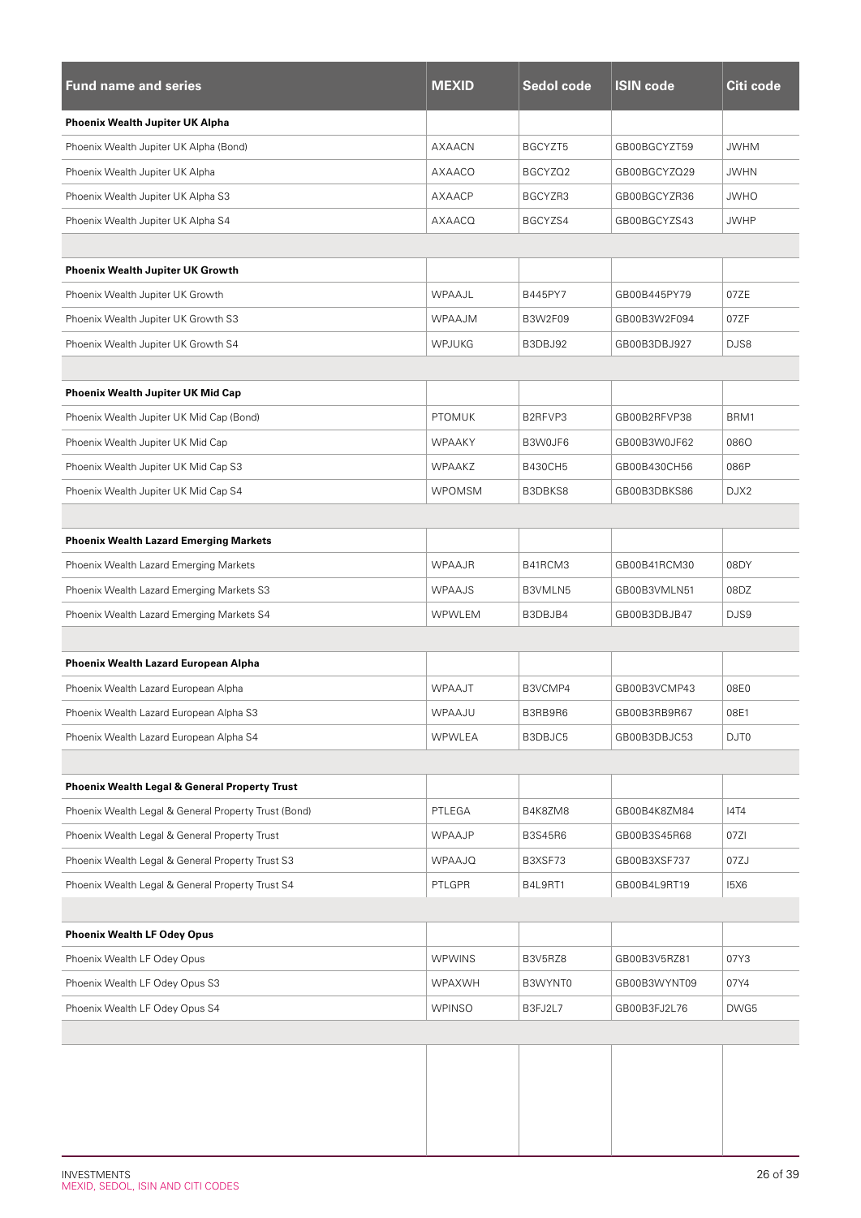| Fund name and series | MEXID | Sedol code | ISIN code | Citi code |
|---|---|---|---|---|
| **Phoenix Wealth Jupiter UK Alpha** | | | | |
| Phoenix Wealth Jupiter UK Alpha (Bond) | AXAACN | BGCYZT5 | GB00BGCYZT59 | JWHM |
| Phoenix Wealth Jupiter UK Alpha | AXAACO | BGCYZQ2 | GB00BGCYZQ29 | JWHN |
| Phoenix Wealth Jupiter UK Alpha S3 | AXAACP | BGCYZR3 | GB00BGCYZR36 | JWHO |
| Phoenix Wealth Jupiter UK Alpha S4 | AXAACQ | BGCYZS4 | GB00BGCYZS43 | JWHP |
| | | | | |
| **Phoenix Wealth Jupiter UK Growth** | | | | |
| Phoenix Wealth Jupiter UK Growth | WPAAJL | B445PY7 | GB00B445PY79 | 07ZE |
| Phoenix Wealth Jupiter UK Growth S3 | WPAAJM | B3W2F09 | GB00B3W2F094 | 07ZF |
| Phoenix Wealth Jupiter UK Growth S4 | WPJUKG | B3DBJ92 | GB00B3DBJ927 | DJS8 |
| | | | | |
| **Phoenix Wealth Jupiter UK Mid Cap** | | | | |
| Phoenix Wealth Jupiter UK Mid Cap (Bond) | PTOMUK | B2RFVP3 | GB00B2RFVP38 | BRM1 |
| Phoenix Wealth Jupiter UK Mid Cap | WPAAKY | B3W0JF6 | GB00B3W0JF62 | 086O |
| Phoenix Wealth Jupiter UK Mid Cap S3 | WPAAKZ | B430CH5 | GB00B430CH56 | 086P |
| Phoenix Wealth Jupiter UK Mid Cap S4 | WPOMSM | B3DBKS8 | GB00B3DBKS86 | DJX2 |
| | | | | |
| **Phoenix Wealth Lazard Emerging Markets** | | | | |
| Phoenix Wealth Lazard Emerging Markets | WPAAJR | B41RCM3 | GB00B41RCM30 | 08DY |
| Phoenix Wealth Lazard Emerging Markets S3 | WPAAJS | B3VMLN5 | GB00B3VMLN51 | 08DZ |
| Phoenix Wealth Lazard Emerging Markets S4 | WPWLEM | B3DBJB4 | GB00B3DBJB47 | DJS9 |
| | | | | |
| **Phoenix Wealth Lazard European Alpha** | | | | |
| Phoenix Wealth Lazard European Alpha | WPAAJT | B3VCMP4 | GB00B3VCMP43 | 08E0 |
| Phoenix Wealth Lazard European Alpha S3 | WPAAJU | B3RB9R6 | GB00B3RB9R67 | 08E1 |
| Phoenix Wealth Lazard European Alpha S4 | WPWLEA | B3DBJC5 | GB00B3DBJC53 | DJT0 |
| | | | | |
| **Phoenix Wealth Legal & General Property Trust** | | | | |
| Phoenix Wealth Legal & General Property Trust (Bond) | PTLEGA | B4K8ZM8 | GB00B4K8ZM84 | I4T4 |
| Phoenix Wealth Legal & General Property Trust | WPAAJP | B3S45R6 | GB00B3S45R68 | 07ZI |
| Phoenix Wealth Legal & General Property Trust S3 | WPAAJQ | B3XSF73 | GB00B3XSF737 | 07ZJ |
| Phoenix Wealth Legal & General Property Trust S4 | PTLGPR | B4L9RT1 | GB00B4L9RT19 | I5X6 |
| | | | | |
| **Phoenix Wealth LF Odey Opus** | | | | |
| Phoenix Wealth LF Odey Opus | WPWINS | B3V5RZ8 | GB00B3V5RZ81 | 07Y3 |
| Phoenix Wealth LF Odey Opus S3 | WPAXWH | B3WYNT0 | GB00B3WYNT09 | 07Y4 |
| Phoenix Wealth LF Odey Opus S4 | WPINSO | B3FJ2L7 | GB00B3FJ2L76 | DWG5 |

INVESTMENTS
MEXID, SEDOL, ISIN AND CITI CODES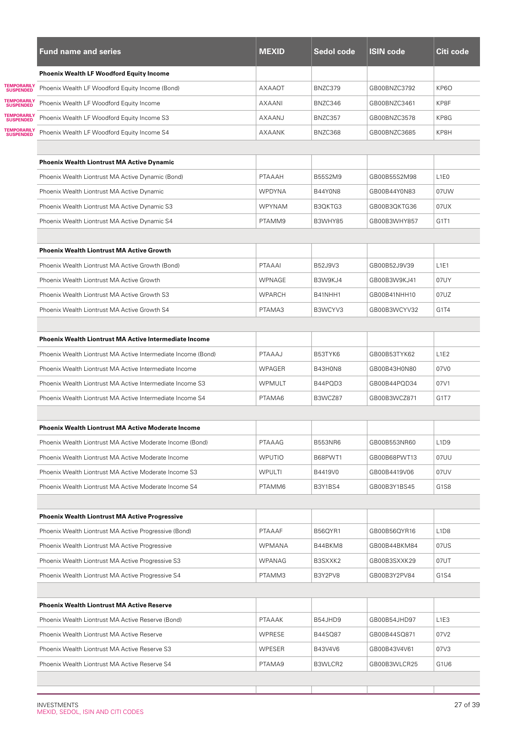| Fund name and series | MEXID | Sedol code | ISIN code | Citi code |
|---|---|---|---|---|
| **Phoenix Wealth LF Woodford Equity Income** | | | | |
| TEMPORARILY SUSPENDED Phoenix Wealth LF Woodford Equity Income (Bond) | AXAAOT | BNZC379 | GB00BNZC3792 | KP6O |
| TEMPORARILY SUSPENDED Phoenix Wealth LF Woodford Equity Income | AXAANI | BNZC346 | GB00BNZC3461 | KP8F |
| TEMPORARILY SUSPENDED Phoenix Wealth LF Woodford Equity Income S3 | AXAANJ | BNZC357 | GB00BNZC3578 | KP8G |
| TEMPORARILY SUSPENDED Phoenix Wealth LF Woodford Equity Income S4 | AXAANK | BNZC368 | GB00BNZC3685 | KP8H |
| | | | | |
| **Phoenix Wealth Liontrust MA Active Dynamic** | | | | |
| Phoenix Wealth Liontrust MA Active Dynamic (Bond) | PTAAAH | B55S2M9 | GB00B55S2M98 | L1E0 |
| Phoenix Wealth Liontrust MA Active Dynamic | WPDYNA | B44Y0N8 | GB00B44Y0N83 | 07UW |
| Phoenix Wealth Liontrust MA Active Dynamic S3 | WPYNAM | B3QKTG3 | GB00B3QKTG36 | 07UX |
| Phoenix Wealth Liontrust MA Active Dynamic S4 | PTAMM9 | B3WHY85 | GB00B3WHY857 | G1T1 |
| | | | | |
| **Phoenix Wealth Liontrust MA Active Growth** | | | | |
| Phoenix Wealth Liontrust MA Active Growth (Bond) | PTAAAI | B52J9V3 | GB00B52J9V39 | L1E1 |
| Phoenix Wealth Liontrust MA Active Growth | WPNAGE | B3W9KJ4 | GB00B3W9KJ41 | 07UY |
| Phoenix Wealth Liontrust MA Active Growth S3 | WPARCH | B41NHH1 | GB00B41NHH10 | 07UZ |
| Phoenix Wealth Liontrust MA Active Growth S4 | PTAMA3 | B3WCYV3 | GB00B3WCYV32 | G1T4 |
| | | | | |
| **Phoenix Wealth Liontrust MA Active Intermediate Income** | | | | |
| Phoenix Wealth Liontrust MA Active Intermediate Income (Bond) | PTAAAJ | B53TYK6 | GB00B53TYK62 | L1E2 |
| Phoenix Wealth Liontrust MA Active Intermediate Income | WPAGER | B43H0N8 | GB00B43H0N80 | 07V0 |
| Phoenix Wealth Liontrust MA Active Intermediate Income S3 | WPMULT | B44PQD3 | GB00B44PQD34 | 07V1 |
| Phoenix Wealth Liontrust MA Active Intermediate Income S4 | PTAMA6 | B3WCZ87 | GB00B3WCZ871 | G1T7 |
| | | | | |
| **Phoenix Wealth Liontrust MA Active Moderate Income** | | | | |
| Phoenix Wealth Liontrust MA Active Moderate Income (Bond) | PTAAAG | B553NR6 | GB00B553NR60 | L1D9 |
| Phoenix Wealth Liontrust MA Active Moderate Income | WPUTIO | B68PWT1 | GB00B68PWT13 | 07UU |
| Phoenix Wealth Liontrust MA Active Moderate Income S3 | WPULTI | B4419V0 | GB00B4419V06 | 07UV |
| Phoenix Wealth Liontrust MA Active Moderate Income S4 | PTAMM6 | B3Y1BS4 | GB00B3Y1BS45 | G1S8 |
| | | | | |
| **Phoenix Wealth Liontrust MA Active Progressive** | | | | |
| Phoenix Wealth Liontrust MA Active Progressive (Bond) | PTAAAF | B56QYR1 | GB00B56QYR16 | L1D8 |
| Phoenix Wealth Liontrust MA Active Progressive | WPMANA | B44BKM8 | GB00B44BKM84 | 07US |
| Phoenix Wealth Liontrust MA Active Progressive S3 | WPANAG | B3SXXK2 | GB00B3SXXK29 | 07UT |
| Phoenix Wealth Liontrust MA Active Progressive S4 | PTAMM3 | B3Y2PV8 | GB00B3Y2PV84 | G1S4 |
| | | | | |
| **Phoenix Wealth Liontrust MA Active Reserve** | | | | |
| Phoenix Wealth Liontrust MA Active Reserve (Bond) | PTAAAK | B54JHD9 | GB00B54JHD97 | L1E3 |
| Phoenix Wealth Liontrust MA Active Reserve | WPRESE | B44SQ87 | GB00B44SQ871 | 07V2 |
| Phoenix Wealth Liontrust MA Active Reserve S3 | WPESER | B43V4V6 | GB00B43V4V61 | 07V3 |
| Phoenix Wealth Liontrust MA Active Reserve S4 | PTAMA9 | B3WLCR2 | GB00B3WLCR25 | G1U6 |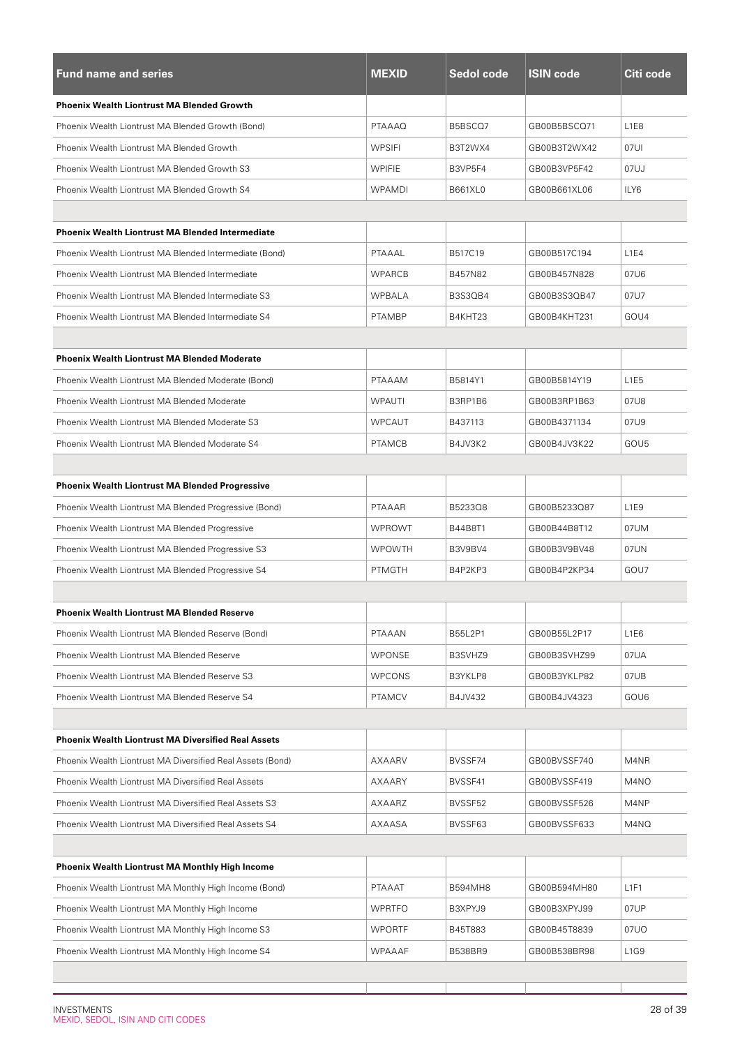| Fund name and series | MEXID | Sedol code | ISIN code | Citi code |
|---|---|---|---|---|
| **Phoenix Wealth Liontrust MA Blended Growth** | | | | |
| Phoenix Wealth Liontrust MA Blended Growth (Bond) | PTAAAQ | B5BSCQ7 | GB00B5BSCQ71 | L1E8 |
| Phoenix Wealth Liontrust MA Blended Growth | WPSIFI | B3T2WX4 | GB00B3T2WX42 | 07UI |
| Phoenix Wealth Liontrust MA Blended Growth S3 | WPIFIE | B3VP5F4 | GB00B3VP5F42 | 07UJ |
| Phoenix Wealth Liontrust MA Blended Growth S4 | WPAMDI | B661XL0 | GB00B661XL06 | ILY6 |
| | | | | |
| **Phoenix Wealth Liontrust MA Blended Intermediate** | | | | |
| Phoenix Wealth Liontrust MA Blended Intermediate (Bond) | PTAAAL | B517C19 | GB00B517C194 | L1E4 |
| Phoenix Wealth Liontrust MA Blended Intermediate | WPARCB | B457N82 | GB00B457N828 | 07U6 |
| Phoenix Wealth Liontrust MA Blended Intermediate S3 | WPBALA | B3S3QB4 | GB00B3S3QB47 | 07U7 |
| Phoenix Wealth Liontrust MA Blended Intermediate S4 | PTAMBP | B4KHT23 | GB00B4KHT231 | GOU4 |
| | | | | |
| **Phoenix Wealth Liontrust MA Blended Moderate** | | | | |
| Phoenix Wealth Liontrust MA Blended Moderate (Bond) | PTAAAM | B5814Y1 | GB00B5814Y19 | L1E5 |
| Phoenix Wealth Liontrust MA Blended Moderate | WPAUTI | B3RP1B6 | GB00B3RP1B63 | 07U8 |
| Phoenix Wealth Liontrust MA Blended Moderate S3 | WPCAUT | B437113 | GB00B4371134 | 07U9 |
| Phoenix Wealth Liontrust MA Blended Moderate S4 | PTAMCB | B4JV3K2 | GB00B4JV3K22 | GOU5 |
| | | | | |
| **Phoenix Wealth Liontrust MA Blended Progressive** | | | | |
| Phoenix Wealth Liontrust MA Blended Progressive (Bond) | PTAAAR | B5233Q8 | GB00B5233Q87 | L1E9 |
| Phoenix Wealth Liontrust MA Blended Progressive | WPROWT | B44B8T1 | GB00B44B8T12 | 07UM |
| Phoenix Wealth Liontrust MA Blended Progressive S3 | WPOWTH | B3V9BV4 | GB00B3V9BV48 | 07UN |
| Phoenix Wealth Liontrust MA Blended Progressive S4 | PTMGTH | B4P2KP3 | GB00B4P2KP34 | GOU7 |
| | | | | |
| **Phoenix Wealth Liontrust MA Blended Reserve** | | | | |
| Phoenix Wealth Liontrust MA Blended Reserve (Bond) | PTAAAN | B55L2P1 | GB00B55L2P17 | L1E6 |
| Phoenix Wealth Liontrust MA Blended Reserve | WPONSE | B3SVHZ9 | GB00B3SVHZ99 | 07UA |
| Phoenix Wealth Liontrust MA Blended Reserve S3 | WPCONS | B3YKLP8 | GB00B3YKLP82 | 07UB |
| Phoenix Wealth Liontrust MA Blended Reserve S4 | PTAMCV | B4JV432 | GB00B4JV4323 | GOU6 |
| | | | | |
| **Phoenix Wealth Liontrust MA Diversified Real Assets** | | | | |
| Phoenix Wealth Liontrust MA Diversified Real Assets (Bond) | AXAARV | BVSSF74 | GB00BVSSF740 | M4NR |
| Phoenix Wealth Liontrust MA Diversified Real Assets | AXAARY | BVSSF41 | GB00BVSSF419 | M4NO |
| Phoenix Wealth Liontrust MA Diversified Real Assets S3 | AXAARZ | BVSSF52 | GB00BVSSF526 | M4NP |
| Phoenix Wealth Liontrust MA Diversified Real Assets S4 | AXAASA | BVSSF63 | GB00BVSSF633 | M4NQ |
| | | | | |
| **Phoenix Wealth Liontrust MA Monthly High Income** | | | | |
| Phoenix Wealth Liontrust MA Monthly High Income (Bond) | PTAAAT | B594MH8 | GB00B594MH80 | L1F1 |
| Phoenix Wealth Liontrust MA Monthly High Income | WPRTFO | B3XPYJ9 | GB00B3XPYJ99 | 07UP |
| Phoenix Wealth Liontrust MA Monthly High Income S3 | WPORTF | B45T883 | GB00B45T8839 | 07UO |
| Phoenix Wealth Liontrust MA Monthly High Income S4 | WPAAAF | B538BR9 | GB00B538BR98 | L1G9 |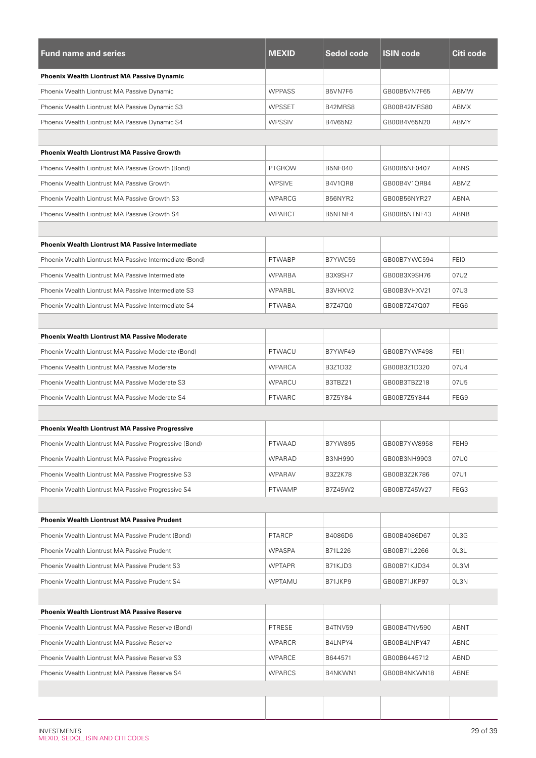| Fund name and series | MEXID | Sedol code | ISIN code | Citi code |
|---|---|---|---|---|
| **Phoenix Wealth Liontrust MA Passive Dynamic** | | | | |
| Phoenix Wealth Liontrust MA Passive Dynamic | WPPASS | B5VN7F6 | GB00B5VN7F65 | ABMW |
| Phoenix Wealth Liontrust MA Passive Dynamic S3 | WPSSET | B42MRS8 | GB00B42MRS80 | ABMX |
| Phoenix Wealth Liontrust MA Passive Dynamic S4 | WPSSIV | B4V65N2 | GB00B4V65N20 | ABMY |
| | | | | |
| **Phoenix Wealth Liontrust MA Passive Growth** | | | | |
| Phoenix Wealth Liontrust MA Passive Growth (Bond) | PTGROW | B5NF040 | GB00B5NF0407 | ABNS |
| Phoenix Wealth Liontrust MA Passive Growth | WPSIVE | B4V1QR8 | GB00B4V1QR84 | ABMZ |
| Phoenix Wealth Liontrust MA Passive Growth S3 | WPARCG | B56NYR2 | GB00B56NYR27 | ABNA |
| Phoenix Wealth Liontrust MA Passive Growth S4 | WPARCT | B5NTNF4 | GB00B5NTNF43 | ABNB |
| | | | | |
| **Phoenix Wealth Liontrust MA Passive Intermediate** | | | | |
| Phoenix Wealth Liontrust MA Passive Intermediate (Bond) | PTWABP | B7YWC59 | GB00B7YWC594 | FEI0 |
| Phoenix Wealth Liontrust MA Passive Intermediate | WPARBA | B3X9SH7 | GB00B3X9SH76 | 07U2 |
| Phoenix Wealth Liontrust MA Passive Intermediate S3 | WPARBL | B3VHXV2 | GB00B3VHXV21 | 07U3 |
| Phoenix Wealth Liontrust MA Passive Intermediate S4 | PTWABA | B7Z47Q0 | GB00B7Z47Q07 | FEG6 |
| | | | | |
| **Phoenix Wealth Liontrust MA Passive Moderate** | | | | |
| Phoenix Wealth Liontrust MA Passive Moderate (Bond) | PTWACU | B7YWF49 | GB00B7YWF498 | FEI1 |
| Phoenix Wealth Liontrust MA Passive Moderate | WPARCA | B3Z1D32 | GB00B3Z1D320 | 07U4 |
| Phoenix Wealth Liontrust MA Passive Moderate S3 | WPARCU | B3TBZ21 | GB00B3TBZ218 | 07U5 |
| Phoenix Wealth Liontrust MA Passive Moderate S4 | PTWARC | B7Z5Y84 | GB00B7Z5Y844 | FEG9 |
| | | | | |
| **Phoenix Wealth Liontrust MA Passive Progressive** | | | | |
| Phoenix Wealth Liontrust MA Passive Progressive (Bond) | PTWAAD | B7YW895 | GB00B7YW8958 | FEH9 |
| Phoenix Wealth Liontrust MA Passive Progressive | WPARAD | B3NH990 | GB00B3NH9903 | 07U0 |
| Phoenix Wealth Liontrust MA Passive Progressive S3 | WPARAV | B3Z2K78 | GB00B3Z2K786 | 07U1 |
| Phoenix Wealth Liontrust MA Passive Progressive S4 | PTWAMP | B7Z45W2 | GB00B7Z45W27 | FEG3 |
| | | | | |
| **Phoenix Wealth Liontrust MA Passive Prudent** | | | | |
| Phoenix Wealth Liontrust MA Passive Prudent (Bond) | PTARCP | B4086D6 | GB00B4086D67 | 0L3G |
| Phoenix Wealth Liontrust MA Passive Prudent | WPASPA | B71L226 | GB00B71L2266 | 0L3L |
| Phoenix Wealth Liontrust MA Passive Prudent S3 | WPTAPR | B71KJD3 | GB00B71KJD34 | 0L3M |
| Phoenix Wealth Liontrust MA Passive Prudent S4 | WPTAMU | B71JKP9 | GB00B71JKP97 | 0L3N |
| | | | | |
| **Phoenix Wealth Liontrust MA Passive Reserve** | | | | |
| Phoenix Wealth Liontrust MA Passive Reserve (Bond) | PTRESE | B4TNV59 | GB00B4TNV590 | ABNT |
| Phoenix Wealth Liontrust MA Passive Reserve | WPARCR | B4LNPY4 | GB00B4LNPY47 | ABNC |
| Phoenix Wealth Liontrust MA Passive Reserve S3 | WPARCE | B644571 | GB00B6445712 | ABND |
| Phoenix Wealth Liontrust MA Passive Reserve S4 | WPARCS | B4NKWN1 | GB00B4NKWN18 | ABNE |
| | | | | |
| | | | | |

INVESTMENTS
MEXID, SEDOL, ISIN AND CITI CODES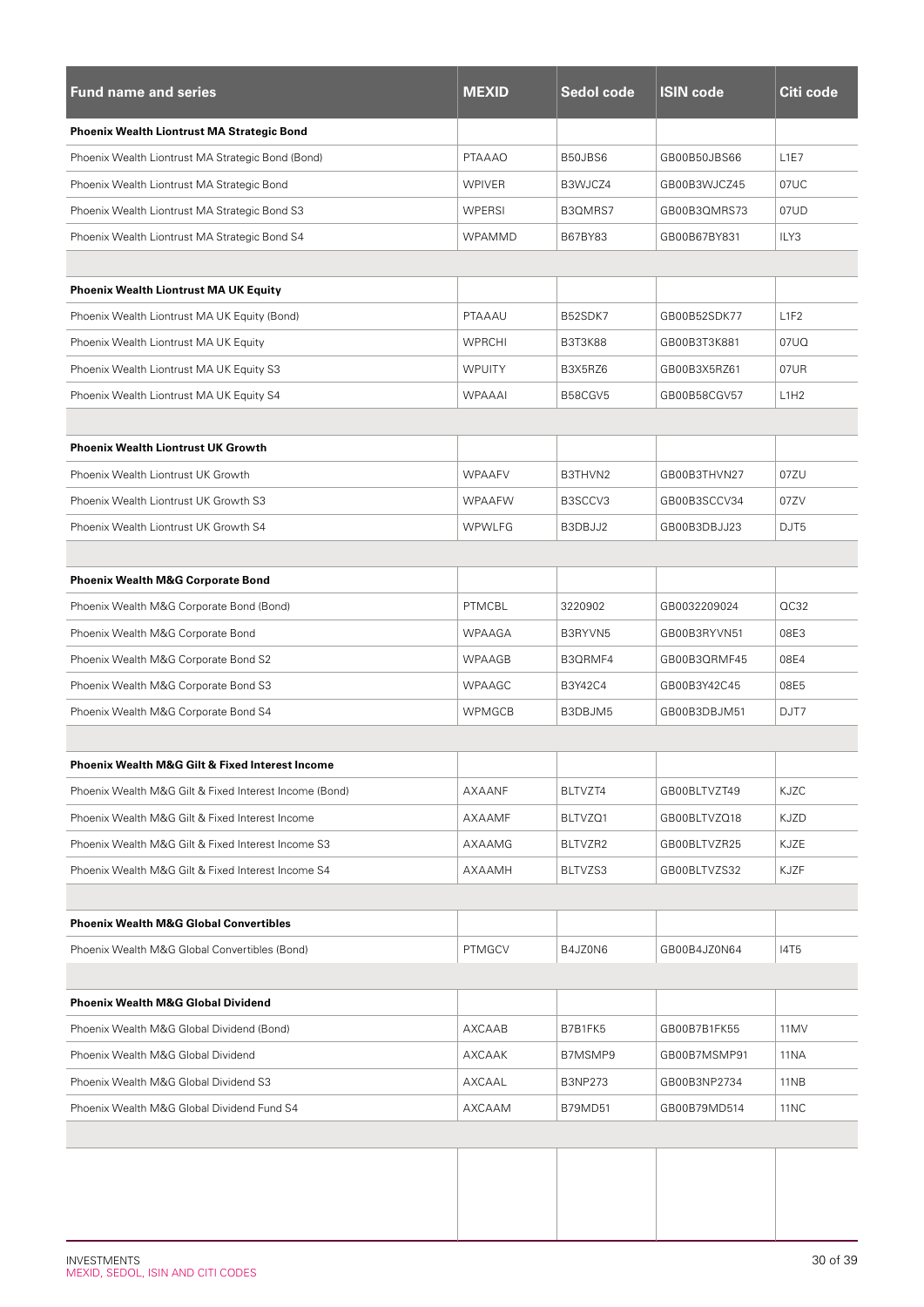| Fund name and series | MEXID | Sedol code | ISIN code | Citi code |
|---|---|---|---|---|
| **Phoenix Wealth Liontrust MA Strategic Bond** | | | | |
| Phoenix Wealth Liontrust MA Strategic Bond (Bond) | PTAAAO | B50JBS6 | GB00B50JBS66 | L1E7 |
| Phoenix Wealth Liontrust MA Strategic Bond | WPIVER | B3WJCZ4 | GB00B3WJCZ45 | 07UC |
| Phoenix Wealth Liontrust MA Strategic Bond S3 | WPERSI | B3QMRS7 | GB00B3QMRS73 | 07UD |
| Phoenix Wealth Liontrust MA Strategic Bond S4 | WPAMMD | B67BY83 | GB00B67BY831 | ILY3 |
| | | | | |
| **Phoenix Wealth Liontrust MA UK Equity** | | | | |
| Phoenix Wealth Liontrust MA UK Equity (Bond) | PTAAAU | B52SDK7 | GB00B52SDK77 | L1F2 |
| Phoenix Wealth Liontrust MA UK Equity | WPRCHI | B3T3K88 | GB00B3T3K881 | 07UQ |
| Phoenix Wealth Liontrust MA UK Equity S3 | WPUITY | B3X5RZ6 | GB00B3X5RZ61 | 07UR |
| Phoenix Wealth Liontrust MA UK Equity S4 | WPAAAI | B58CGV5 | GB00B58CGV57 | L1H2 |
| | | | | |
| **Phoenix Wealth Liontrust UK Growth** | | | | |
| Phoenix Wealth Liontrust UK Growth | WPAAFV | B3THVN2 | GB00B3THVN27 | 07ZU |
| Phoenix Wealth Liontrust UK Growth S3 | WPAAFW | B3SCCV3 | GB00B3SCCV34 | 07ZV |
| Phoenix Wealth Liontrust UK Growth S4 | WPWLFG | B3DBJJ2 | GB00B3DBJJ23 | DJT5 |
| | | | | |
| **Phoenix Wealth M&G Corporate Bond** | | | | |
| Phoenix Wealth M&G Corporate Bond (Bond) | PTMCBL | 3220902 | GB0032209024 | QC32 |
| Phoenix Wealth M&G Corporate Bond | WPAAGA | B3RYVN5 | GB00B3RYVN51 | 08E3 |
| Phoenix Wealth M&G Corporate Bond S2 | WPAAGB | B3QRMF4 | GB00B3QRMF45 | 08E4 |
| Phoenix Wealth M&G Corporate Bond S3 | WPAAGC | B3Y42C4 | GB00B3Y42C45 | 08E5 |
| Phoenix Wealth M&G Corporate Bond S4 | WPMGCB | B3DBJM5 | GB00B3DBJM51 | DJT7 |
| | | | | |
| **Phoenix Wealth M&G Gilt & Fixed Interest Income** | | | | |
| Phoenix Wealth M&G Gilt & Fixed Interest Income (Bond) | AXAANF | BLTVZT4 | GB00BLTVZT49 | KJZC |
| Phoenix Wealth M&G Gilt & Fixed Interest Income | AXAAMF | BLTVZQ1 | GB00BLTVZQ18 | KJZD |
| Phoenix Wealth M&G Gilt & Fixed Interest Income S3 | AXAAMG | BLTVZR2 | GB00BLTVZR25 | KJZE |
| Phoenix Wealth M&G Gilt & Fixed Interest Income S4 | AXAAMH | BLTVZS3 | GB00BLTVZS32 | KJZF |
| | | | | |
| **Phoenix Wealth M&G Global Convertibles** | | | | |
| Phoenix Wealth M&G Global Convertibles (Bond) | PTMGCV | B4JZ0N6 | GB00B4JZ0N64 | I4T5 |
| | | | | |
| **Phoenix Wealth M&G Global Dividend** | | | | |
| Phoenix Wealth M&G Global Dividend (Bond) | AXCAAB | B7B1FK5 | GB00B7B1FK55 | 11MV |
| Phoenix Wealth M&G Global Dividend | AXCAAK | B7MSMP9 | GB00B7MSMP91 | 11NA |
| Phoenix Wealth M&G Global Dividend S3 | AXCAAL | B3NP273 | GB00B3NP2734 | 11NB |
| Phoenix Wealth M&G Global Dividend Fund S4 | AXCAAM | B79MD51 | GB00B79MD514 | 11NC |

INVESTMENTS
MEXID, SEDOL, ISIN AND CITI CODES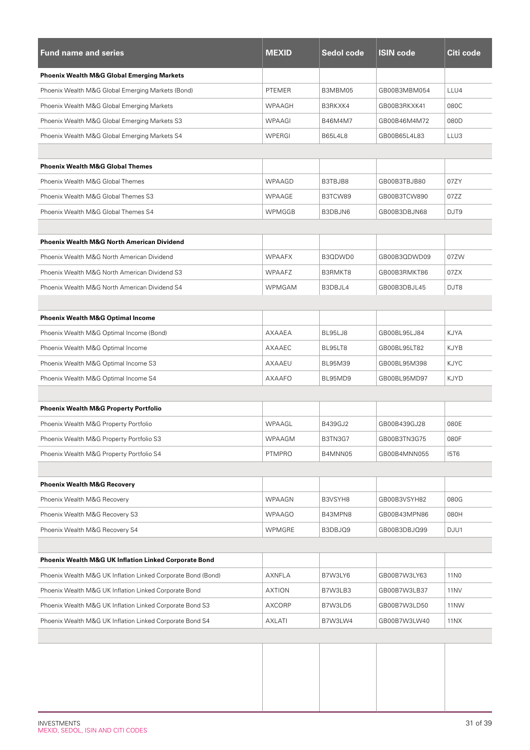| Fund name and series | MEXID | Sedol code | ISIN code | Citi code |
|---|---|---|---|---|
| **Phoenix Wealth M&G Global Emerging Markets** | | | | |
| Phoenix Wealth M&G Global Emerging Markets (Bond) | PTEMER | B3MBM05 | GB00B3MBM054 | LLU4 |
| Phoenix Wealth M&G Global Emerging Markets | WPAAGH | B3RKXK4 | GB00B3RKXK41 | 080C |
| Phoenix Wealth M&G Global Emerging Markets S3 | WPAAGI | B46M4M7 | GB00B46M4M72 | 080D |
| Phoenix Wealth M&G Global Emerging Markets S4 | WPERGI | B65L4L8 | GB00B65L4L83 | LLU3 |
| | | | | |
| **Phoenix Wealth M&G Global Themes** | | | | |
| Phoenix Wealth M&G Global Themes | WPAAGD | B3TBJB8 | GB00B3TBJB80 | 07ZY |
| Phoenix Wealth M&G Global Themes S3 | WPAAGE | B3TCW89 | GB00B3TCW890 | 07ZZ |
| Phoenix Wealth M&G Global Themes S4 | WPMGGB | B3DBJN6 | GB00B3DBJN68 | DJT9 |
| | | | | |
| **Phoenix Wealth M&G North American Dividend** | | | | |
| Phoenix Wealth M&G North American Dividend | WPAAFX | B3QDWD0 | GB00B3QDWD09 | 07ZW |
| Phoenix Wealth M&G North American Dividend S3 | WPAAFZ | B3RMKT8 | GB00B3RMKT86 | 07ZX |
| Phoenix Wealth M&G North American Dividend S4 | WPMGAM | B3DBJL4 | GB00B3DBJL45 | DJT8 |
| | | | | |
| **Phoenix Wealth M&G Optimal Income** | | | | |
| Phoenix Wealth M&G Optimal Income (Bond) | AXAAEA | BL95LJ8 | GB00BL95LJ84 | KJYA |
| Phoenix Wealth M&G Optimal Income | AXAAEC | BL95LT8 | GB00BL95LT82 | KJYB |
| Phoenix Wealth M&G Optimal Income S3 | AXAAEU | BL95M39 | GB00BL95M398 | KJYC |
| Phoenix Wealth M&G Optimal Income S4 | AXAAFO | BL95MD9 | GB00BL95MD97 | KJYD |
| | | | | |
| **Phoenix Wealth M&G Property Portfolio** | | | | |
| Phoenix Wealth M&G Property Portfolio | WPAAGL | B439GJ2 | GB00B439GJ28 | 080E |
| Phoenix Wealth M&G Property Portfolio S3 | WPAAGM | B3TN3G7 | GB00B3TN3G75 | 080F |
| Phoenix Wealth M&G Property Portfolio S4 | PTMPRO | B4MNN05 | GB00B4MNN055 | I5T6 |
| | | | | |
| **Phoenix Wealth M&G Recovery** | | | | |
| Phoenix Wealth M&G Recovery | WPAAGN | B3VSYH8 | GB00B3VSYH82 | 080G |
| Phoenix Wealth M&G Recovery S3 | WPAAGO | B43MPN8 | GB00B43MPN86 | 080H |
| Phoenix Wealth M&G Recovery S4 | WPMGRE | B3DBJQ9 | GB00B3DBJQ99 | DJU1 |
| | | | | |
| **Phoenix Wealth M&G UK Inflation Linked Corporate Bond** | | | | |
| Phoenix Wealth M&G UK Inflation Linked Corporate Bond (Bond) | AXNFLA | B7W3LY6 | GB00B7W3LY63 | 11N0 |
| Phoenix Wealth M&G UK Inflation Linked Corporate Bond | AXTION | B7W3LB3 | GB00B7W3LB37 | 11NV |
| Phoenix Wealth M&G UK Inflation Linked Corporate Bond S3 | AXCORP | B7W3LD5 | GB00B7W3LD50 | 11NW |
| Phoenix Wealth M&G UK Inflation Linked Corporate Bond S4 | AXLATI | B7W3LW4 | GB00B7W3LW40 | 11NX |

INVESTMENTS
MEXID, SEDOL, ISIN AND CITI CODES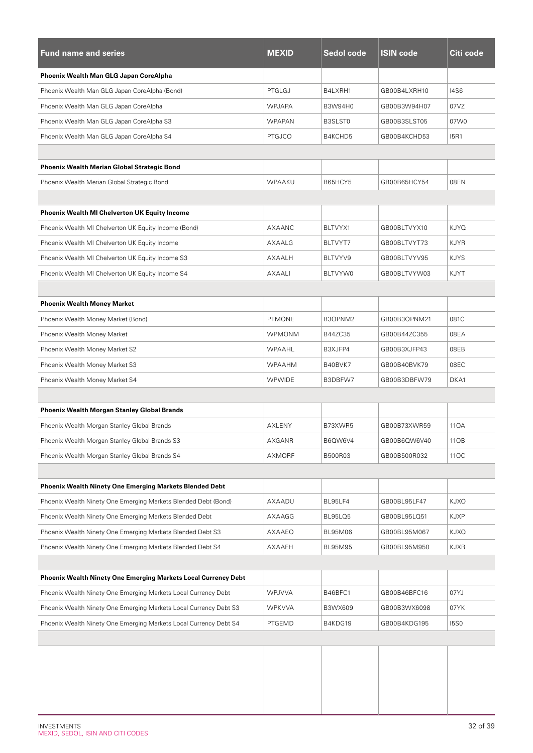| Fund name and series | MEXID | Sedol code | ISIN code | Citi code |
|---|---|---|---|---|
| **Phoenix Wealth Man GLG Japan CoreAlpha** | | | | |
| Phoenix Wealth Man GLG Japan CoreAlpha (Bond) | PTGLGJ | B4LXRH1 | GB00B4LXRH10 | I4S6 |
| Phoenix Wealth Man GLG Japan CoreAlpha | WPJAPA | B3W94H0 | GB00B3W94H07 | 07VZ |
| Phoenix Wealth Man GLG Japan CoreAlpha S3 | WPAPAN | B3SLST0 | GB00B3SLST05 | 07W0 |
| Phoenix Wealth Man GLG Japan CoreAlpha S4 | PTGJCO | B4KCHD5 | GB00B4KCHD53 | I5R1 |
| | | | | |
| **Phoenix Wealth Merian Global Strategic Bond** | | | | |
| Phoenix Wealth Merian Global Strategic Bond | WPAAKU | B65HCY5 | GB00B65HCY54 | 08EN |
| | | | | |
| **Phoenix Wealth MI Chelverton UK Equity Income** | | | | |
| Phoenix Wealth MI Chelverton UK Equity Income (Bond) | AXAANC | BLTVYX1 | GB00BLTVYX10 | KJYQ |
| Phoenix Wealth MI Chelverton UK Equity Income | AXAALG | BLTVYT7 | GB00BLTVYT73 | KJYR |
| Phoenix Wealth MI Chelverton UK Equity Income S3 | AXAALH | BLTVYV9 | GB00BLTVYV95 | KJYS |
| Phoenix Wealth MI Chelverton UK Equity Income S4 | AXAALI | BLTVYW0 | GB00BLTVYW03 | KJYT |
| | | | | |
| **Phoenix Wealth Money Market** | | | | |
| Phoenix Wealth Money Market (Bond) | PTMONE | B3QPNM2 | GB00B3QPNM21 | 081C |
| Phoenix Wealth Money Market | WPMONM | B44ZC35 | GB00B44ZC355 | 08EA |
| Phoenix Wealth Money Market S2 | WPAAHL | B3XJFP4 | GB00B3XJFP43 | 08EB |
| Phoenix Wealth Money Market S3 | WPAAHM | B40BVK7 | GB00B40BVK79 | 08EC |
| Phoenix Wealth Money Market S4 | WPWIDE | B3DBFW7 | GB00B3DBFW79 | DKA1 |
| | | | | |
| **Phoenix Wealth Morgan Stanley Global Brands** | | | | |
| Phoenix Wealth Morgan Stanley Global Brands | AXLENY | B73XWR5 | GB00B73XWR59 | 11OA |
| Phoenix Wealth Morgan Stanley Global Brands S3 | AXGANR | B6QW6V4 | GB00B6QW6V40 | 11OB |
| Phoenix Wealth Morgan Stanley Global Brands S4 | AXMORF | B500R03 | GB00B500R032 | 11OC |
| | | | | |
| **Phoenix Wealth Ninety One Emerging Markets Blended Debt** | | | | |
| Phoenix Wealth Ninety One Emerging Markets Blended Debt (Bond) | AXAADU | BL95LF4 | GB00BL95LF47 | KJXO |
| Phoenix Wealth Ninety One Emerging Markets Blended Debt | AXAAGG | BL95LQ5 | GB00BL95LQ51 | KJXP |
| Phoenix Wealth Ninety One Emerging Markets Blended Debt S3 | AXAAEO | BL95M06 | GB00BL95M067 | KJXQ |
| Phoenix Wealth Ninety One Emerging Markets Blended Debt S4 | AXAAFH | BL95M95 | GB00BL95M950 | KJXR |
| | | | | |
| **Phoenix Wealth Ninety One Emerging Markets Local Currency Debt** | | | | |
| Phoenix Wealth Ninety One Emerging Markets Local Currency Debt | WPJVVA | B46BFC1 | GB00B46BFC16 | 07YJ |
| Phoenix Wealth Ninety One Emerging Markets Local Currency Debt S3 | WPKVVA | B3WX609 | GB00B3WX6098 | 07YK |
| Phoenix Wealth Ninety One Emerging Markets Local Currency Debt S4 | PTGEMD | B4KDG19 | GB00B4KDG195 | I5S0 |

INVESTMENTS
MEXID, SEDOL, ISIN AND CITI CODES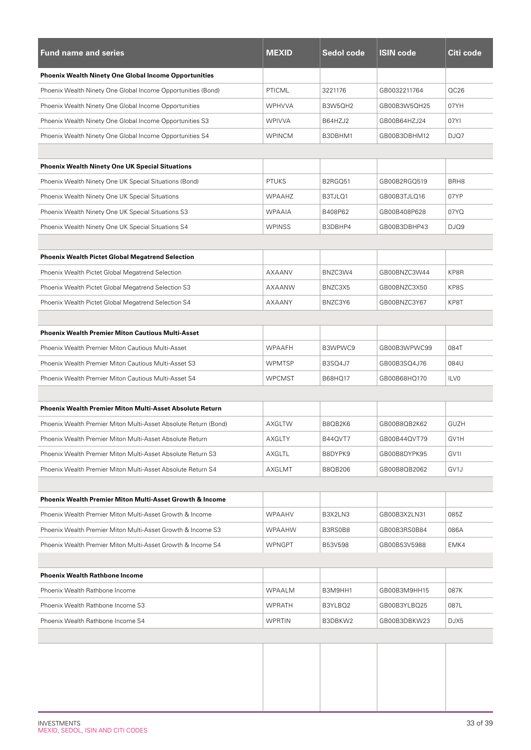| Fund name and series | MEXID | Sedol code | ISIN code | Citi code |
|---|---|---|---|---|
| **Phoenix Wealth Ninety One Global Income Opportunities** | | | | |
| Phoenix Wealth Ninety One Global Income Opportunities (Bond) | PTICML | 3221176 | GB0032211764 | QC26 |
| Phoenix Wealth Ninety One Global Income Opportunities | WPHVVA | B3W5QH2 | GB00B3W5QH25 | 07YH |
| Phoenix Wealth Ninety One Global Income Opportunities S3 | WPIVVA | B64HZJ2 | GB00B64HZJ24 | 07YI |
| Phoenix Wealth Ninety One Global Income Opportunities S4 | WPINCM | B3DBHM1 | GB00B3DBHM12 | DJQ7 |
| | | | | |
| **Phoenix Wealth Ninety One UK Special Situations** | | | | |
| Phoenix Wealth Ninety One UK Special Situations (Bond) | PTUKS | B2RGQ51 | GB00B2RGQ519 | BRH8 |
| Phoenix Wealth Ninety One UK Special Situations | WPAAHZ | B3TJLQ1 | GB00B3TJLQ16 | 07YP |
| Phoenix Wealth Ninety One UK Special Situations S3 | WPAAIA | B408P62 | GB00B408P628 | 07YQ |
| Phoenix Wealth Ninety One UK Special Situations S4 | WPINSS | B3DBHP4 | GB00B3DBHP43 | DJQ9 |
| | | | | |
| **Phoenix Wealth Pictet Global Megatrend Selection** | | | | |
| Phoenix Wealth Pictet Global Megatrend Selection | AXAANV | BNZC3W4 | GB00BNZC3W44 | KP8R |
| Phoenix Wealth Pictet Global Megatrend Selection S3 | AXAANW | BNZC3X5 | GB00BNZC3X50 | KP8S |
| Phoenix Wealth Pictet Global Megatrend Selection S4 | AXAANY | BNZC3Y6 | GB00BNZC3Y67 | KP8T |
| | | | | |
| **Phoenix Wealth Premier Miton Cautious Multi-Asset** | | | | |
| Phoenix Wealth Premier Miton Cautious Multi-Asset | WPAAFH | B3WPWC9 | GB00B3WPWC99 | 084T |
| Phoenix Wealth Premier Miton Cautious Multi-Asset S3 | WPMTSP | B3SQ4J7 | GB00B3SQ4J76 | 084U |
| Phoenix Wealth Premier Miton Cautious Multi-Asset S4 | WPCMST | B68HQ17 | GB00B68HQ170 | ILV0 |
| | | | | |
| **Phoenix Wealth Premier Miton Multi-Asset Absolute Return** | | | | |
| Phoenix Wealth Premier Miton Multi-Asset Absolute Return (Bond) | AXGLTW | B8QB2K6 | GB00B8QB2K62 | GUZH |
| Phoenix Wealth Premier Miton Multi-Asset Absolute Return | AXGLTY | B44QVT7 | GB00B44QVT79 | GV1H |
| Phoenix Wealth Premier Miton Multi-Asset Absolute Return S3 | AXGLTL | B8DYPK9 | GB00B8DYPK95 | GV1I |
| Phoenix Wealth Premier Miton Multi-Asset Absolute Return S4 | AXGLMT | B8QB206 | GB00B8QB2062 | GV1J |
| | | | | |
| **Phoenix Wealth Premier Miton Multi-Asset Growth & Income** | | | | |
| Phoenix Wealth Premier Miton Multi-Asset Growth & Income | WPAAHV | B3X2LN3 | GB00B3X2LN31 | 085Z |
| Phoenix Wealth Premier Miton Multi-Asset Growth & Income S3 | WPAAHW | B3RS0B8 | GB00B3RS0B84 | 086A |
| Phoenix Wealth Premier Miton Multi-Asset Growth & Income S4 | WPNGPT | B53V598 | GB00B53V5988 | EMK4 |
| | | | | |
| **Phoenix Wealth Rathbone Income** | | | | |
| Phoenix Wealth Rathbone Income | WPAALM | B3M9HH1 | GB00B3M9HH15 | 087K |
| Phoenix Wealth Rathbone Income S3 | WPRATH | B3YLBQ2 | GB00B3YLBQ25 | 087L |
| Phoenix Wealth Rathbone Income S4 | WPRTIN | B3DBKW2 | GB00B3DBKW23 | DJX5 |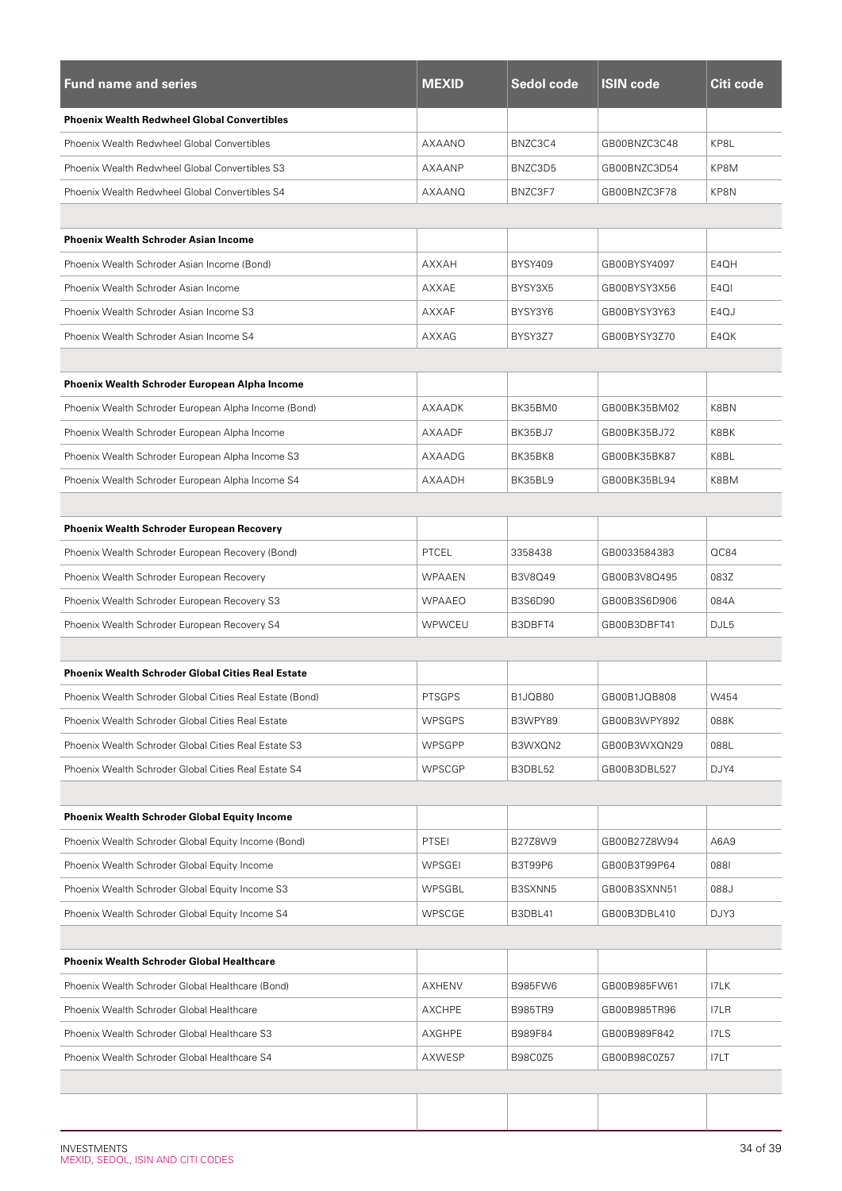| Fund name and series | MEXID | Sedol code | ISIN code | Citi code |
|---|---|---|---|---|
| **Phoenix Wealth Redwheel Global Convertibles** | | | | |
| Phoenix Wealth Redwheel Global Convertibles | AXAANO | BNZC3C4 | GB00BNZC3C48 | KP8L |
| Phoenix Wealth Redwheel Global Convertibles S3 | AXAANP | BNZC3D5 | GB00BNZC3D54 | KP8M |
| Phoenix Wealth Redwheel Global Convertibles S4 | AXAANQ | BNZC3F7 | GB00BNZC3F78 | KP8N |
| | | | | |
| **Phoenix Wealth Schroder Asian Income** | | | | |
| Phoenix Wealth Schroder Asian Income (Bond) | AXXAH | BYSY409 | GB00BYSY4097 | E4QH |
| Phoenix Wealth Schroder Asian Income | AXXAE | BYSY3X5 | GB00BYSY3X56 | E4QI |
| Phoenix Wealth Schroder Asian Income S3 | AXXAF | BYSY3Y6 | GB00BYSY3Y63 | E4QJ |
| Phoenix Wealth Schroder Asian Income S4 | AXXAG | BYSY3Z7 | GB00BYSY3Z70 | E4QK |
| | | | | |
| **Phoenix Wealth Schroder European Alpha Income** | | | | |
| Phoenix Wealth Schroder European Alpha Income (Bond) | AXAADK | BK35BM0 | GB00BK35BM02 | K8BN |
| Phoenix Wealth Schroder European Alpha Income | AXAADF | BK35BJ7 | GB00BK35BJ72 | K8BK |
| Phoenix Wealth Schroder European Alpha Income S3 | AXAADG | BK35BK8 | GB00BK35BK87 | K8BL |
| Phoenix Wealth Schroder European Alpha Income S4 | AXAADH | BK35BL9 | GB00BK35BL94 | K8BM |
| | | | | |
| **Phoenix Wealth Schroder European Recovery** | | | | |
| Phoenix Wealth Schroder European Recovery (Bond) | PTCEL | 3358438 | GB0033584383 | QC84 |
| Phoenix Wealth Schroder European Recovery | WPAAEN | B3V8Q49 | GB00B3V8Q495 | 083Z |
| Phoenix Wealth Schroder European Recovery S3 | WPAAEO | B3S6D90 | GB00B3S6D906 | 084A |
| Phoenix Wealth Schroder European Recovery S4 | WPWCEU | B3DBFT4 | GB00B3DBFT41 | DJL5 |
| | | | | |
| **Phoenix Wealth Schroder Global Cities Real Estate** | | | | |
| Phoenix Wealth Schroder Global Cities Real Estate (Bond) | PTSGPS | B1JQB80 | GB00B1JQB808 | W454 |
| Phoenix Wealth Schroder Global Cities Real Estate | WPSGPS | B3WPY89 | GB00B3WPY892 | 088K |
| Phoenix Wealth Schroder Global Cities Real Estate S3 | WPSGPP | B3WXQN2 | GB00B3WXQN29 | 088L |
| Phoenix Wealth Schroder Global Cities Real Estate S4 | WPSCGP | B3DBL52 | GB00B3DBL527 | DJY4 |
| | | | | |
| **Phoenix Wealth Schroder Global Equity Income** | | | | |
| Phoenix Wealth Schroder Global Equity Income (Bond) | PTSEI | B27Z8W9 | GB00B27Z8W94 | A6A9 |
| Phoenix Wealth Schroder Global Equity Income | WPSGEI | B3T99P6 | GB00B3T99P64 | 088I |
| Phoenix Wealth Schroder Global Equity Income S3 | WPSGBL | B3SXNN5 | GB00B3SXNN51 | 088J |
| Phoenix Wealth Schroder Global Equity Income S4 | WPSCGE | B3DBL41 | GB00B3DBL410 | DJY3 |
| | | | | |
| **Phoenix Wealth Schroder Global Healthcare** | | | | |
| Phoenix Wealth Schroder Global Healthcare (Bond) | AXHENV | B985FW6 | GB00B985FW61 | I7LK |
| Phoenix Wealth Schroder Global Healthcare | AXCHPE | B985TR9 | GB00B985TR96 | I7LR |
| Phoenix Wealth Schroder Global Healthcare S3 | AXGHPE | B989F84 | GB00B989F842 | I7LS |
| Phoenix Wealth Schroder Global Healthcare S4 | AXWESP | B98C0Z5 | GB00B98C0Z57 | I7LT |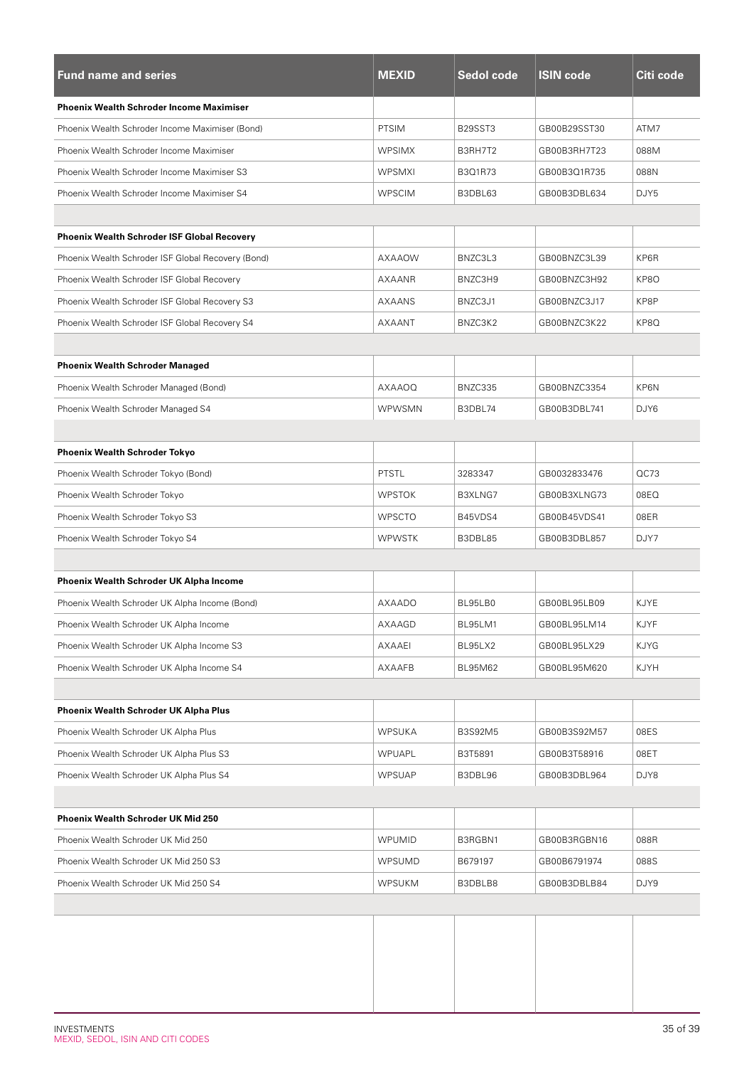| Fund name and series | MEXID | Sedol code | ISIN code | Citi code |
|---|---|---|---|---|
| **Phoenix Wealth Schroder Income Maximiser** | | | | |
| Phoenix Wealth Schroder Income Maximiser (Bond) | PTSIM | B29SST3 | GB00B29SST30 | ATM7 |
| Phoenix Wealth Schroder Income Maximiser | WPSIMX | B3RH7T2 | GB00B3RH7T23 | 088M |
| Phoenix Wealth Schroder Income Maximiser S3 | WPSMXI | B3Q1R73 | GB00B3Q1R735 | 088N |
| Phoenix Wealth Schroder Income Maximiser S4 | WPSCIM | B3DBL63 | GB00B3DBL634 | DJY5 |
| | | | | |
| **Phoenix Wealth Schroder ISF Global Recovery** | | | | |
| Phoenix Wealth Schroder ISF Global Recovery (Bond) | AXAAOW | BNZC3L3 | GB00BNZC3L39 | KP6R |
| Phoenix Wealth Schroder ISF Global Recovery | AXAANR | BNZC3H9 | GB00BNZC3H92 | KP8O |
| Phoenix Wealth Schroder ISF Global Recovery S3 | AXAANS | BNZC3J1 | GB00BNZC3J17 | KP8P |
| Phoenix Wealth Schroder ISF Global Recovery S4 | AXAANT | BNZC3K2 | GB00BNZC3K22 | KP8Q |
| | | | | |
| **Phoenix Wealth Schroder Managed** | | | | |
| Phoenix Wealth Schroder Managed (Bond) | AXAAOQ | BNZC335 | GB00BNZC3354 | KP6N |
| Phoenix Wealth Schroder Managed S4 | WPWSMN | B3DBL74 | GB00B3DBL741 | DJY6 |
| | | | | |
| **Phoenix Wealth Schroder Tokyo** | | | | |
| Phoenix Wealth Schroder Tokyo (Bond) | PTSTL | 3283347 | GB0032833476 | QC73 |
| Phoenix Wealth Schroder Tokyo | WPSTOK | B3XLNG7 | GB00B3XLNG73 | 08EQ |
| Phoenix Wealth Schroder Tokyo S3 | WPSCTO | B45VDS4 | GB00B45VDS41 | 08ER |
| Phoenix Wealth Schroder Tokyo S4 | WPWSTK | B3DBL85 | GB00B3DBL857 | DJY7 |
| | | | | |
| **Phoenix Wealth Schroder UK Alpha Income** | | | | |
| Phoenix Wealth Schroder UK Alpha Income (Bond) | AXAADO | BL95LB0 | GB00BL95LB09 | KJYE |
| Phoenix Wealth Schroder UK Alpha Income | AXAAGD | BL95LM1 | GB00BL95LM14 | KJYF |
| Phoenix Wealth Schroder UK Alpha Income S3 | AXAAEI | BL95LX2 | GB00BL95LX29 | KJYG |
| Phoenix Wealth Schroder UK Alpha Income S4 | AXAAFB | BL95M62 | GB00BL95M620 | KJYH |
| | | | | |
| **Phoenix Wealth Schroder UK Alpha Plus** | | | | |
| Phoenix Wealth Schroder UK Alpha Plus | WPSUKA | B3S92M5 | GB00B3S92M57 | 08ES |
| Phoenix Wealth Schroder UK Alpha Plus S3 | WPUAPL | B3T5891 | GB00B3T58916 | 08ET |
| Phoenix Wealth Schroder UK Alpha Plus S4 | WPSUAP | B3DBL96 | GB00B3DBL964 | DJY8 |
| | | | | |
| **Phoenix Wealth Schroder UK Mid 250** | | | | |
| Phoenix Wealth Schroder UK Mid 250 | WPUMID | B3RGBN1 | GB00B3RGBN16 | 088R |
| Phoenix Wealth Schroder UK Mid 250 S3 | WPSUMD | B679197 | GB00B6791974 | 088S |
| Phoenix Wealth Schroder UK Mid 250 S4 | WPSUKM | B3DBLB8 | GB00B3DBLB84 | DJY9 |

INVESTMENTS
MEXID, SEDOL, ISIN AND CITI CODES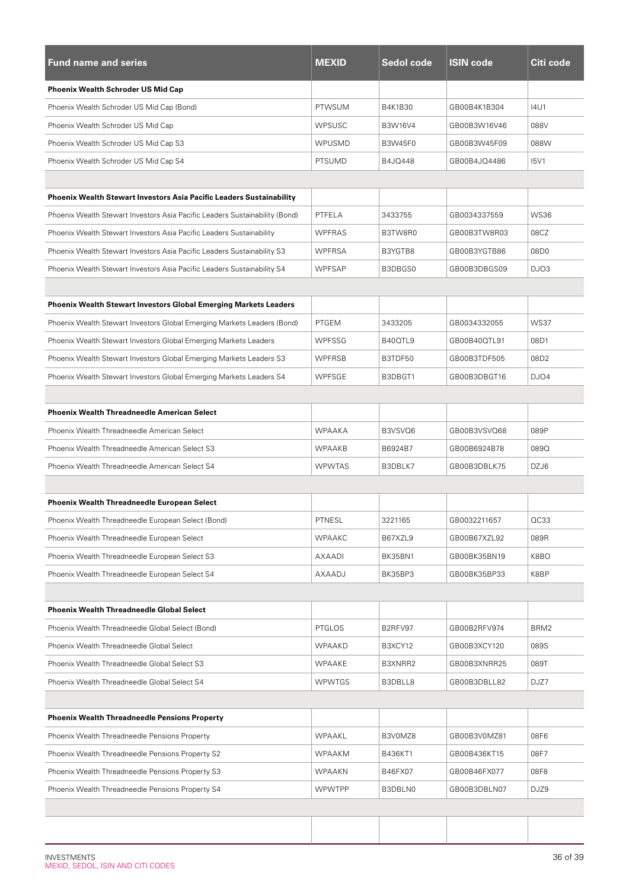| Fund name and series | MEXID | Sedol code | ISIN code | Citi code |
|---|---|---|---|---|
| **Phoenix Wealth Schroder US Mid Cap** | | | | |
| Phoenix Wealth Schroder US Mid Cap (Bond) | PTWSUM | B4K1B30 | GB00B4K1B304 | I4U1 |
| Phoenix Wealth Schroder US Mid Cap | WPSUSC | B3W16V4 | GB00B3W16V46 | 088V |
| Phoenix Wealth Schroder US Mid Cap S3 | WPUSMD | B3W45F0 | GB00B3W45F09 | 088W |
| Phoenix Wealth Schroder US Mid Cap S4 | PTSUMD | B4JQ448 | GB00B4JQ4486 | I5V1 |
| | | | | |
| **Phoenix Wealth Stewart Investors Asia Pacific Leaders Sustainability** | | | | |
| Phoenix Wealth Stewart Investors Asia Pacific Leaders Sustainability (Bond) | PTFELA | 3433755 | GB0034337559 | WS36 |
| Phoenix Wealth Stewart Investors Asia Pacific Leaders Sustainability | WPFRAS | B3TW8R0 | GB00B3TW8R03 | 08CZ |
| Phoenix Wealth Stewart Investors Asia Pacific Leaders Sustainability S3 | WPFRSA | B3YGTB8 | GB00B3YGTB86 | 08D0 |
| Phoenix Wealth Stewart Investors Asia Pacific Leaders Sustainability S4 | WPFSAP | B3DBGS0 | GB00B3DBGS09 | DJO3 |
| | | | | |
| **Phoenix Wealth Stewart Investors Global Emerging Markets Leaders** | | | | |
| Phoenix Wealth Stewart Investors Global Emerging Markets Leaders (Bond) | PTGEM | 3433205 | GB0034332055 | WS37 |
| Phoenix Wealth Stewart Investors Global Emerging Markets Leaders | WPFSSG | B40QTL9 | GB00B40QTL91 | 08D1 |
| Phoenix Wealth Stewart Investors Global Emerging Markets Leaders S3 | WPFRSB | B3TDF50 | GB00B3TDF505 | 08D2 |
| Phoenix Wealth Stewart Investors Global Emerging Markets Leaders S4 | WPFSGE | B3DBGT1 | GB00B3DBGT16 | DJO4 |
| | | | | |
| **Phoenix Wealth Threadneedle American Select** | | | | |
| Phoenix Wealth Threadneedle American Select | WPAAKA | B3VSVQ6 | GB00B3VSVQ68 | 089P |
| Phoenix Wealth Threadneedle American Select S3 | WPAAKB | B6924B7 | GB00B6924B78 | 089Q |
| Phoenix Wealth Threadneedle American Select S4 | WPWTAS | B3DBLK7 | GB00B3DBLK75 | DZJ6 |
| | | | | |
| **Phoenix Wealth Threadneedle European Select** | | | | |
| Phoenix Wealth Threadneedle European Select (Bond) | PTNESL | 3221165 | GB0032211657 | QC33 |
| Phoenix Wealth Threadneedle European Select | WPAAKC | B67XZL9 | GB00B67XZL92 | 089R |
| Phoenix Wealth Threadneedle European Select S3 | AXAADI | BK35BN1 | GB00BK35BN19 | K8BO |
| Phoenix Wealth Threadneedle European Select S4 | AXAADJ | BK35BP3 | GB00BK35BP33 | K8BP |
| | | | | |
| **Phoenix Wealth Threadneedle Global Select** | | | | |
| Phoenix Wealth Threadneedle Global Select (Bond) | PTGLOS | B2RFV97 | GB00B2RFV974 | BRM2 |
| Phoenix Wealth Threadneedle Global Select | WPAAKD | B3XCY12 | GB00B3XCY120 | 089S |
| Phoenix Wealth Threadneedle Global Select S3 | WPAAKE | B3XNRR2 | GB00B3XNRR25 | 089T |
| Phoenix Wealth Threadneedle Global Select S4 | WPWTGS | B3DBLL8 | GB00B3DBLL82 | DJZ7 |
| | | | | |
| **Phoenix Wealth Threadneedle Pensions Property** | | | | |
| Phoenix Wealth Threadneedle Pensions Property | WPAAKL | B3V0MZ8 | GB00B3V0MZ81 | 08F6 |
| Phoenix Wealth Threadneedle Pensions Property S2 | WPAAKM | B436KT1 | GB00B436KT15 | 08F7 |
| Phoenix Wealth Threadneedle Pensions Property S3 | WPAAKN | B46FX07 | GB00B46FX077 | 08F8 |
| Phoenix Wealth Threadneedle Pensions Property S4 | WPWTPP | B3DBLN0 | GB00B3DBLN07 | DJZ9 |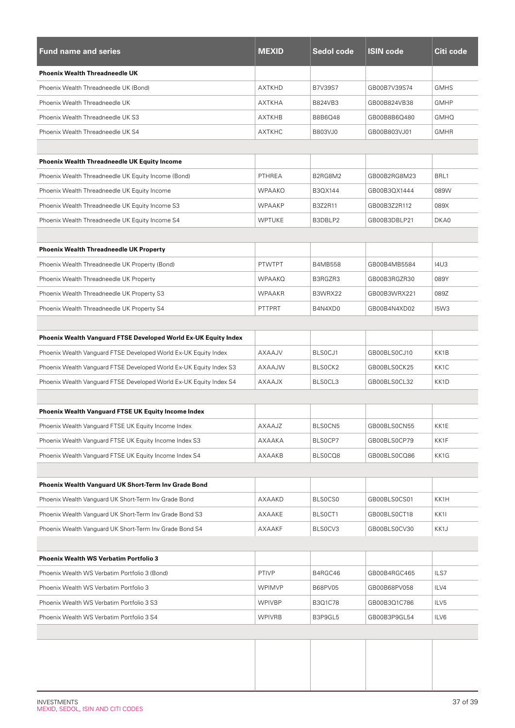| Fund name and series | MEXID | Sedol code | ISIN code | Citi code |
|---|---|---|---|---|
| **Phoenix Wealth Threadneedle UK** | | | | |
| Phoenix Wealth Threadneedle UK (Bond) | AXTKHD | B7V39S7 | GB00B7V39S74 | GMHS |
| Phoenix Wealth Threadneedle UK | AXTKHA | B824VB3 | GB00B824VB38 | GMHP |
| Phoenix Wealth Threadneedle UK S3 | AXTKHB | B8B6Q48 | GB00B8B6Q480 | GMHQ |
| Phoenix Wealth Threadneedle UK S4 | AXTKHC | B803VJ0 | GB00B803VJ01 | GMHR |
| | | | | |
| **Phoenix Wealth Threadneedle UK Equity Income** | | | | |
| Phoenix Wealth Threadneedle UK Equity Income (Bond) | PTHREA | B2RG8M2 | GB00B2RG8M23 | BRL1 |
| Phoenix Wealth Threadneedle UK Equity Income | WPAAKO | B3QX144 | GB00B3QX1444 | 089W |
| Phoenix Wealth Threadneedle UK Equity Income S3 | WPAAKP | B3Z2R11 | GB00B3Z2R112 | 089X |
| Phoenix Wealth Threadneedle UK Equity Income S4 | WPTUKE | B3DBLP2 | GB00B3DBLP21 | DKA0 |
| | | | | |
| **Phoenix Wealth Threadneedle UK Property** | | | | |
| Phoenix Wealth Threadneedle UK Property (Bond) | PTWTPT | B4MB558 | GB00B4MB5584 | I4U3 |
| Phoenix Wealth Threadneedle UK Property | WPAAKQ | B3RGZR3 | GB00B3RGZR30 | 089Y |
| Phoenix Wealth Threadneedle UK Property S3 | WPAAKR | B3WRX22 | GB00B3WRX221 | 089Z |
| Phoenix Wealth Threadneedle UK Property S4 | PTTPRT | B4N4XD0 | GB00B4N4XD02 | I5W3 |
| | | | | |
| **Phoenix Wealth Vanguard FTSE Developed World Ex-UK Equity Index** | | | | |
| Phoenix Wealth Vanguard FTSE Developed World Ex-UK Equity Index | AXAAJV | BLS0CJ1 | GB00BLS0CJ10 | KK1B |
| Phoenix Wealth Vanguard FTSE Developed World Ex-UK Equity Index S3 | AXAAJW | BLS0CK2 | GB00BLS0CK25 | KK1C |
| Phoenix Wealth Vanguard FTSE Developed World Ex-UK Equity Index S4 | AXAAJX | BLS0CL3 | GB00BLS0CL32 | KK1D |
| | | | | |
| **Phoenix Wealth Vanguard FTSE UK Equity Income Index** | | | | |
| Phoenix Wealth Vanguard FTSE UK Equity Income Index | AXAAJZ | BLS0CN5 | GB00BLS0CN55 | KK1E |
| Phoenix Wealth Vanguard FTSE UK Equity Income Index S3 | AXAAKA | BLS0CP7 | GB00BLS0CP79 | KK1F |
| Phoenix Wealth Vanguard FTSE UK Equity Income Index S4 | AXAAKB | BLS0CQ8 | GB00BLS0CQ86 | KK1G |
| | | | | |
| **Phoenix Wealth Vanguard UK Short-Term Inv Grade Bond** | | | | |
| Phoenix Wealth Vanguard UK Short-Term Inv Grade Bond | AXAAKD | BLS0CS0 | GB00BLS0CS01 | KK1H |
| Phoenix Wealth Vanguard UK Short-Term Inv Grade Bond S3 | AXAAKE | BLS0CT1 | GB00BLS0CT18 | KK1I |
| Phoenix Wealth Vanguard UK Short-Term Inv Grade Bond S4 | AXAAKF | BLS0CV3 | GB00BLS0CV30 | KK1J |
| | | | | |
| **Phoenix Wealth WS Verbatim Portfolio 3** | | | | |
| Phoenix Wealth WS Verbatim Portfolio 3 (Bond) | PTIVP | B4RGC46 | GB00B4RGC465 | ILS7 |
| Phoenix Wealth WS Verbatim Portfolio 3 | WPIMVP | B68PV05 | GB00B68PV058 | ILV4 |
| Phoenix Wealth WS Verbatim Portfolio 3 S3 | WPIVBP | B3Q1C78 | GB00B3Q1C786 | ILV5 |
| Phoenix Wealth WS Verbatim Portfolio 3 S4 | WPIVRB | B3P9GL5 | GB00B3P9GL54 | ILV6 |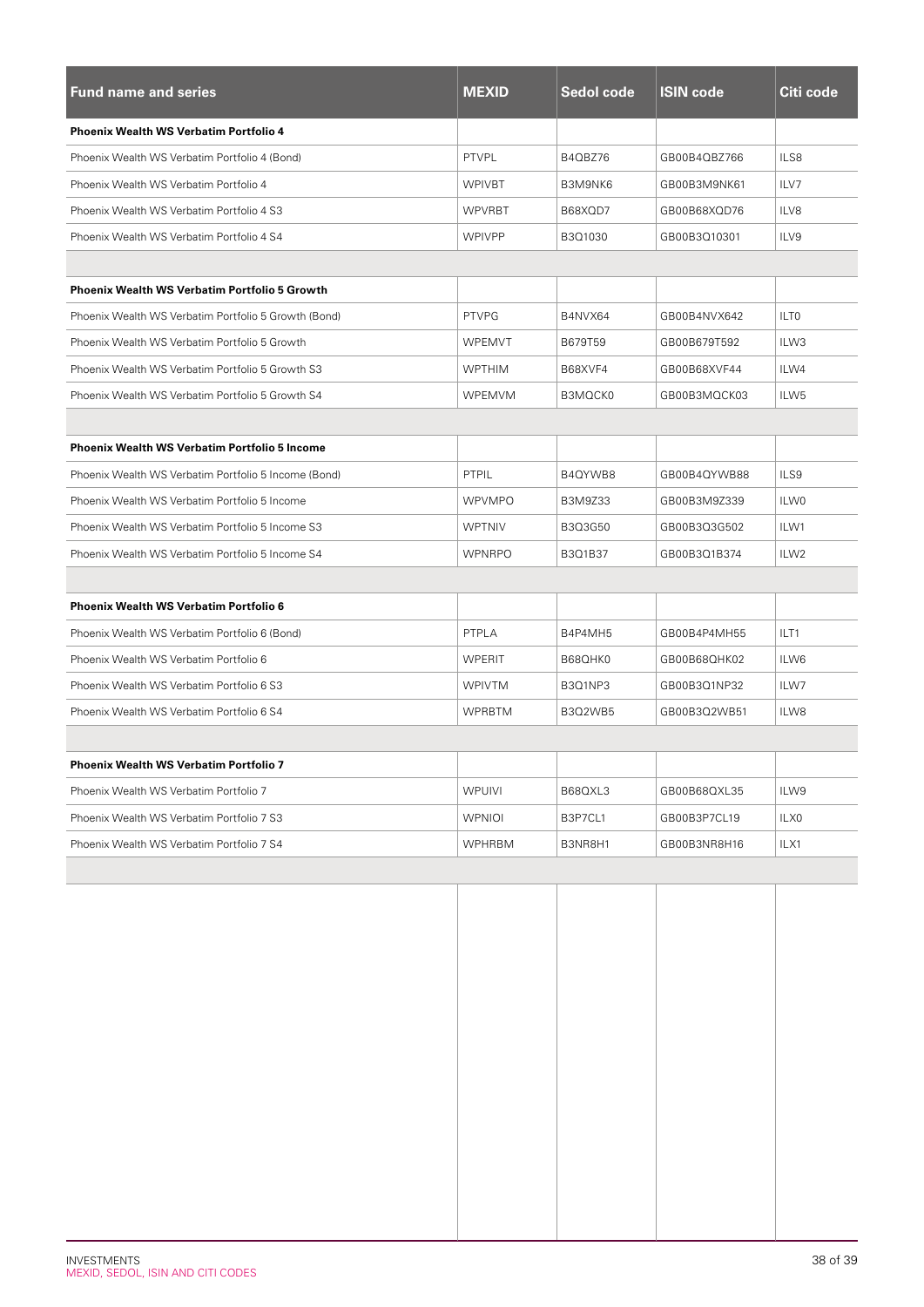| Fund name and series | MEXID | Sedol code | ISIN code | Citi code |
|---|---|---|---|---|
| **Phoenix Wealth WS Verbatim Portfolio 4** | | | | |
| Phoenix Wealth WS Verbatim Portfolio 4 (Bond) | PTVPL | B4QBZ76 | GB00B4QBZ766 | ILS8 |
| Phoenix Wealth WS Verbatim Portfolio 4 | WPIVBT | B3M9NK6 | GB00B3M9NK61 | ILV7 |
| Phoenix Wealth WS Verbatim Portfolio 4 S3 | WPVRBT | B68XQD7 | GB00B68XQD76 | ILV8 |
| Phoenix Wealth WS Verbatim Portfolio 4 S4 | WPIVPP | B3Q1030 | GB00B3Q10301 | ILV9 |
| | | | | |
| **Phoenix Wealth WS Verbatim Portfolio 5 Growth** | | | | |
| Phoenix Wealth WS Verbatim Portfolio 5 Growth (Bond) | PTVPG | B4NVX64 | GB00B4NVX642 | ILT0 |
| Phoenix Wealth WS Verbatim Portfolio 5 Growth | WPEMVT | B679T59 | GB00B679T592 | ILW3 |
| Phoenix Wealth WS Verbatim Portfolio 5 Growth S3 | WPTHIM | B68XVF4 | GB00B68XVF44 | ILW4 |
| Phoenix Wealth WS Verbatim Portfolio 5 Growth S4 | WPEMVM | B3MQCK0 | GB00B3MQCK03 | ILW5 |
| | | | | |
| **Phoenix Wealth WS Verbatim Portfolio 5 Income** | | | | |
| Phoenix Wealth WS Verbatim Portfolio 5 Income (Bond) | PTPIL | B4QYWB8 | GB00B4QYWB88 | ILS9 |
| Phoenix Wealth WS Verbatim Portfolio 5 Income | WPVMPO | B3M9Z33 | GB00B3M9Z339 | ILW0 |
| Phoenix Wealth WS Verbatim Portfolio 5 Income S3 | WPTNIV | B3Q3G50 | GB00B3Q3G502 | ILW1 |
| Phoenix Wealth WS Verbatim Portfolio 5 Income S4 | WPNRPO | B3Q1B37 | GB00B3Q1B374 | ILW2 |
| | | | | |
| **Phoenix Wealth WS Verbatim Portfolio 6** | | | | |
| Phoenix Wealth WS Verbatim Portfolio 6 (Bond) | PTPLA | B4P4MH5 | GB00B4P4MH55 | ILT1 |
| Phoenix Wealth WS Verbatim Portfolio 6 | WPERIT | B68QHK0 | GB00B68QHK02 | ILW6 |
| Phoenix Wealth WS Verbatim Portfolio 6 S3 | WPIVTM | B3Q1NP3 | GB00B3Q1NP32 | ILW7 |
| Phoenix Wealth WS Verbatim Portfolio 6 S4 | WPRBTM | B3Q2WB5 | GB00B3Q2WB51 | ILW8 |
| | | | | |
| **Phoenix Wealth WS Verbatim Portfolio 7** | | | | |
| Phoenix Wealth WS Verbatim Portfolio 7 | WPUIVI | B68QXL3 | GB00B68QXL35 | ILW9 |
| Phoenix Wealth WS Verbatim Portfolio 7 S3 | WPNIOI | B3P7CL1 | GB00B3P7CL19 | ILX0 |
| Phoenix Wealth WS Verbatim Portfolio 7 S4 | WPHRBM | B3NR8H1 | GB00B3NR8H16 | ILX1 |

INVESTMENTS
MEXID, SEDOL, ISIN AND CITI CODES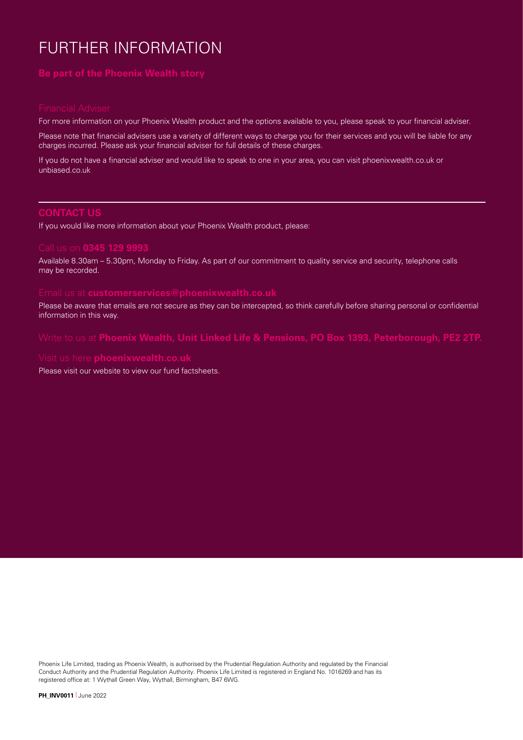# FURTHER INFORMATION

## Be part of the Phoenix Wealth story

### Financial Adviser

For more information on your Phoenix Wealth product and the options available to you, please speak to your financial adviser.

Please note that financial advisers use a variety of different ways to charge you for their services and you will be liable for any charges incurred. Please ask your financial adviser for full details of these charges.

If you do not have a financial adviser and would like to speak to one in your area, you can visit phoenixwealth.co.uk or unbiased.co.uk

## CONTACT US

If you would like more information about your Phoenix Wealth product, please:

### Call us on **0345 129 9993**

Available 8.30am – 5.30pm, Monday to Friday. As part of our commitment to quality service and security, telephone calls may be recorded.

### Email us at **customerservices@phoenixwealth.co.uk**

Please be aware that emails are not secure as they can be intercepted, so think carefully before sharing personal or confidential information in this way.

### Write to us at **Phoenix Wealth, Unit Linked Life & Pensions, PO Box 1393, Peterborough, PE2 2TP.**

### Visit us here **phoenixwealth.co.uk**

Please visit our website to view our fund factsheets.

Phoenix Life Limited, trading as Phoenix Wealth, is authorised by the Prudential Regulation Authority and regulated by the Financial Conduct Authority and the Prudential Regulation Authority. Phoenix Life Limited is registered in England No. 1016269 and has its registered office at: 1 Wythall Green Way, Wythall, Birmingham, B47 6WG.

**PH_INV0011** | June 2022